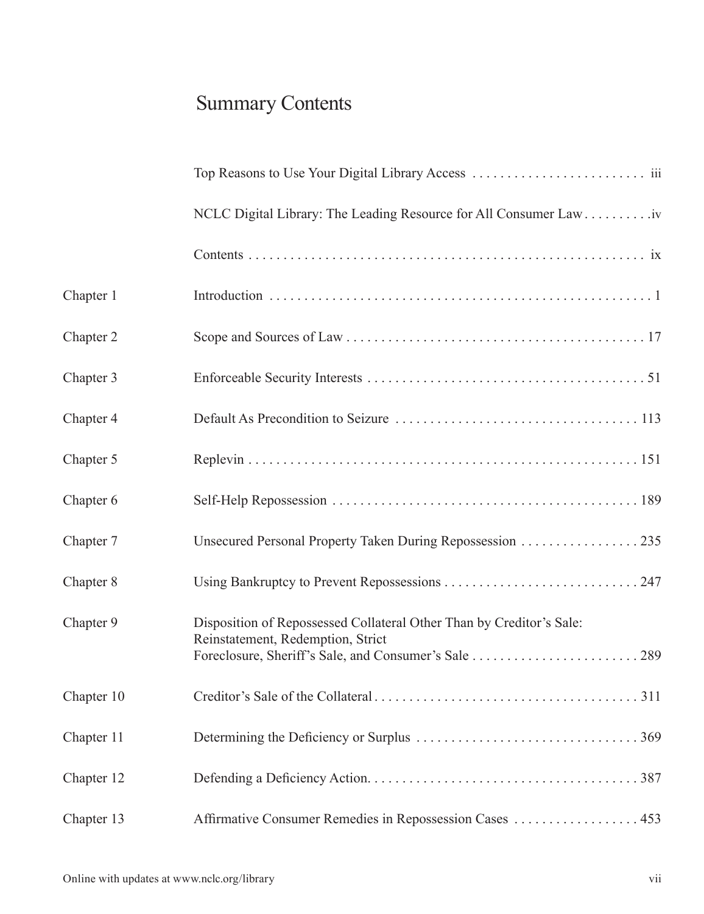# Summary Contents

| | | |
|---|---|---|
| | Top Reasons to Use Your Digital Library Access | iii |
| | NCLC Digital Library: The Leading Resource for All Consumer Law | iv |
| | Contents | ix |
| Chapter 1 | Introduction | 1 |
| Chapter 2 | Scope and Sources of Law | 17 |
| Chapter 3 | Enforceable Security Interests | 51 |
| Chapter 4 | Default As Precondition to Seizure | 113 |
| Chapter 5 | Replevin | 151 |
| Chapter 6 | Self-Help Repossession | 189 |
| Chapter 7 | Unsecured Personal Property Taken During Repossession | 235 |
| Chapter 8 | Using Bankruptcy to Prevent Repossessions | 247 |
| Chapter 9 | Disposition of Repossessed Collateral Other Than by Creditor's Sale: Reinstatement, Redemption, Strict Foreclosure, Sheriff's Sale, and Consumer's Sale | 289 |
| Chapter 10 | Creditor's Sale of the Collateral | 311 |
| Chapter 11 | Determining the Deficiency or Surplus | 369 |
| Chapter 12 | Defending a Deficiency Action | 387 |
| Chapter 13 | Affirmative Consumer Remedies in Repossession Cases | 453 |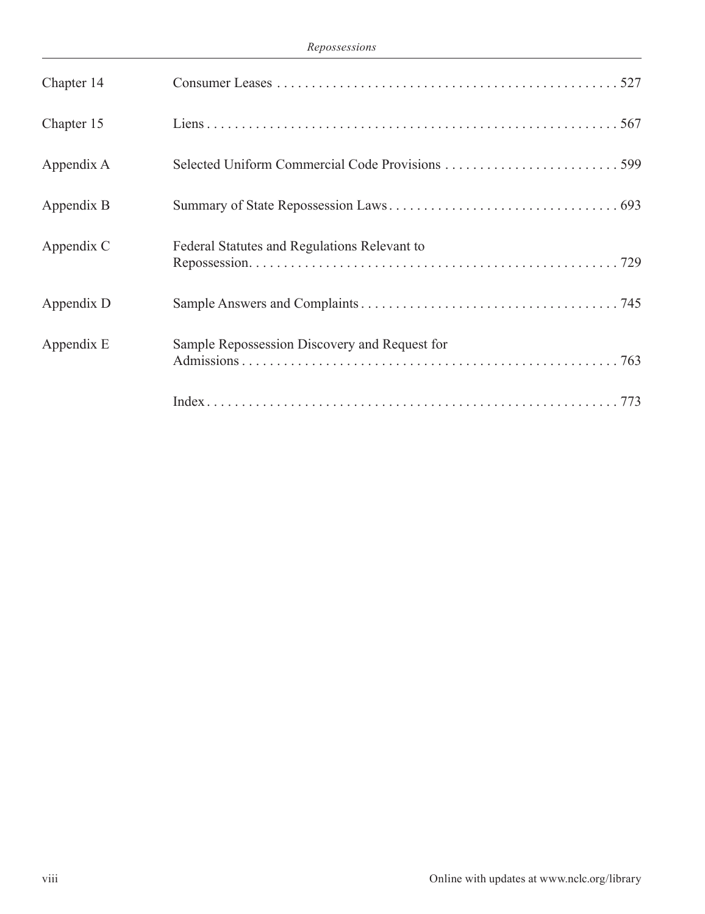| | | |
|---|---|---|
| Chapter 14 | Consumer Leases | 527 |
| Chapter 15 | Liens | 567 |
| Appendix A | Selected Uniform Commercial Code Provisions | 599 |
| Appendix B | Summary of State Repossession Laws | 693 |
| Appendix C | Federal Statutes and Regulations Relevant to Repossession | 729 |
| Appendix D | Sample Answers and Complaints | 745 |
| Appendix E | Sample Repossession Discovery and Request for Admissions | 763 |
| | Index | 773 |

Online with updates at www.nclc.org/library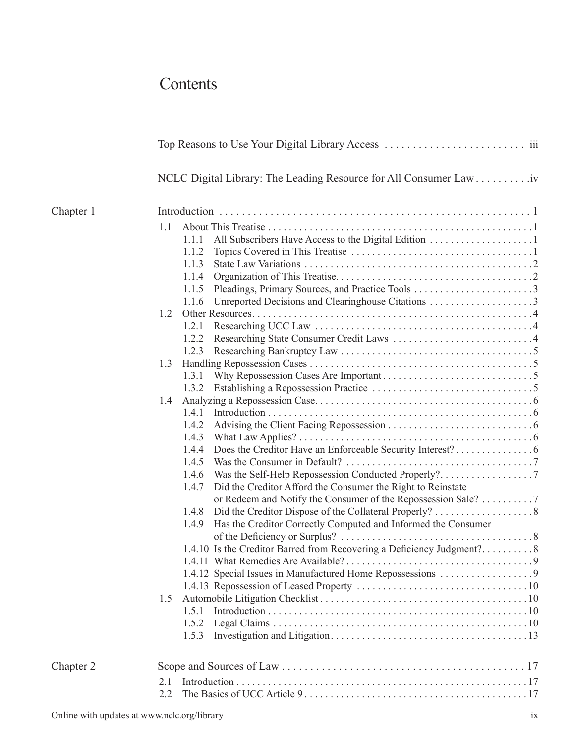# Contents

Top Reasons to Use Your Digital Library Access . . . . . . . . . . . . . . . . . . . . . . . . . iii

NCLC Digital Library: The Leading Resource for All Consumer Law . . . . . . . . . .iv

Chapter 1 Introduction . . . . . . . . . . . . . . . . . . . . . . . . . . . . . . . . . . . . . . . . . . . . . . . . . . . . . . . 1

- 1.1 About This Treatise . . . . . . . . . . . . . . . . . . . . . . . . . . . . . . . . . . . . . . . . . . . . . . . . . . . 1
  - 1.1.1 All Subscribers Have Access to the Digital Edition . . . . . . . . . . . . . . . . . . . . 1
  - 1.1.2 Topics Covered in This Treatise . . . . . . . . . . . . . . . . . . . . . . . . . . . . . . . . . . . 1
  - 1.1.3 State Law Variations . . . . . . . . . . . . . . . . . . . . . . . . . . . . . . . . . . . . . . . . . . . 2
  - 1.1.4 Organization of This Treatise. . . . . . . . . . . . . . . . . . . . . . . . . . . . . . . . . . . . . 2
  - 1.1.5 Pleadings, Primary Sources, and Practice Tools . . . . . . . . . . . . . . . . . . . . . . . 3
  - 1.1.6 Unreported Decisions and Clearinghouse Citations . . . . . . . . . . . . . . . . . . . . 3
- 1.2 Other Resources. . . . . . . . . . . . . . . . . . . . . . . . . . . . . . . . . . . . . . . . . . . . . . . . . . . . . 4
  - 1.2.1 Researching UCC Law . . . . . . . . . . . . . . . . . . . . . . . . . . . . . . . . . . . . . . . . . 4
  - 1.2.2 Researching State Consumer Credit Laws . . . . . . . . . . . . . . . . . . . . . . . . . . . 4
  - 1.2.3 Researching Bankruptcy Law . . . . . . . . . . . . . . . . . . . . . . . . . . . . . . . . . . . . 5
- 1.3 Handling Repossession Cases . . . . . . . . . . . . . . . . . . . . . . . . . . . . . . . . . . . . . . . . . . 5
  - 1.3.1 Why Repossession Cases Are Important . . . . . . . . . . . . . . . . . . . . . . . . . . . . 5
  - 1.3.2 Establishing a Repossession Practice . . . . . . . . . . . . . . . . . . . . . . . . . . . . . . . 5
- 1.4 Analyzing a Repossession Case. . . . . . . . . . . . . . . . . . . . . . . . . . . . . . . . . . . . . . . . . 6
  - 1.4.1 Introduction . . . . . . . . . . . . . . . . . . . . . . . . . . . . . . . . . . . . . . . . . . . . . . . . . . 6
  - 1.4.2 Advising the Client Facing Repossession . . . . . . . . . . . . . . . . . . . . . . . . . . . 6
  - 1.4.3 What Law Applies? . . . . . . . . . . . . . . . . . . . . . . . . . . . . . . . . . . . . . . . . . . . . 6
  - 1.4.4 Does the Creditor Have an Enforceable Security Interest? . . . . . . . . . . . . . . . 6
  - 1.4.5 Was the Consumer in Default? . . . . . . . . . . . . . . . . . . . . . . . . . . . . . . . . . . . . 7
  - 1.4.6 Was the Self-Help Repossession Conducted Properly?. . . . . . . . . . . . . . . . . . 7
  - 1.4.7 Did the Creditor Afford the Consumer the Right to Reinstate or Redeem and Notify the Consumer of the Repossession Sale? . . . . . . . . . . 7
  - 1.4.8 Did the Creditor Dispose of the Collateral Properly? . . . . . . . . . . . . . . . . . . . 8
  - 1.4.9 Has the Creditor Correctly Computed and Informed the Consumer of the Deficiency or Surplus? . . . . . . . . . . . . . . . . . . . . . . . . . . . . . . . . . . . . 8
  - 1.4.10 Is the Creditor Barred from Recovering a Deficiency Judgment?. . . . . . . . . . 8
  - 1.4.11 What Remedies Are Available? . . . . . . . . . . . . . . . . . . . . . . . . . . . . . . . . . . . 9
  - 1.4.12 Special Issues in Manufactured Home Repossessions . . . . . . . . . . . . . . . . . . 9
  - 1.4.13 Repossession of Leased Property . . . . . . . . . . . . . . . . . . . . . . . . . . . . . . . . 10
- 1.5 Automobile Litigation Checklist . . . . . . . . . . . . . . . . . . . . . . . . . . . . . . . . . . . . . . . . 10
  - 1.5.1 Introduction . . . . . . . . . . . . . . . . . . . . . . . . . . . . . . . . . . . . . . . . . . . . . . . . . 10
  - 1.5.2 Legal Claims . . . . . . . . . . . . . . . . . . . . . . . . . . . . . . . . . . . . . . . . . . . . . . . . 10
  - 1.5.3 Investigation and Litigation. . . . . . . . . . . . . . . . . . . . . . . . . . . . . . . . . . . . . 13

Chapter 2 Scope and Sources of Law . . . . . . . . . . . . . . . . . . . . . . . . . . . . . . . . . . . . . . . . . . . 17

- 2.1 Introduction . . . . . . . . . . . . . . . . . . . . . . . . . . . . . . . . . . . . . . . . . . . . . . . . . . . . . . . . 17
- 2.2 The Basics of UCC Article 9 . . . . . . . . . . . . . . . . . . . . . . . . . . . . . . . . . . . . . . . . . . . 17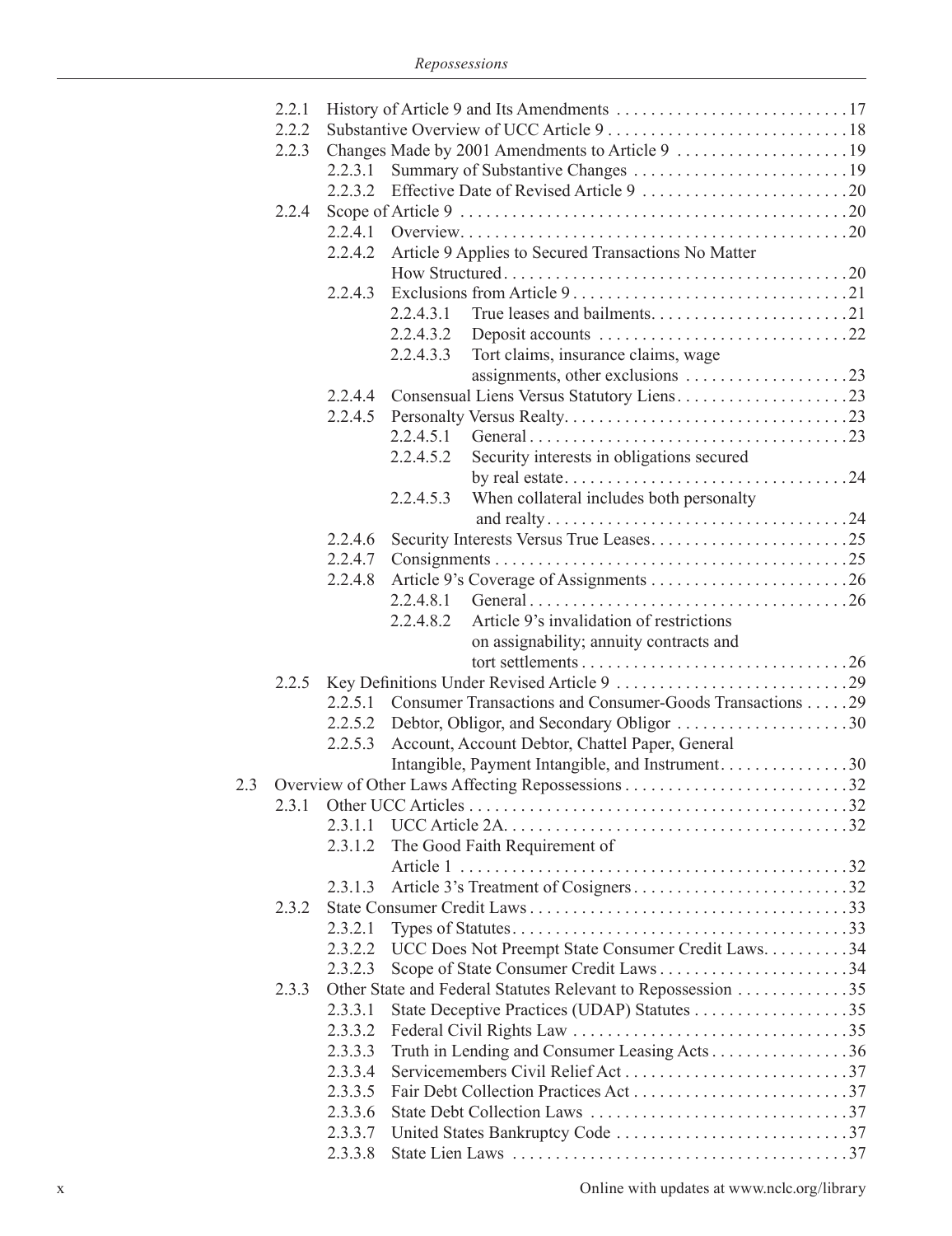2.2.1 History of Article 9 and Its Amendments . . . . . . . . . . . . . . . . . . . . . . . . . . . 17
2.2.2 Substantive Overview of UCC Article 9 . . . . . . . . . . . . . . . . . . . . . . . . . . . . 18
2.2.3 Changes Made by 2001 Amendments to Article 9 . . . . . . . . . . . . . . . . . . . . 19
2.2.3.1 Summary of Substantive Changes . . . . . . . . . . . . . . . . . . . . . . . . . 19
2.2.3.2 Effective Date of Revised Article 9 . . . . . . . . . . . . . . . . . . . . . . . . 20
2.2.4 Scope of Article 9 . . . . . . . . . . . . . . . . . . . . . . . . . . . . . . . . . . . . . . . . . . . . 20
2.2.4.1 Overview. . . . . . . . . . . . . . . . . . . . . . . . . . . . . . . . . . . . . . . . . . . . 20
2.2.4.2 Article 9 Applies to Secured Transactions No Matter How Structured . . . . . . . . . . . . . . . . . . . . . . . . . . . . . . . . . . . . . . . 20
2.2.4.3 Exclusions from Article 9 . . . . . . . . . . . . . . . . . . . . . . . . . . . . . . . 21
2.2.4.3.1 True leases and bailments. . . . . . . . . . . . . . . . . . . . . . . 21
2.2.4.3.2 Deposit accounts . . . . . . . . . . . . . . . . . . . . . . . . . . . . . 22
2.2.4.3.3 Tort claims, insurance claims, wage assignments, other exclusions . . . . . . . . . . . . . . . . . . . 23
2.2.4.4 Consensual Liens Versus Statutory Liens . . . . . . . . . . . . . . . . . . . . 23
2.2.4.5 Personalty Versus Realty. . . . . . . . . . . . . . . . . . . . . . . . . . . . . . . . 23
2.2.4.5.1 General . . . . . . . . . . . . . . . . . . . . . . . . . . . . . . . . . . . . . 23
2.2.4.5.2 Security interests in obligations secured by real estate. . . . . . . . . . . . . . . . . . . . . . . . . . . . . . . . . 24
2.2.4.5.3 When collateral includes both personalty and realty. . . . . . . . . . . . . . . . . . . . . . . . . . . . . . . . . . . 24
2.2.4.6 Security Interests Versus True Leases. . . . . . . . . . . . . . . . . . . . . . . 25
2.2.4.7 Consignments . . . . . . . . . . . . . . . . . . . . . . . . . . . . . . . . . . . . . . . . 25
2.2.4.8 Article 9's Coverage of Assignments . . . . . . . . . . . . . . . . . . . . . . . 26
2.2.4.8.1 General . . . . . . . . . . . . . . . . . . . . . . . . . . . . . . . . . . . . . 26
2.2.4.8.2 Article 9's invalidation of restrictions on assignability; annuity contracts and tort settlements . . . . . . . . . . . . . . . . . . . . . . . . . . . . . . 26
2.2.5 Key Definitions Under Revised Article 9 . . . . . . . . . . . . . . . . . . . . . . . . . . . 29
2.2.5.1 Consumer Transactions and Consumer-Goods Transactions . . . . . 29
2.2.5.2 Debtor, Obligor, and Secondary Obligor . . . . . . . . . . . . . . . . . . . . 30
2.2.5.3 Account, Account Debtor, Chattel Paper, General Intangible, Payment Intangible, and Instrument. . . . . . . . . . . . . . . 30

2.3 Overview of Other Laws Affecting Repossessions . . . . . . . . . . . . . . . . . . . . . . . . . . 32
2.3.1 Other UCC Articles . . . . . . . . . . . . . . . . . . . . . . . . . . . . . . . . . . . . . . . . . . . 32
2.3.1.1 UCC Article 2A. . . . . . . . . . . . . . . . . . . . . . . . . . . . . . . . . . . . . . . 32
2.3.1.2 The Good Faith Requirement of Article 1 . . . . . . . . . . . . . . . . . . . . . . . . . . . . . . . . . . . . . . . . . . . . 32
2.3.1.3 Article 3's Treatment of Cosigners . . . . . . . . . . . . . . . . . . . . . . . . . 32
2.3.2 State Consumer Credit Laws . . . . . . . . . . . . . . . . . . . . . . . . . . . . . . . . . . . . 33
2.3.2.1 Types of Statutes. . . . . . . . . . . . . . . . . . . . . . . . . . . . . . . . . . . . . . 33
2.3.2.2 UCC Does Not Preempt State Consumer Credit Laws. . . . . . . . . . 34
2.3.2.3 Scope of State Consumer Credit Laws . . . . . . . . . . . . . . . . . . . . . . 34
2.3.3 Other State and Federal Statutes Relevant to Repossession . . . . . . . . . . . . . 35
2.3.3.1 State Deceptive Practices (UDAP) Statutes . . . . . . . . . . . . . . . . . . 35
2.3.3.2 Federal Civil Rights Law . . . . . . . . . . . . . . . . . . . . . . . . . . . . . . . . 35
2.3.3.3 Truth in Lending and Consumer Leasing Acts . . . . . . . . . . . . . . . . 36
2.3.3.4 Servicemembers Civil Relief Act . . . . . . . . . . . . . . . . . . . . . . . . . . 37
2.3.3.5 Fair Debt Collection Practices Act . . . . . . . . . . . . . . . . . . . . . . . . . 37
2.3.3.6 State Debt Collection Laws . . . . . . . . . . . . . . . . . . . . . . . . . . . . . . 37
2.3.3.7 United States Bankruptcy Code . . . . . . . . . . . . . . . . . . . . . . . . . . . 37
2.3.3.8 State Lien Laws . . . . . . . . . . . . . . . . . . . . . . . . . . . . . . . . . . . . . . . 37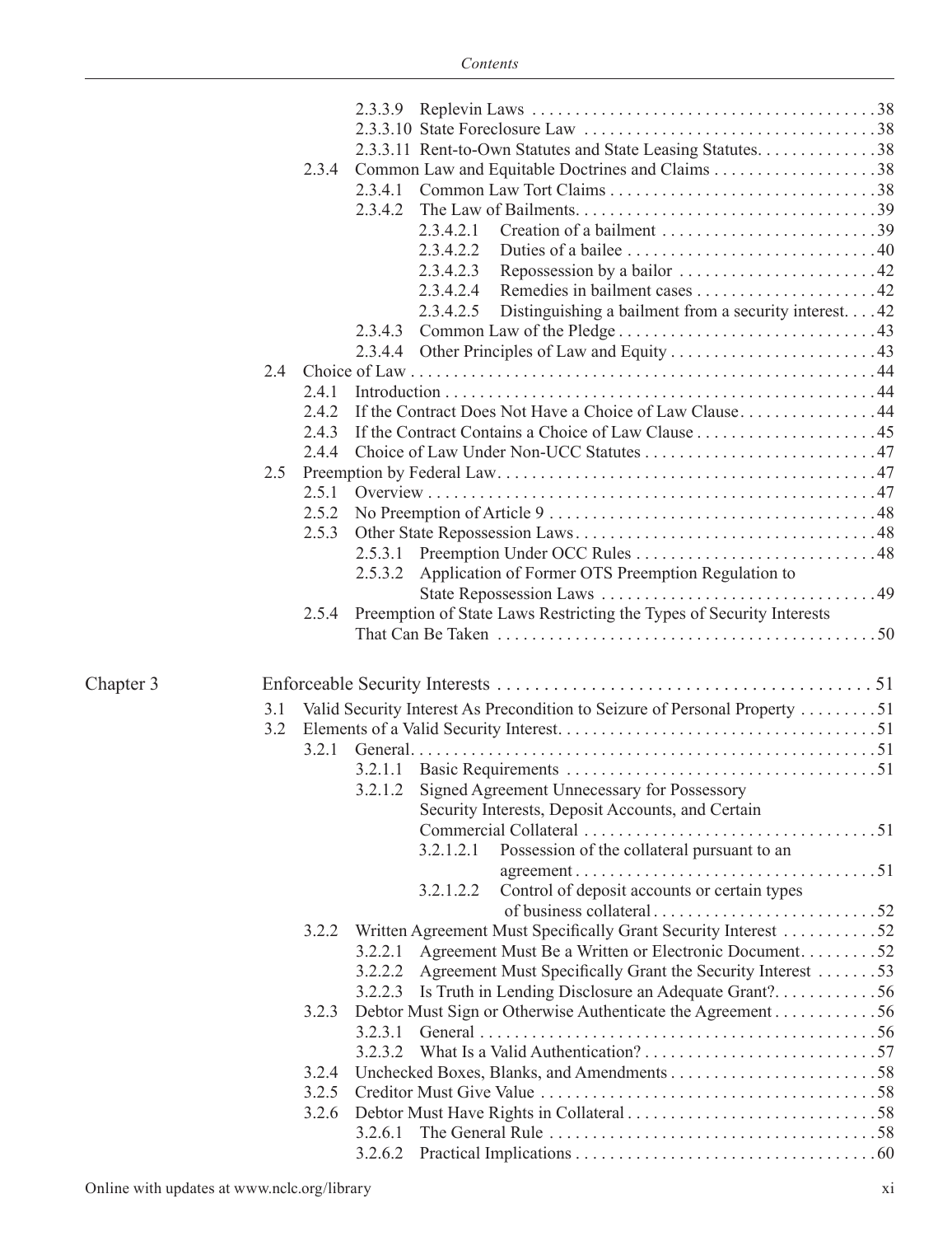2.3.3.9 Replevin Laws . . . . . . . . . . . . . . . . . . . . . . . . . . . . . . . . . . . . . . . .38
2.3.3.10 State Foreclosure Law . . . . . . . . . . . . . . . . . . . . . . . . . . . . . . . . . .38
2.3.3.11 Rent-to-Own Statutes and State Leasing Statutes. . . . . . . . . . . . . .38
2.3.4 Common Law and Equitable Doctrines and Claims . . . . . . . . . . . . . . . . . . .38
2.3.4.1 Common Law Tort Claims . . . . . . . . . . . . . . . . . . . . . . . . . . . . . . .38
2.3.4.2 The Law of Bailments. . . . . . . . . . . . . . . . . . . . . . . . . . . . . . . . . . .39
2.3.4.2.1 Creation of a bailment . . . . . . . . . . . . . . . . . . . . . . . . .39
2.3.4.2.2 Duties of a bailee . . . . . . . . . . . . . . . . . . . . . . . . . . . . .40
2.3.4.2.3 Repossession by a bailor . . . . . . . . . . . . . . . . . . . . . . .42
2.3.4.2.4 Remedies in bailment cases . . . . . . . . . . . . . . . . . . . . .42
2.3.4.2.5 Distinguishing a bailment from a security interest. . . .42
2.3.4.3 Common Law of the Pledge . . . . . . . . . . . . . . . . . . . . . . . . . . . . . .43
2.3.4.4 Other Principles of Law and Equity . . . . . . . . . . . . . . . . . . . . . . . .43
2.4 Choice of Law . . . . . . . . . . . . . . . . . . . . . . . . . . . . . . . . . . . . . . . . . . . . . . . . . . . . . .44
2.4.1 Introduction . . . . . . . . . . . . . . . . . . . . . . . . . . . . . . . . . . . . . . . . . . . . . . . . . .44
2.4.2 If the Contract Does Not Have a Choice of Law Clause. . . . . . . . . . . . . . . .44
2.4.3 If the Contract Contains a Choice of Law Clause . . . . . . . . . . . . . . . . . . . . .45
2.4.4 Choice of Law Under Non-UCC Statutes . . . . . . . . . . . . . . . . . . . . . . . . . . .47
2.5 Preemption by Federal Law. . . . . . . . . . . . . . . . . . . . . . . . . . . . . . . . . . . . . . . . . . . .47
2.5.1 Overview . . . . . . . . . . . . . . . . . . . . . . . . . . . . . . . . . . . . . . . . . . . . . . . . . . . .47
2.5.2 No Preemption of Article 9 . . . . . . . . . . . . . . . . . . . . . . . . . . . . . . . . . . . . . .48
2.5.3 Other State Repossession Laws . . . . . . . . . . . . . . . . . . . . . . . . . . . . . . . . . . .48
2.5.3.1 Preemption Under OCC Rules . . . . . . . . . . . . . . . . . . . . . . . . . . . .48
2.5.3.2 Application of Former OTS Preemption Regulation to State Repossession Laws . . . . . . . . . . . . . . . . . . . . . . . . . . . . . . . .49
2.5.4 Preemption of State Laws Restricting the Types of Security Interests That Can Be Taken . . . . . . . . . . . . . . . . . . . . . . . . . . . . . . . . . . . . . . . . . . . .50

Chapter 3 Enforceable Security Interests . . . . . . . . . . . . . . . . . . . . . . . . . . . . . . . . . . . . . . . . . 51

3.1 Valid Security Interest As Precondition to Seizure of Personal Property . . . . . . . . .51
3.2 Elements of a Valid Security Interest. . . . . . . . . . . . . . . . . . . . . . . . . . . . . . . . . . . . .51
3.2.1 General. . . . . . . . . . . . . . . . . . . . . . . . . . . . . . . . . . . . . . . . . . . . . . . . . . . . . .51
3.2.1.1 Basic Requirements . . . . . . . . . . . . . . . . . . . . . . . . . . . . . . . . . . . .51
3.2.1.2 Signed Agreement Unnecessary for Possessory Security Interests, Deposit Accounts, and Certain Commercial Collateral . . . . . . . . . . . . . . . . . . . . . . . . . . . . . . . . . .51
3.2.1.2.1 Possession of the collateral pursuant to an agreement . . . . . . . . . . . . . . . . . . . . . . . . . . . . . . . . . . .51
3.2.1.2.2 Control of deposit accounts or certain types of business collateral . . . . . . . . . . . . . . . . . . . . . . . . . .52
3.2.2 Written Agreement Must Specifically Grant Security Interest . . . . . . . . . . .52
3.2.2.1 Agreement Must Be a Written or Electronic Document. . . . . . . . .52
3.2.2.2 Agreement Must Specifically Grant the Security Interest . . . . . . .53
3.2.2.3 Is Truth in Lending Disclosure an Adequate Grant?. . . . . . . . . . . .56
3.2.3 Debtor Must Sign or Otherwise Authenticate the Agreement . . . . . . . . . . . .56
3.2.3.1 General . . . . . . . . . . . . . . . . . . . . . . . . . . . . . . . . . . . . . . . . . . . . . .56
3.2.3.2 What Is a Valid Authentication? . . . . . . . . . . . . . . . . . . . . . . . . . . .57
3.2.4 Unchecked Boxes, Blanks, and Amendments . . . . . . . . . . . . . . . . . . . . . . . .58
3.2.5 Creditor Must Give Value . . . . . . . . . . . . . . . . . . . . . . . . . . . . . . . . . . . . . . .58
3.2.6 Debtor Must Have Rights in Collateral . . . . . . . . . . . . . . . . . . . . . . . . . . . . .58
3.2.6.1 The General Rule . . . . . . . . . . . . . . . . . . . . . . . . . . . . . . . . . . . . . .58
3.2.6.2 Practical Implications . . . . . . . . . . . . . . . . . . . . . . . . . . . . . . . . . . .60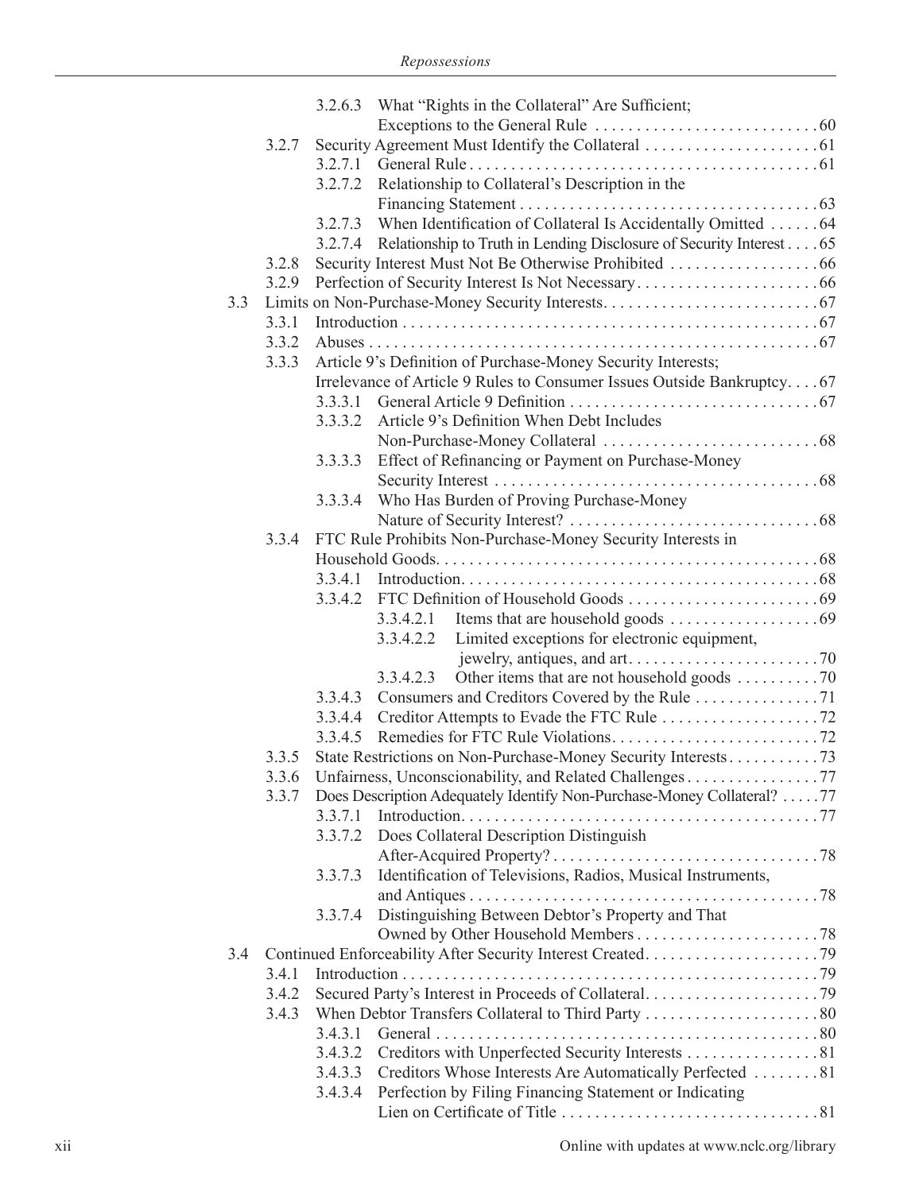3.2.6.3 What "Rights in the Collateral" Are Sufficient; Exceptions to the General Rule . . . . . . . . . . . . . . . . . . . . . . . . . . . 60

3.2.7 Security Agreement Must Identify the Collateral . . . . . . . . . . . . . . . . . . . . . 61

3.2.7.1 General Rule . . . . . . . . . . . . . . . . . . . . . . . . . . . . . . . . . . . . . . . . . . 61

3.2.7.2 Relationship to Collateral's Description in the Financing Statement . . . . . . . . . . . . . . . . . . . . . . . . . . . . . . . . . . . . 63

3.2.7.3 When Identification of Collateral Is Accidentally Omitted . . . . . . 64

3.2.7.4 Relationship to Truth in Lending Disclosure of Security Interest . . . . 65

3.2.8 Security Interest Must Not Be Otherwise Prohibited . . . . . . . . . . . . . . . . . . 66

3.2.9 Perfection of Security Interest Is Not Necessary . . . . . . . . . . . . . . . . . . . . . . 66

3.3 Limits on Non-Purchase-Money Security Interests . . . . . . . . . . . . . . . . . . . . . . . . . . 67

3.3.1 Introduction . . . . . . . . . . . . . . . . . . . . . . . . . . . . . . . . . . . . . . . . . . . . . . . . . . 67

3.3.2 Abuses . . . . . . . . . . . . . . . . . . . . . . . . . . . . . . . . . . . . . . . . . . . . . . . . . . . . . 67

3.3.3 Article 9's Definition of Purchase-Money Security Interests; Irrelevance of Article 9 Rules to Consumer Issues Outside Bankruptcy . . . . 67

3.3.3.1 General Article 9 Definition . . . . . . . . . . . . . . . . . . . . . . . . . . . . . . 67

3.3.3.2 Article 9's Definition When Debt Includes Non-Purchase-Money Collateral . . . . . . . . . . . . . . . . . . . . . . . . . . 68

3.3.3.3 Effect of Refinancing or Payment on Purchase-Money Security Interest . . . . . . . . . . . . . . . . . . . . . . . . . . . . . . . . . . . . . . 68

3.3.3.4 Who Has Burden of Proving Purchase-Money Nature of Security Interest? . . . . . . . . . . . . . . . . . . . . . . . . . . . . . . 68

3.3.4 FTC Rule Prohibits Non-Purchase-Money Security Interests in Household Goods . . . . . . . . . . . . . . . . . . . . . . . . . . . . . . . . . . . . . . . . . . . . . 68

3.3.4.1 Introduction . . . . . . . . . . . . . . . . . . . . . . . . . . . . . . . . . . . . . . . . . . 68

3.3.4.2 FTC Definition of Household Goods . . . . . . . . . . . . . . . . . . . . . . . 69

3.3.4.2.1 Items that are household goods . . . . . . . . . . . . . . . . . . 69

3.3.4.2.2 Limited exceptions for electronic equipment, jewelry, antiques, and art . . . . . . . . . . . . . . . . . . . . . . . 70

3.3.4.2.3 Other items that are not household goods . . . . . . . . . . 70

3.3.4.3 Consumers and Creditors Covered by the Rule . . . . . . . . . . . . . . . 71

3.3.4.4 Creditor Attempts to Evade the FTC Rule . . . . . . . . . . . . . . . . . . . 72

3.3.4.5 Remedies for FTC Rule Violations . . . . . . . . . . . . . . . . . . . . . . . . . 72

3.3.5 State Restrictions on Non-Purchase-Money Security Interests . . . . . . . . . . . 73

3.3.6 Unfairness, Unconscionability, and Related Challenges . . . . . . . . . . . . . . . . 77

3.3.7 Does Description Adequately Identify Non-Purchase-Money Collateral? . . . . . 77

3.3.7.1 Introduction . . . . . . . . . . . . . . . . . . . . . . . . . . . . . . . . . . . . . . . . . . 77

3.3.7.2 Does Collateral Description Distinguish After-Acquired Property? . . . . . . . . . . . . . . . . . . . . . . . . . . . . . . . . 78

3.3.7.3 Identification of Televisions, Radios, Musical Instruments, and Antiques . . . . . . . . . . . . . . . . . . . . . . . . . . . . . . . . . . . . . . . . . . 78

3.3.7.4 Distinguishing Between Debtor's Property and That Owned by Other Household Members . . . . . . . . . . . . . . . . . . . . . . 78

3.4 Continued Enforceability After Security Interest Created . . . . . . . . . . . . . . . . . . . . . 79

3.4.1 Introduction . . . . . . . . . . . . . . . . . . . . . . . . . . . . . . . . . . . . . . . . . . . . . . . . . . 79

3.4.2 Secured Party's Interest in Proceeds of Collateral . . . . . . . . . . . . . . . . . . . . . 79

3.4.3 When Debtor Transfers Collateral to Third Party . . . . . . . . . . . . . . . . . . . . . 80

3.4.3.1 General . . . . . . . . . . . . . . . . . . . . . . . . . . . . . . . . . . . . . . . . . . . . . . 80

3.4.3.2 Creditors with Unperfected Security Interests . . . . . . . . . . . . . . . . 81

3.4.3.3 Creditors Whose Interests Are Automatically Perfected . . . . . . . . 81

3.4.3.4 Perfection by Filing Financing Statement or Indicating Lien on Certificate of Title . . . . . . . . . . . . . . . . . . . . . . . . . . . . . . . 81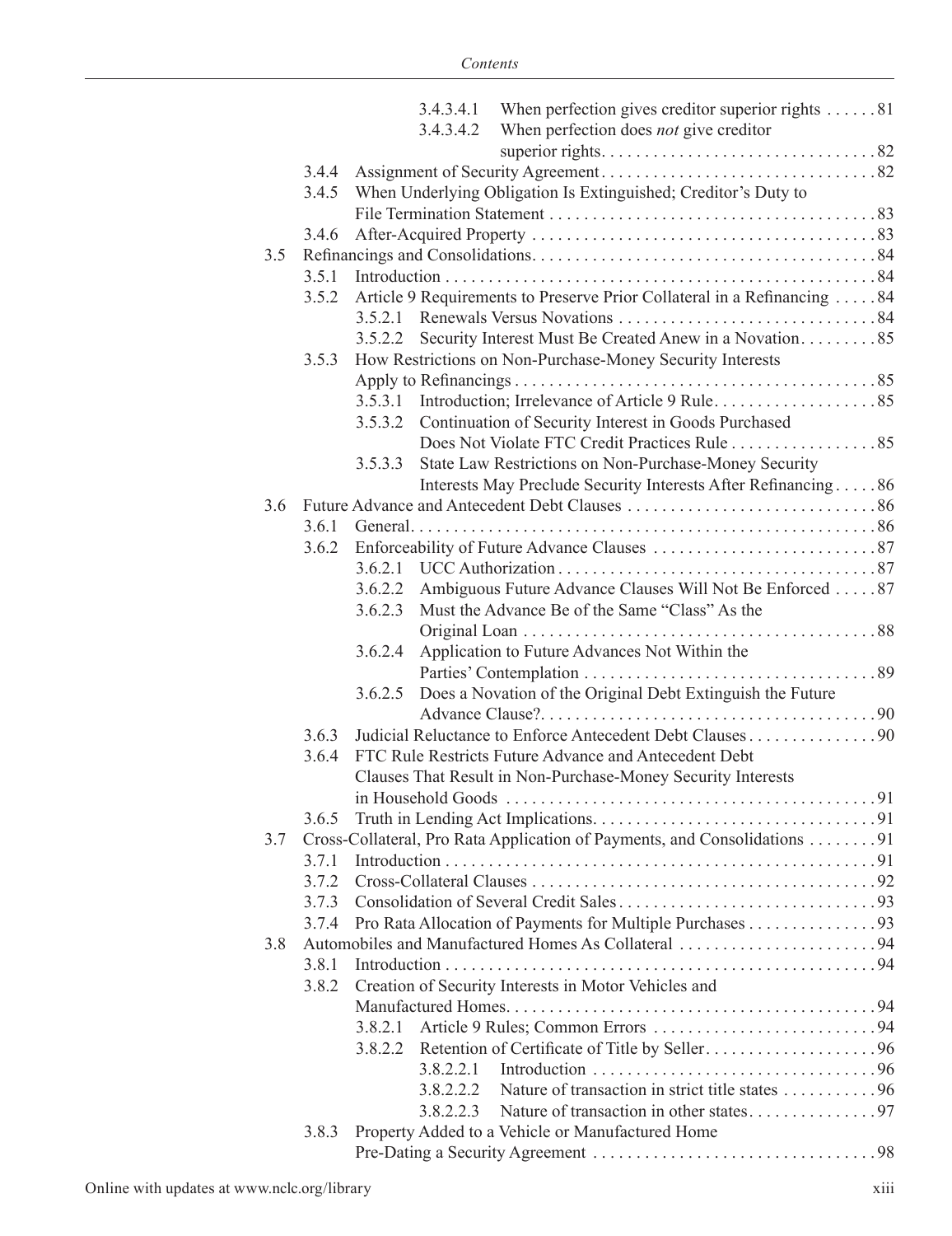3.4.3.4.1 When perfection gives creditor superior rights . . . . . . 81
3.4.3.4.2 When perfection does *not* give creditor superior rights. . . . . . . . . . . . . . . . . . . . . . . . . . . . . . . 82

3.4.4 Assignment of Security Agreement. . . . . . . . . . . . . . . . . . . . . . . . . . . . . . . . 82

3.4.5 When Underlying Obligation Is Extinguished; Creditor's Duty to File Termination Statement . . . . . . . . . . . . . . . . . . . . . . . . . . . . . . . . . . . . . . 83

3.4.6 After-Acquired Property . . . . . . . . . . . . . . . . . . . . . . . . . . . . . . . . . . . . . . . . 83

3.5 Refinancings and Consolidations. . . . . . . . . . . . . . . . . . . . . . . . . . . . . . . . . . . . . . . 84

3.5.1 Introduction . . . . . . . . . . . . . . . . . . . . . . . . . . . . . . . . . . . . . . . . . . . . . . . . . . 84

3.5.2 Article 9 Requirements to Preserve Prior Collateral in a Refinancing . . . . . 84

3.5.2.1 Renewals Versus Novations . . . . . . . . . . . . . . . . . . . . . . . . . . . . . . 84

3.5.2.2 Security Interest Must Be Created Anew in a Novation. . . . . . . . . 85

3.5.3 How Restrictions on Non-Purchase-Money Security Interests Apply to Refinancings . . . . . . . . . . . . . . . . . . . . . . . . . . . . . . . . . . . . . . . . . . 85

3.5.3.1 Introduction; Irrelevance of Article 9 Rule. . . . . . . . . . . . . . . . . . . 85

3.5.3.2 Continuation of Security Interest in Goods Purchased Does Not Violate FTC Credit Practices Rule . . . . . . . . . . . . . . . . . 85

3.5.3.3 State Law Restrictions on Non-Purchase-Money Security Interests May Preclude Security Interests After Refinancing . . . . . 86

3.6 Future Advance and Antecedent Debt Clauses . . . . . . . . . . . . . . . . . . . . . . . . . . . . . 86

3.6.1 General. . . . . . . . . . . . . . . . . . . . . . . . . . . . . . . . . . . . . . . . . . . . . . . . . . . . . . 86

3.6.2 Enforceability of Future Advance Clauses . . . . . . . . . . . . . . . . . . . . . . . . . . 87

3.6.2.1 UCC Authorization . . . . . . . . . . . . . . . . . . . . . . . . . . . . . . . . . . . . 87

3.6.2.2 Ambiguous Future Advance Clauses Will Not Be Enforced . . . . . 87

3.6.2.3 Must the Advance Be of the Same "Class" As the Original Loan . . . . . . . . . . . . . . . . . . . . . . . . . . . . . . . . . . . . . . . . . 88

3.6.2.4 Application to Future Advances Not Within the Parties' Contemplation . . . . . . . . . . . . . . . . . . . . . . . . . . . . . . . . . . 89

3.6.2.5 Does a Novation of the Original Debt Extinguish the Future Advance Clause?. . . . . . . . . . . . . . . . . . . . . . . . . . . . . . . . . . . . . . 90

3.6.3 Judicial Reluctance to Enforce Antecedent Debt Clauses . . . . . . . . . . . . . . . 90

3.6.4 FTC Rule Restricts Future Advance and Antecedent Debt Clauses That Result in Non-Purchase-Money Security Interests in Household Goods . . . . . . . . . . . . . . . . . . . . . . . . . . . . . . . . . . . . . . . . . . . 91

3.6.5 Truth in Lending Act Implications. . . . . . . . . . . . . . . . . . . . . . . . . . . . . . . . . 91

3.7 Cross-Collateral, Pro Rata Application of Payments, and Consolidations . . . . . . . . 91

3.7.1 Introduction . . . . . . . . . . . . . . . . . . . . . . . . . . . . . . . . . . . . . . . . . . . . . . . . . . 91

3.7.2 Cross-Collateral Clauses . . . . . . . . . . . . . . . . . . . . . . . . . . . . . . . . . . . . . . . . 92

3.7.3 Consolidation of Several Credit Sales. . . . . . . . . . . . . . . . . . . . . . . . . . . . . . 93

3.7.4 Pro Rata Allocation of Payments for Multiple Purchases . . . . . . . . . . . . . . . 93

3.8 Automobiles and Manufactured Homes As Collateral . . . . . . . . . . . . . . . . . . . . . . . 94

3.8.1 Introduction . . . . . . . . . . . . . . . . . . . . . . . . . . . . . . . . . . . . . . . . . . . . . . . . . . 94

3.8.2 Creation of Security Interests in Motor Vehicles and Manufactured Homes. . . . . . . . . . . . . . . . . . . . . . . . . . . . . . . . . . . . . . . . . . . 94

3.8.2.1 Article 9 Rules; Common Errors . . . . . . . . . . . . . . . . . . . . . . . . . . 94

3.8.2.2 Retention of Certificate of Title by Seller. . . . . . . . . . . . . . . . . . . . 96

3.8.2.2.1 Introduction . . . . . . . . . . . . . . . . . . . . . . . . . . . . . . . . . 96
3.8.2.2.2 Nature of transaction in strict title states . . . . . . . . . . . 96
3.8.2.2.3 Nature of transaction in other states. . . . . . . . . . . . . . . 97

3.8.3 Property Added to a Vehicle or Manufactured Home Pre-Dating a Security Agreement . . . . . . . . . . . . . . . . . . . . . . . . . . . . . . . . . 98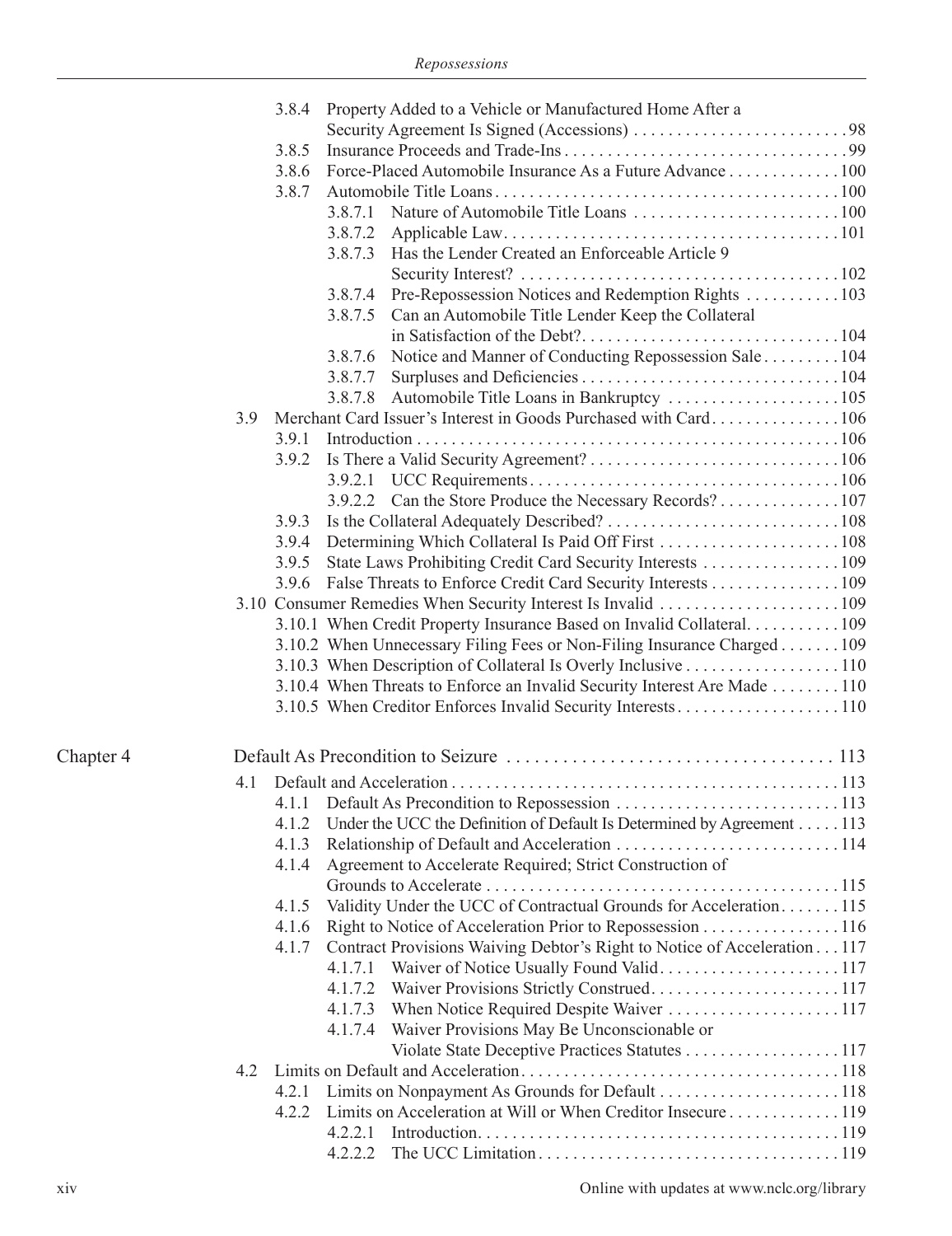3.8.4 Property Added to a Vehicle or Manufactured Home After a Security Agreement Is Signed (Accessions) . . . . . . . . . . 98

3.8.5 Insurance Proceeds and Trade-Ins . . . . . . . . . . 99

3.8.6 Force-Placed Automobile Insurance As a Future Advance . . . . . . . . . . 100

3.8.7 Automobile Title Loans . . . . . . . . . . 100

3.8.7.1 Nature of Automobile Title Loans . . . . . . . . . . 100

3.8.7.2 Applicable Law . . . . . . . . . . 101

3.8.7.3 Has the Lender Created an Enforceable Article 9 Security Interest? . . . . . . . . . . 102

3.8.7.4 Pre-Repossession Notices and Redemption Rights . . . . . . . . . . 103

3.8.7.5 Can an Automobile Title Lender Keep the Collateral in Satisfaction of the Debt? . . . . . . . . . . 104

3.8.7.6 Notice and Manner of Conducting Repossession Sale . . . . . . . . . . 104

3.8.7.7 Surpluses and Deficiencies . . . . . . . . . . 104

3.8.7.8 Automobile Title Loans in Bankruptcy . . . . . . . . . . 105

3.9 Merchant Card Issuer's Interest in Goods Purchased with Card . . . . . . . . . . 106

3.9.1 Introduction . . . . . . . . . . 106

3.9.2 Is There a Valid Security Agreement? . . . . . . . . . . 106

3.9.2.1 UCC Requirements . . . . . . . . . . 106

3.9.2.2 Can the Store Produce the Necessary Records? . . . . . . . . . . 107

3.9.3 Is the Collateral Adequately Described? . . . . . . . . . . 108

3.9.4 Determining Which Collateral Is Paid Off First . . . . . . . . . . 108

3.9.5 State Laws Prohibiting Credit Card Security Interests . . . . . . . . . . 109

3.9.6 False Threats to Enforce Credit Card Security Interests . . . . . . . . . . 109

3.10 Consumer Remedies When Security Interest Is Invalid . . . . . . . . . . 109

3.10.1 When Credit Property Insurance Based on Invalid Collateral . . . . . . . . . . 109

3.10.2 When Unnecessary Filing Fees or Non-Filing Insurance Charged . . . . . . . . . . 109

3.10.3 When Description of Collateral Is Overly Inclusive . . . . . . . . . . 110

3.10.4 When Threats to Enforce an Invalid Security Interest Are Made . . . . . . . . . . 110

3.10.5 When Creditor Enforces Invalid Security Interests . . . . . . . . . . 110

## Chapter 4 Default As Precondition to Seizure . . . . . . . . . . 113

4.1 Default and Acceleration . . . . . . . . . . 113

4.1.1 Default As Precondition to Repossession . . . . . . . . . . 113

4.1.2 Under the UCC the Definition of Default Is Determined by Agreement . . . . . . . . . . 113

4.1.3 Relationship of Default and Acceleration . . . . . . . . . . 114

4.1.4 Agreement to Accelerate Required; Strict Construction of Grounds to Accelerate . . . . . . . . . . 115

4.1.5 Validity Under the UCC of Contractual Grounds for Acceleration . . . . . . . . . . 115

4.1.6 Right to Notice of Acceleration Prior to Repossession . . . . . . . . . . 116

4.1.7 Contract Provisions Waiving Debtor's Right to Notice of Acceleration . . . 117

4.1.7.1 Waiver of Notice Usually Found Valid . . . . . . . . . . 117

4.1.7.2 Waiver Provisions Strictly Construed . . . . . . . . . . 117

4.1.7.3 When Notice Required Despite Waiver . . . . . . . . . . 117

4.1.7.4 Waiver Provisions May Be Unconscionable or Violate State Deceptive Practices Statutes . . . . . . . . . . 117

4.2 Limits on Default and Acceleration . . . . . . . . . . 118

4.2.1 Limits on Nonpayment As Grounds for Default . . . . . . . . . . 118

4.2.2 Limits on Acceleration at Will or When Creditor Insecure . . . . . . . . . . 119

4.2.2.1 Introduction . . . . . . . . . . 119

4.2.2.2 The UCC Limitation . . . . . . . . . . 119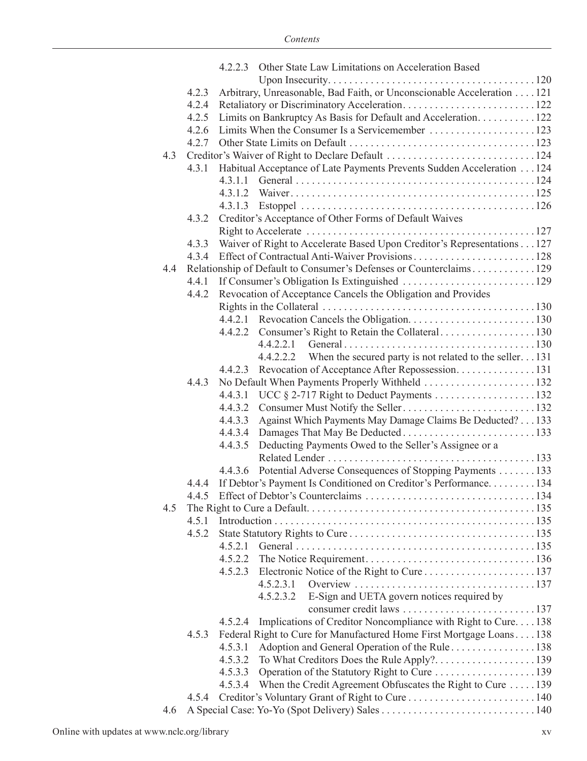4.2.2.3 Other State Law Limitations on Acceleration Based Upon Insecurity . . . . . 120

4.2.3 Arbitrary, Unreasonable, Bad Faith, or Unconscionable Acceleration . . . . 121

4.2.4 Retaliatory or Discriminatory Acceleration . . . . . 122

4.2.5 Limits on Bankruptcy As Basis for Default and Acceleration . . . . . 122

4.2.6 Limits When the Consumer Is a Servicemember . . . . . 123

4.2.7 Other State Limits on Default . . . . . 123

4.3 Creditor's Waiver of Right to Declare Default . . . . . 124

4.3.1 Habitual Acceptance of Late Payments Prevents Sudden Acceleration . . . 124

4.3.1.1 General . . . . . 124

4.3.1.2 Waiver . . . . . 125

4.3.1.3 Estoppel . . . . . 126

4.3.2 Creditor's Acceptance of Other Forms of Default Waives Right to Accelerate . . . . . 127

4.3.3 Waiver of Right to Accelerate Based Upon Creditor's Representations . . . 127

4.3.4 Effect of Contractual Anti-Waiver Provisions . . . . . 128

4.4 Relationship of Default to Consumer's Defenses or Counterclaims . . . . . 129

4.4.1 If Consumer's Obligation Is Extinguished . . . . . 129

4.4.2 Revocation of Acceptance Cancels the Obligation and Provides Rights in the Collateral . . . . . 130

4.4.2.1 Revocation Cancels the Obligation . . . . . 130

4.4.2.2 Consumer's Right to Retain the Collateral . . . . . 130

4.4.2.2.1 General . . . . . 130

4.4.2.2.2 When the secured party is not related to the seller . . . 131

4.4.2.3 Revocation of Acceptance After Repossession . . . . . 131

4.4.3 No Default When Payments Properly Withheld . . . . . 132

4.4.3.1 UCC § 2-717 Right to Deduct Payments . . . . . 132

4.4.3.2 Consumer Must Notify the Seller . . . . . 132

4.4.3.3 Against Which Payments May Damage Claims Be Deducted? . . . 133

4.4.3.4 Damages That May Be Deducted . . . . . 133

4.4.3.5 Deducting Payments Owed to the Seller's Assignee or a Related Lender . . . . . 133

4.4.3.6 Potential Adverse Consequences of Stopping Payments . . . . . 133

4.4.4 If Debtor's Payment Is Conditioned on Creditor's Performance . . . . . 134

4.4.5 Effect of Debtor's Counterclaims . . . . . 134

4.5 The Right to Cure a Default . . . . . 135

4.5.1 Introduction . . . . . 135

4.5.2 State Statutory Rights to Cure . . . . . 135

4.5.2.1 General . . . . . 135

4.5.2.2 The Notice Requirement . . . . . 136

4.5.2.3 Electronic Notice of the Right to Cure . . . . . 137

4.5.2.3.1 Overview . . . . . 137

4.5.2.3.2 E-Sign and UETA govern notices required by consumer credit laws . . . . . 137

4.5.2.4 Implications of Creditor Noncompliance with Right to Cure . . . . 138

4.5.3 Federal Right to Cure for Manufactured Home First Mortgage Loans . . . . 138

4.5.3.1 Adoption and General Operation of the Rule . . . . . 138

4.5.3.2 To What Creditors Does the Rule Apply? . . . . . 139

4.5.3.3 Operation of the Statutory Right to Cure . . . . . 139

4.5.3.4 When the Credit Agreement Obfuscates the Right to Cure . . . . . 139

4.5.4 Creditor's Voluntary Grant of Right to Cure . . . . . 140

4.6 A Special Case: Yo-Yo (Spot Delivery) Sales . . . . . 140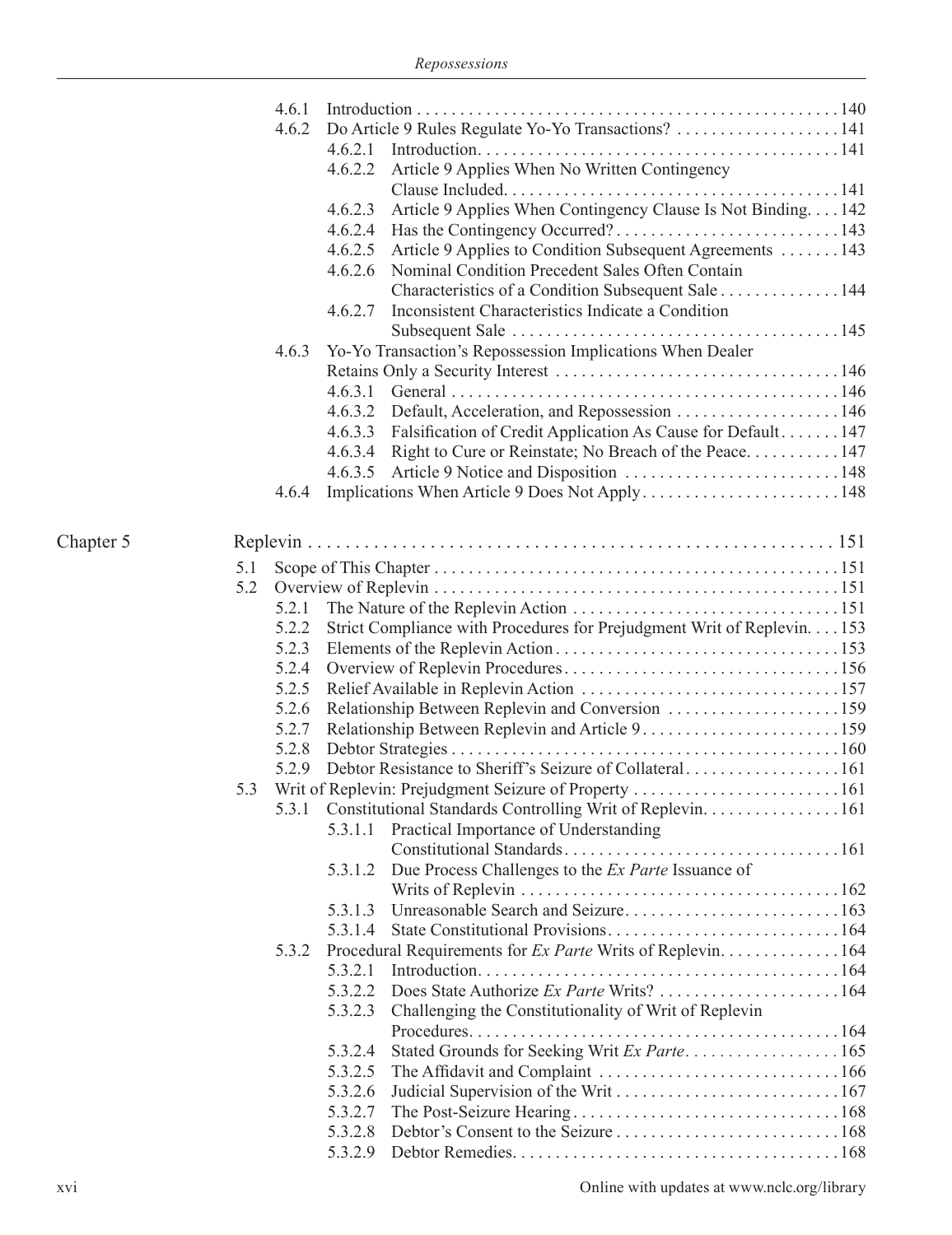4.6.1 Introduction . . . . . . . . . . . . . . . . . . . . . . . . . . . . . . . . . . . . . . . . . . . . . . . . 140
4.6.2 Do Article 9 Rules Regulate Yo-Yo Transactions? . . . . . . . . . . . . . . . . . . . 141
4.6.2.1 Introduction. . . . . . . . . . . . . . . . . . . . . . . . . . . . . . . . . . . . . . . . . . 141
4.6.2.2 Article 9 Applies When No Written Contingency Clause Included. . . . . . . . . . . . . . . . . . . . . . . . . . . . . . . . . . . . . . . 141
4.6.2.3 Article 9 Applies When Contingency Clause Is Not Binding. . . . 142
4.6.2.4 Has the Contingency Occurred? . . . . . . . . . . . . . . . . . . . . . . . . . . 143
4.6.2.5 Article 9 Applies to Condition Subsequent Agreements . . . . . . . 143
4.6.2.6 Nominal Condition Precedent Sales Often Contain Characteristics of a Condition Subsequent Sale . . . . . . . . . . . . . . 144
4.6.2.7 Inconsistent Characteristics Indicate a Condition Subsequent Sale . . . . . . . . . . . . . . . . . . . . . . . . . . . . . . . . . . . . . . 145
4.6.3 Yo-Yo Transaction's Repossession Implications When Dealer Retains Only a Security Interest . . . . . . . . . . . . . . . . . . . . . . . . . . . . . . . . . 146
4.6.3.1 General . . . . . . . . . . . . . . . . . . . . . . . . . . . . . . . . . . . . . . . . . . . . 146
4.6.3.2 Default, Acceleration, and Repossession . . . . . . . . . . . . . . . . . . . 146
4.6.3.3 Falsification of Credit Application As Cause for Default . . . . . . . 147
4.6.3.4 Right to Cure or Reinstate; No Breach of the Peace. . . . . . . . . . . 147
4.6.3.5 Article 9 Notice and Disposition . . . . . . . . . . . . . . . . . . . . . . . . . 148
4.6.4 Implications When Article 9 Does Not Apply. . . . . . . . . . . . . . . . . . . . . . . . 148

Chapter 5 Replevin . . . . . . . . . . . . . . . . . . . . . . . . . . . . . . . . . . . . . . . . . . . . . . . . . . . . . . . . . 151

5.1 Scope of This Chapter . . . . . . . . . . . . . . . . . . . . . . . . . . . . . . . . . . . . . . . . . . . . . . . 151
5.2 Overview of Replevin . . . . . . . . . . . . . . . . . . . . . . . . . . . . . . . . . . . . . . . . . . . . . . . 151
5.2.1 The Nature of the Replevin Action . . . . . . . . . . . . . . . . . . . . . . . . . . . . . . . 151
5.2.2 Strict Compliance with Procedures for Prejudgment Writ of Replevin. . . . 153
5.2.3 Elements of the Replevin Action. . . . . . . . . . . . . . . . . . . . . . . . . . . . . . . . . 153
5.2.4 Overview of Replevin Procedures. . . . . . . . . . . . . . . . . . . . . . . . . . . . . . . . 156
5.2.5 Relief Available in Replevin Action . . . . . . . . . . . . . . . . . . . . . . . . . . . . . . 157
5.2.6 Relationship Between Replevin and Conversion . . . . . . . . . . . . . . . . . . . . 159
5.2.7 Relationship Between Replevin and Article 9. . . . . . . . . . . . . . . . . . . . . . . 159
5.2.8 Debtor Strategies . . . . . . . . . . . . . . . . . . . . . . . . . . . . . . . . . . . . . . . . . . . . 160
5.2.9 Debtor Resistance to Sheriff's Seizure of Collateral. . . . . . . . . . . . . . . . . . 161
5.3 Writ of Replevin: Prejudgment Seizure of Property . . . . . . . . . . . . . . . . . . . . . . . . 161
5.3.1 Constitutional Standards Controlling Writ of Replevin. . . . . . . . . . . . . . . . 161
5.3.1.1 Practical Importance of Understanding Constitutional Standards. . . . . . . . . . . . . . . . . . . . . . . . . . . . . . . . . 161
5.3.1.2 Due Process Challenges to the *Ex Parte* Issuance of Writs of Replevin . . . . . . . . . . . . . . . . . . . . . . . . . . . . . . . . . . . . . 162
5.3.1.3 Unreasonable Search and Seizure. . . . . . . . . . . . . . . . . . . . . . . . . 163
5.3.1.4 State Constitutional Provisions. . . . . . . . . . . . . . . . . . . . . . . . . . . 164
5.3.2 Procedural Requirements for *Ex Parte* Writs of Replevin. . . . . . . . . . . . . . 164
5.3.2.1 Introduction. . . . . . . . . . . . . . . . . . . . . . . . . . . . . . . . . . . . . . . . . . 164
5.3.2.2 Does State Authorize *Ex Parte* Writs? . . . . . . . . . . . . . . . . . . . . . 164
5.3.2.3 Challenging the Constitutionality of Writ of Replevin Procedures. . . . . . . . . . . . . . . . . . . . . . . . . . . . . . . . . . . . . . . . . . 164
5.3.2.4 Stated Grounds for Seeking Writ *Ex Parte*. . . . . . . . . . . . . . . . . . 165
5.3.2.5 The Affidavit and Complaint . . . . . . . . . . . . . . . . . . . . . . . . . . . . 166
5.3.2.6 Judicial Supervision of the Writ . . . . . . . . . . . . . . . . . . . . . . . . . . 167
5.3.2.7 The Post-Seizure Hearing . . . . . . . . . . . . . . . . . . . . . . . . . . . . . . . 168
5.3.2.8 Debtor's Consent to the Seizure . . . . . . . . . . . . . . . . . . . . . . . . . . 168
5.3.2.9 Debtor Remedies. . . . . . . . . . . . . . . . . . . . . . . . . . . . . . . . . . . . . . 168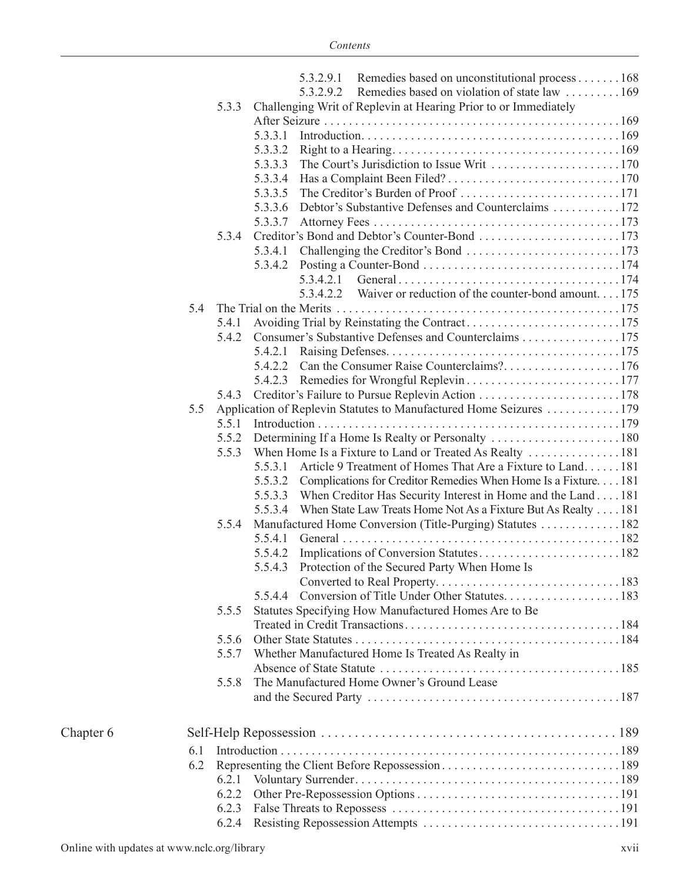5.3.2.9.1 Remedies based on unconstitutional process . . . . . . . 168
5.3.2.9.2 Remedies based on violation of state law . . . . . . . . . 169

5.3.3 Challenging Writ of Replevin at Hearing Prior to or Immediately After Seizure . . . . . . . . . . . . . . . . . . . . . . . . . . . . . . . . . . . . . . . . . . . . . . . 169
5.3.3.1 Introduction . . . . . . . . . . . . . . . . . . . . . . . . . . . . . . . . . . . . . . . . . 169
5.3.3.2 Right to a Hearing . . . . . . . . . . . . . . . . . . . . . . . . . . . . . . . . . . . . 169
5.3.3.3 The Court's Jurisdiction to Issue Writ . . . . . . . . . . . . . . . . . . . . 170
5.3.3.4 Has a Complaint Been Filed? . . . . . . . . . . . . . . . . . . . . . . . . . . . 170
5.3.3.5 The Creditor's Burden of Proof . . . . . . . . . . . . . . . . . . . . . . . . . 171
5.3.3.6 Debtor's Substantive Defenses and Counterclaims . . . . . . . . . . . 172
5.3.3.7 Attorney Fees . . . . . . . . . . . . . . . . . . . . . . . . . . . . . . . . . . . . . . . 173

5.3.4 Creditor's Bond and Debtor's Counter-Bond . . . . . . . . . . . . . . . . . . . . . . . 173
5.3.4.1 Challenging the Creditor's Bond . . . . . . . . . . . . . . . . . . . . . . . . 173
5.3.4.2 Posting a Counter-Bond . . . . . . . . . . . . . . . . . . . . . . . . . . . . . . . 174
5.3.4.2.1 General . . . . . . . . . . . . . . . . . . . . . . . . . . . . . . . . . . . 174
5.3.4.2.2 Waiver or reduction of the counter-bond amount. . . . 175

5.4 The Trial on the Merits . . . . . . . . . . . . . . . . . . . . . . . . . . . . . . . . . . . . . . . . . . . . . 175
5.4.1 Avoiding Trial by Reinstating the Contract . . . . . . . . . . . . . . . . . . . . . . . . 175
5.4.2 Consumer's Substantive Defenses and Counterclaims . . . . . . . . . . . . . . . 175
5.4.2.1 Raising Defenses . . . . . . . . . . . . . . . . . . . . . . . . . . . . . . . . . . . . . 175
5.4.2.2 Can the Consumer Raise Counterclaims? . . . . . . . . . . . . . . . . . . 176
5.4.2.3 Remedies for Wrongful Replevin . . . . . . . . . . . . . . . . . . . . . . . . 177
5.4.3 Creditor's Failure to Pursue Replevin Action . . . . . . . . . . . . . . . . . . . . . . 178

5.5 Application of Replevin Statutes to Manufactured Home Seizures . . . . . . . . . . . . 179
5.5.1 Introduction . . . . . . . . . . . . . . . . . . . . . . . . . . . . . . . . . . . . . . . . . . . . . . . 179
5.5.2 Determining If a Home Is Realty or Personalty . . . . . . . . . . . . . . . . . . . . 180
5.5.3 When Home Is a Fixture to Land or Treated As Realty . . . . . . . . . . . . . . 181
5.5.3.1 Article 9 Treatment of Homes That Are a Fixture to Land. . . . . . 181
5.5.3.2 Complications for Creditor Remedies When Home Is a Fixture. . . . 181
5.5.3.3 When Creditor Has Security Interest in Home and the Land . . . . 181
5.5.3.4 When State Law Treats Home Not As a Fixture But As Realty . . . . 181
5.5.4 Manufactured Home Conversion (Title-Purging) Statutes . . . . . . . . . . . . 182
5.5.4.1 General . . . . . . . . . . . . . . . . . . . . . . . . . . . . . . . . . . . . . . . . . . . . 182
5.5.4.2 Implications of Conversion Statutes . . . . . . . . . . . . . . . . . . . . . . 182
5.5.4.3 Protection of the Secured Party When Home Is Converted to Real Property . . . . . . . . . . . . . . . . . . . . . . . . . . . . . . 183
5.5.4.4 Conversion of Title Under Other Statutes . . . . . . . . . . . . . . . . . . 183
5.5.5 Statutes Specifying How Manufactured Homes Are to Be Treated in Credit Transactions . . . . . . . . . . . . . . . . . . . . . . . . . . . . . . . . . . . 184
5.5.6 Other State Statutes . . . . . . . . . . . . . . . . . . . . . . . . . . . . . . . . . . . . . . . . . . 184
5.5.7 Whether Manufactured Home Is Treated As Realty in Absence of State Statute . . . . . . . . . . . . . . . . . . . . . . . . . . . . . . . . . . . . . . 185
5.5.8 The Manufactured Home Owner's Ground Lease and the Secured Party . . . . . . . . . . . . . . . . . . . . . . . . . . . . . . . . . . . . . . . . 187

## Chapter 6 Self-Help Repossession . . . . . . . . . . . . . . . . . . . . . . . . . . . . . . . . . . . . . . . . . . . 189

6.1 Introduction . . . . . . . . . . . . . . . . . . . . . . . . . . . . . . . . . . . . . . . . . . . . . . . . . . . . . 189
6.2 Representing the Client Before Repossession . . . . . . . . . . . . . . . . . . . . . . . . . . . . 189
6.2.1 Voluntary Surrender . . . . . . . . . . . . . . . . . . . . . . . . . . . . . . . . . . . . . . . . . . . 189
6.2.2 Other Pre-Repossession Options . . . . . . . . . . . . . . . . . . . . . . . . . . . . . . . . . 191
6.2.3 False Threats to Repossess . . . . . . . . . . . . . . . . . . . . . . . . . . . . . . . . . . . . . 191
6.2.4 Resisting Repossession Attempts . . . . . . . . . . . . . . . . . . . . . . . . . . . . . . . . 191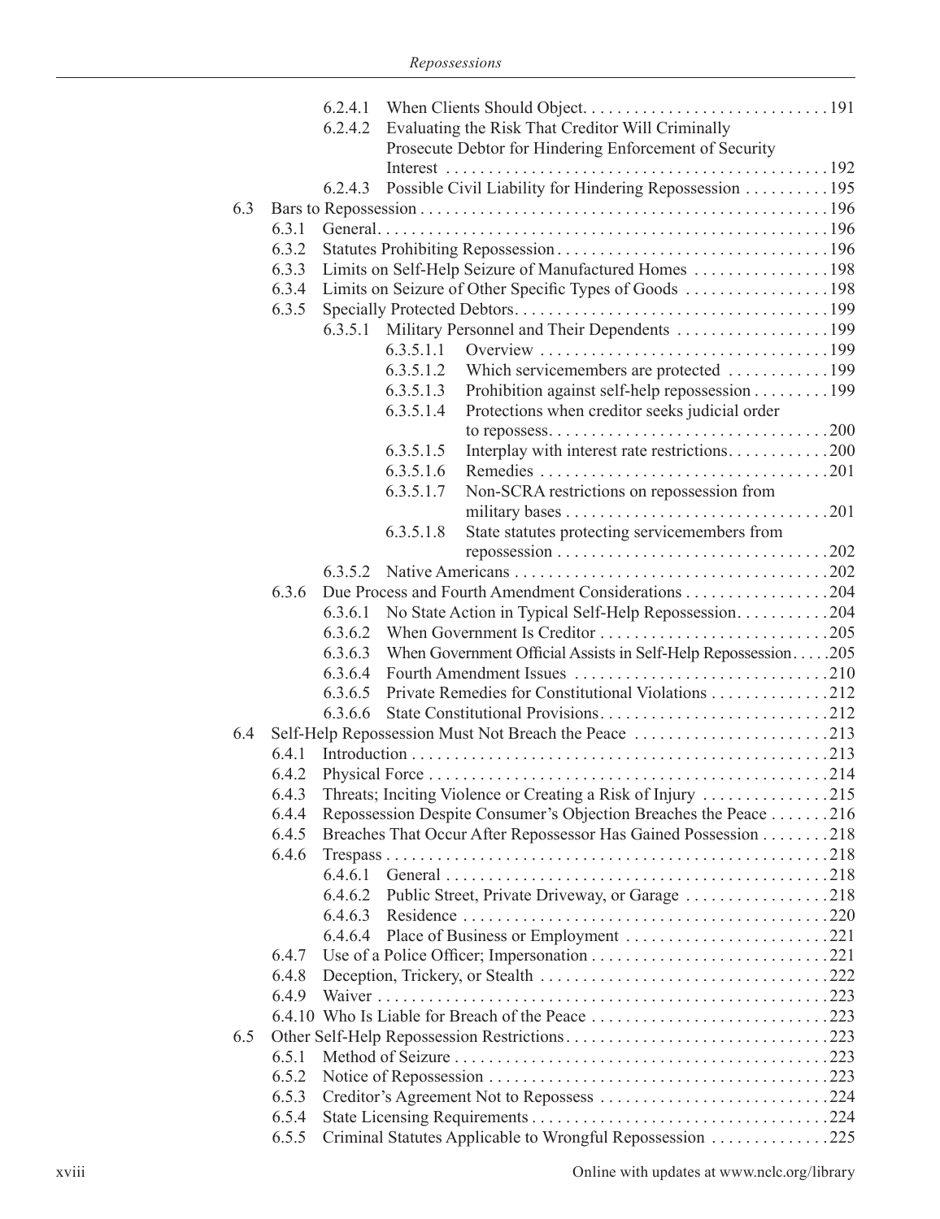6.2.4.1 When Clients Should Object . . . . . . . . . . . . . . . . . . . . . . . . . . . . . 191

6.2.4.2 Evaluating the Risk That Creditor Will Criminally Prosecute Debtor for Hindering Enforcement of Security Interest . . . . . . . . . . . . . . . . . . . . . . . . . . . . . . . . . . . . . . . . . . . . . . 192

6.2.4.3 Possible Civil Liability for Hindering Repossession . . . . . . . . . . 195

6.3 Bars to Repossession . . . . . . . . . . . . . . . . . . . . . . . . . . . . . . . . . . . . . . . . . . . . . . . 196

6.3.1 General . . . . . . . . . . . . . . . . . . . . . . . . . . . . . . . . . . . . . . . . . . . . . . . . . . . . 196

6.3.2 Statutes Prohibiting Repossession . . . . . . . . . . . . . . . . . . . . . . . . . . . . . . . . 196

6.3.3 Limits on Self-Help Seizure of Manufactured Homes . . . . . . . . . . . . . . . . 198

6.3.4 Limits on Seizure of Other Specific Types of Goods . . . . . . . . . . . . . . . . . 198

6.3.5 Specially Protected Debtors . . . . . . . . . . . . . . . . . . . . . . . . . . . . . . . . . . . . . 199

6.3.5.1 Military Personnel and Their Dependents . . . . . . . . . . . . . . . . . . 199

6.3.5.1.1 Overview . . . . . . . . . . . . . . . . . . . . . . . . . . . . . . . . . . 199

6.3.5.1.2 Which servicemembers are protected . . . . . . . . . . . . 199

6.3.5.1.3 Prohibition against self-help repossession . . . . . . . . . 199

6.3.5.1.4 Protections when creditor seeks judicial order to repossess . . . . . . . . . . . . . . . . . . . . . . . . . . . . . . . . . 200

6.3.5.1.5 Interplay with interest rate restrictions . . . . . . . . . . . . 200

6.3.5.1.6 Remedies . . . . . . . . . . . . . . . . . . . . . . . . . . . . . . . . . . 201

6.3.5.1.7 Non-SCRA restrictions on repossession from military bases . . . . . . . . . . . . . . . . . . . . . . . . . . . . . . . 201

6.3.5.1.8 State statutes protecting servicemembers from repossession . . . . . . . . . . . . . . . . . . . . . . . . . . . . . . . . 202

6.3.5.2 Native Americans . . . . . . . . . . . . . . . . . . . . . . . . . . . . . . . . . . . . . 202

6.3.6 Due Process and Fourth Amendment Considerations . . . . . . . . . . . . . . . . . 204

6.3.6.1 No State Action in Typical Self-Help Repossession . . . . . . . . . . . 204

6.3.6.2 When Government Is Creditor . . . . . . . . . . . . . . . . . . . . . . . . . . . 205

6.3.6.3 When Government Official Assists in Self-Help Repossession . . . . . 205

6.3.6.4 Fourth Amendment Issues . . . . . . . . . . . . . . . . . . . . . . . . . . . . . . 210

6.3.6.5 Private Remedies for Constitutional Violations . . . . . . . . . . . . . . 212

6.3.6.6 State Constitutional Provisions . . . . . . . . . . . . . . . . . . . . . . . . . . . 212

6.4 Self-Help Repossession Must Not Breach the Peace . . . . . . . . . . . . . . . . . . . . . . . 213

6.4.1 Introduction . . . . . . . . . . . . . . . . . . . . . . . . . . . . . . . . . . . . . . . . . . . . . . . . . 213

6.4.2 Physical Force . . . . . . . . . . . . . . . . . . . . . . . . . . . . . . . . . . . . . . . . . . . . . . . 214

6.4.3 Threats; Inciting Violence or Creating a Risk of Injury . . . . . . . . . . . . . . . 215

6.4.4 Repossession Despite Consumer's Objection Breaches the Peace . . . . . . . 216

6.4.5 Breaches That Occur After Repossessor Has Gained Possession . . . . . . . . 218

6.4.6 Trespass . . . . . . . . . . . . . . . . . . . . . . . . . . . . . . . . . . . . . . . . . . . . . . . . . . . . 218

6.4.6.1 General . . . . . . . . . . . . . . . . . . . . . . . . . . . . . . . . . . . . . . . . . . . . . 218

6.4.6.2 Public Street, Private Driveway, or Garage . . . . . . . . . . . . . . . . . 218

6.4.6.3 Residence . . . . . . . . . . . . . . . . . . . . . . . . . . . . . . . . . . . . . . . . . . . 220

6.4.6.4 Place of Business or Employment . . . . . . . . . . . . . . . . . . . . . . . . 221

6.4.7 Use of a Police Officer; Impersonation . . . . . . . . . . . . . . . . . . . . . . . . . . . . 221

6.4.8 Deception, Trickery, or Stealth . . . . . . . . . . . . . . . . . . . . . . . . . . . . . . . . . . 222

6.4.9 Waiver . . . . . . . . . . . . . . . . . . . . . . . . . . . . . . . . . . . . . . . . . . . . . . . . . . . . . 223

6.4.10 Who Is Liable for Breach of the Peace . . . . . . . . . . . . . . . . . . . . . . . . . . . . 223

6.5 Other Self-Help Repossession Restrictions . . . . . . . . . . . . . . . . . . . . . . . . . . . . . . . 223

6.5.1 Method of Seizure . . . . . . . . . . . . . . . . . . . . . . . . . . . . . . . . . . . . . . . . . . . . 223

6.5.2 Notice of Repossession . . . . . . . . . . . . . . . . . . . . . . . . . . . . . . . . . . . . . . . . 223

6.5.3 Creditor's Agreement Not to Repossess . . . . . . . . . . . . . . . . . . . . . . . . . . . 224

6.5.4 State Licensing Requirements . . . . . . . . . . . . . . . . . . . . . . . . . . . . . . . . . . . 224

6.5.5 Criminal Statutes Applicable to Wrongful Repossession . . . . . . . . . . . . . . 225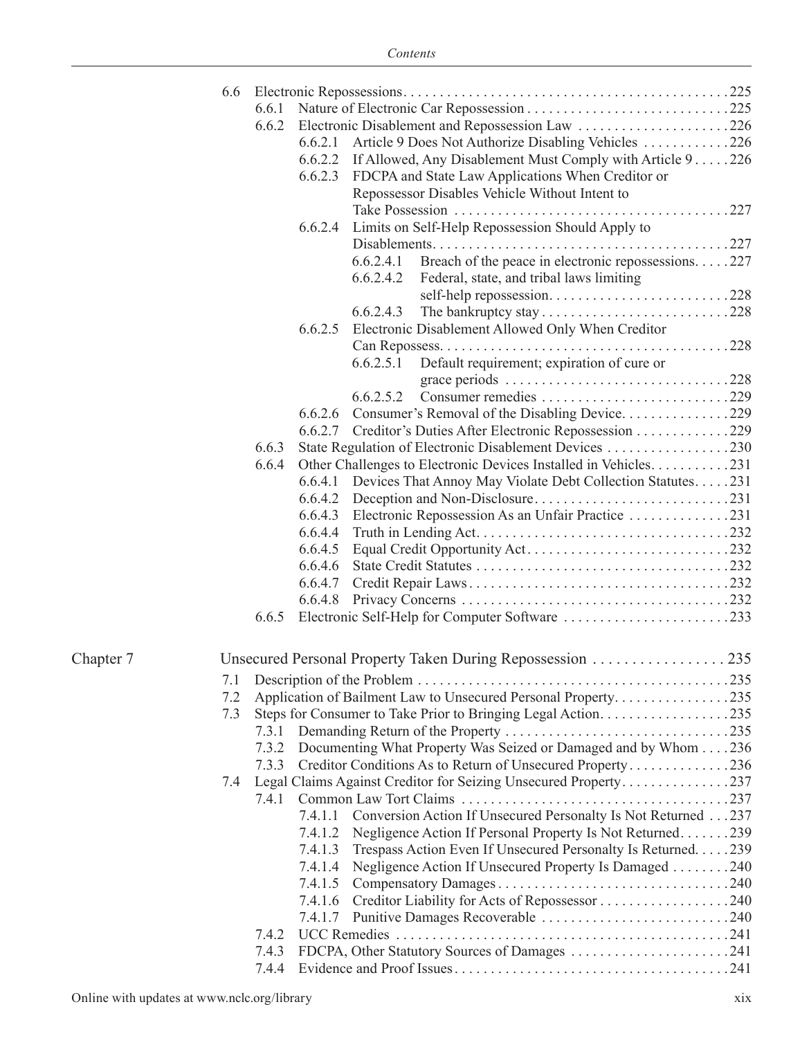6.6 Electronic Repossessions . . . . . 225

6.6.1 Nature of Electronic Car Repossession . . . . . 225

6.6.2 Electronic Disablement and Repossession Law . . . . . 226

6.6.2.1 Article 9 Does Not Authorize Disabling Vehicles . . . . . 226

6.6.2.2 If Allowed, Any Disablement Must Comply with Article 9 . . . . . 226

6.6.2.3 FDCPA and State Law Applications When Creditor or Repossessor Disables Vehicle Without Intent to Take Possession . . . . . 227

6.6.2.4 Limits on Self-Help Repossession Should Apply to Disablements . . . . . 227

6.6.2.4.1 Breach of the peace in electronic repossessions . . . . . 227

6.6.2.4.2 Federal, state, and tribal laws limiting self-help repossession . . . . . 228

6.6.2.4.3 The bankruptcy stay . . . . . 228

6.6.2.5 Electronic Disablement Allowed Only When Creditor Can Repossess . . . . . 228

6.6.2.5.1 Default requirement; expiration of cure or grace periods . . . . . 228

6.6.2.5.2 Consumer remedies . . . . . 229

6.6.2.6 Consumer's Removal of the Disabling Device . . . . . 229

6.6.2.7 Creditor's Duties After Electronic Repossession . . . . . 229

6.6.3 State Regulation of Electronic Disablement Devices . . . . . 230

6.6.4 Other Challenges to Electronic Devices Installed in Vehicles . . . . . 231

6.6.4.1 Devices That Annoy May Violate Debt Collection Statutes . . . . . 231

6.6.4.2 Deception and Non-Disclosure . . . . . 231

6.6.4.3 Electronic Repossession As an Unfair Practice . . . . . 231

6.6.4.4 Truth in Lending Act . . . . . 232

6.6.4.5 Equal Credit Opportunity Act . . . . . 232

6.6.4.6 State Credit Statutes . . . . . 232

6.6.4.7 Credit Repair Laws . . . . . 232

6.6.4.8 Privacy Concerns . . . . . 232

6.6.5 Electronic Self-Help for Computer Software . . . . . 233

## Chapter 7 Unsecured Personal Property Taken During Repossession . . . . . 235

7.1 Description of the Problem . . . . . 235

7.2 Application of Bailment Law to Unsecured Personal Property . . . . . 235

7.3 Steps for Consumer to Take Prior to Bringing Legal Action . . . . . 235

7.3.1 Demanding Return of the Property . . . . . 235

7.3.2 Documenting What Property Was Seized or Damaged and by Whom . . . . . 236

7.3.3 Creditor Conditions As to Return of Unsecured Property . . . . . 236

7.4 Legal Claims Against Creditor for Seizing Unsecured Property . . . . . 237

7.4.1 Common Law Tort Claims . . . . . 237

7.4.1.1 Conversion Action If Unsecured Personalty Is Not Returned . . . 237

7.4.1.2 Negligence Action If Personal Property Is Not Returned . . . . . 239

7.4.1.3 Trespass Action Even If Unsecured Personalty Is Returned . . . . . 239

7.4.1.4 Negligence Action If Unsecured Property Is Damaged . . . . . 240

7.4.1.5 Compensatory Damages . . . . . 240

7.4.1.6 Creditor Liability for Acts of Repossessor . . . . . 240

7.4.1.7 Punitive Damages Recoverable . . . . . 240

7.4.2 UCC Remedies . . . . . 241

7.4.3 FDCPA, Other Statutory Sources of Damages . . . . . 241

7.4.4 Evidence and Proof Issues . . . . . 241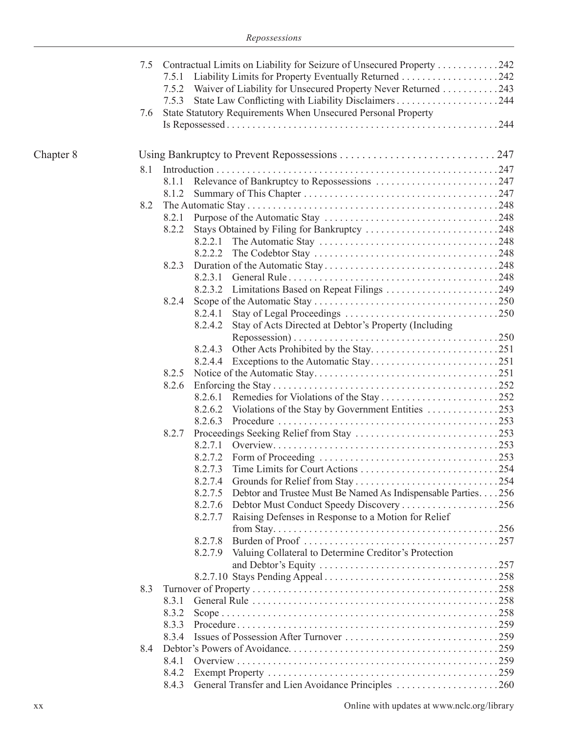7.5 Contractual Limits on Liability for Seizure of Unsecured Property . . . . . . . . . . . . 242
- 7.5.1 Liability Limits for Property Eventually Returned . . . . . . . . . . . . . . . . . . . 242
- 7.5.2 Waiver of Liability for Unsecured Property Never Returned . . . . . . . . . . . 243
- 7.5.3 State Law Conflicting with Liability Disclaimers . . . . . . . . . . . . . . . . . . . . 244

7.6 State Statutory Requirements When Unsecured Personal Property Is Repossessed . . . . . . . . . . . . . . . . . . . . . . . . . . . . . . . . . . . . . . . . . . . . . . . . . . . . . 244

Chapter 8 Using Bankruptcy to Prevent Repossessions . . . . . . . . . . . . . . . . . . . . . . . . . . . . 247

8.1 Introduction . . . . . . . . . . . . . . . . . . . . . . . . . . . . . . . . . . . . . . . . . . . . . . . . . . . . . . 247
- 8.1.1 Relevance of Bankruptcy to Repossessions . . . . . . . . . . . . . . . . . . . . . . . . 247
- 8.1.2 Summary of This Chapter . . . . . . . . . . . . . . . . . . . . . . . . . . . . . . . . . . . . . 247

8.2 The Automatic Stay . . . . . . . . . . . . . . . . . . . . . . . . . . . . . . . . . . . . . . . . . . . . . . . . 248
- 8.2.1 Purpose of the Automatic Stay . . . . . . . . . . . . . . . . . . . . . . . . . . . . . . . . . . 248
- 8.2.2 Stays Obtained by Filing for Bankruptcy . . . . . . . . . . . . . . . . . . . . . . . . . . 248
  - 8.2.2.1 The Automatic Stay . . . . . . . . . . . . . . . . . . . . . . . . . . . . . . . . . . . 248
  - 8.2.2.2 The Codebtor Stay . . . . . . . . . . . . . . . . . . . . . . . . . . . . . . . . . . . . 248
- 8.2.3 Duration of the Automatic Stay . . . . . . . . . . . . . . . . . . . . . . . . . . . . . . . . . . 248
  - 8.2.3.1 General Rule . . . . . . . . . . . . . . . . . . . . . . . . . . . . . . . . . . . . . . . . . 248
  - 8.2.3.2 Limitations Based on Repeat Filings . . . . . . . . . . . . . . . . . . . . . . 249
- 8.2.4 Scope of the Automatic Stay . . . . . . . . . . . . . . . . . . . . . . . . . . . . . . . . . . . . 250
  - 8.2.4.1 Stay of Legal Proceedings . . . . . . . . . . . . . . . . . . . . . . . . . . . . . . 250
  - 8.2.4.2 Stay of Acts Directed at Debtor's Property (Including Repossession) . . . . . . . . . . . . . . . . . . . . . . . . . . . . . . . . . . . . . . . . 250
  - 8.2.4.3 Other Acts Prohibited by the Stay . . . . . . . . . . . . . . . . . . . . . . . . . 251
  - 8.2.4.4 Exceptions to the Automatic Stay . . . . . . . . . . . . . . . . . . . . . . . . . 251
- 8.2.5 Notice of the Automatic Stay . . . . . . . . . . . . . . . . . . . . . . . . . . . . . . . . . . . . 251
- 8.2.6 Enforcing the Stay . . . . . . . . . . . . . . . . . . . . . . . . . . . . . . . . . . . . . . . . . . . . 252
  - 8.2.6.1 Remedies for Violations of the Stay . . . . . . . . . . . . . . . . . . . . . . . 252
  - 8.2.6.2 Violations of the Stay by Government Entities . . . . . . . . . . . . . . 253
  - 8.2.6.3 Procedure . . . . . . . . . . . . . . . . . . . . . . . . . . . . . . . . . . . . . . . . . . . 253
- 8.2.7 Proceedings Seeking Relief from Stay . . . . . . . . . . . . . . . . . . . . . . . . . . . . 253
  - 8.2.7.1 Overview . . . . . . . . . . . . . . . . . . . . . . . . . . . . . . . . . . . . . . . . . . . . 253
  - 8.2.7.2 Form of Proceeding . . . . . . . . . . . . . . . . . . . . . . . . . . . . . . . . . . . 253
  - 8.2.7.3 Time Limits for Court Actions . . . . . . . . . . . . . . . . . . . . . . . . . . . 254
  - 8.2.7.4 Grounds for Relief from Stay . . . . . . . . . . . . . . . . . . . . . . . . . . . 254
  - 8.2.7.5 Debtor and Trustee Must Be Named As Indispensable Parties . . . . 256
  - 8.2.7.6 Debtor Must Conduct Speedy Discovery . . . . . . . . . . . . . . . . . . . 256
  - 8.2.7.7 Raising Defenses in Response to a Motion for Relief from Stay . . . . . . . . . . . . . . . . . . . . . . . . . . . . . . . . . . . . . . . . . . . 256
  - 8.2.7.8 Burden of Proof . . . . . . . . . . . . . . . . . . . . . . . . . . . . . . . . . . . . . . 257
  - 8.2.7.9 Valuing Collateral to Determine Creditor's Protection and Debtor's Equity . . . . . . . . . . . . . . . . . . . . . . . . . . . . . . . . . . . 257
  - 8.2.7.10 Stays Pending Appeal . . . . . . . . . . . . . . . . . . . . . . . . . . . . . . . . . . 258

8.3 Turnover of Property . . . . . . . . . . . . . . . . . . . . . . . . . . . . . . . . . . . . . . . . . . . . . . . 258
- 8.3.1 General Rule . . . . . . . . . . . . . . . . . . . . . . . . . . . . . . . . . . . . . . . . . . . . . . . . 258
- 8.3.2 Scope . . . . . . . . . . . . . . . . . . . . . . . . . . . . . . . . . . . . . . . . . . . . . . . . . . . . . 258
- 8.3.3 Procedure . . . . . . . . . . . . . . . . . . . . . . . . . . . . . . . . . . . . . . . . . . . . . . . . . . 259
- 8.3.4 Issues of Possession After Turnover . . . . . . . . . . . . . . . . . . . . . . . . . . . . . . 259

8.4 Debtor's Powers of Avoidance . . . . . . . . . . . . . . . . . . . . . . . . . . . . . . . . . . . . . . . . 259
- 8.4.1 Overview . . . . . . . . . . . . . . . . . . . . . . . . . . . . . . . . . . . . . . . . . . . . . . . . . . . 259
- 8.4.2 Exempt Property . . . . . . . . . . . . . . . . . . . . . . . . . . . . . . . . . . . . . . . . . . . . . 259
- 8.4.3 General Transfer and Lien Avoidance Principles . . . . . . . . . . . . . . . . . . . . 260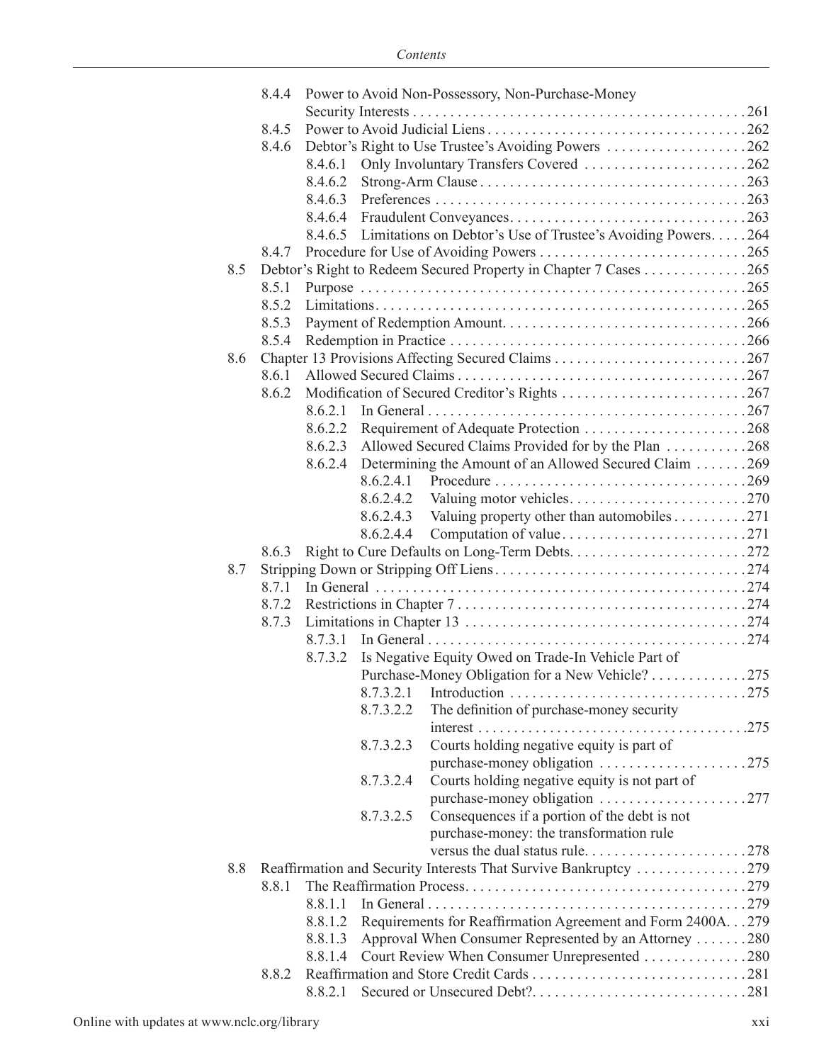8.4.4 Power to Avoid Non-Possessory, Non-Purchase-Money Security Interests . . . . . . . . . . . . . . . . . . . . . . . . . . . . . . . . . . . . . . . . . . . . 261

8.4.5 Power to Avoid Judicial Liens . . . . . . . . . . . . . . . . . . . . . . . . . . . . . . . . . . . 262

8.4.6 Debtor's Right to Use Trustee's Avoiding Powers . . . . . . . . . . . . . . . . . . . 262

8.4.6.1 Only Involuntary Transfers Covered . . . . . . . . . . . . . . . . . . . . . . 262

8.4.6.2 Strong-Arm Clause . . . . . . . . . . . . . . . . . . . . . . . . . . . . . . . . . . . . 263

8.4.6.3 Preferences . . . . . . . . . . . . . . . . . . . . . . . . . . . . . . . . . . . . . . . . . 263

8.4.6.4 Fraudulent Conveyances. . . . . . . . . . . . . . . . . . . . . . . . . . . . . . . . 263

8.4.6.5 Limitations on Debtor's Use of Trustee's Avoiding Powers. . . . . 264

8.4.7 Procedure for Use of Avoiding Powers . . . . . . . . . . . . . . . . . . . . . . . . . . . . 265

8.5 Debtor's Right to Redeem Secured Property in Chapter 7 Cases . . . . . . . . . . . . . . 265

8.5.1 Purpose . . . . . . . . . . . . . . . . . . . . . . . . . . . . . . . . . . . . . . . . . . . . . . . . . . . . 265

8.5.2 Limitations. . . . . . . . . . . . . . . . . . . . . . . . . . . . . . . . . . . . . . . . . . . . . . . . . . 265

8.5.3 Payment of Redemption Amount. . . . . . . . . . . . . . . . . . . . . . . . . . . . . . . . . 266

8.5.4 Redemption in Practice . . . . . . . . . . . . . . . . . . . . . . . . . . . . . . . . . . . . . . . . 266

8.6 Chapter 13 Provisions Affecting Secured Claims . . . . . . . . . . . . . . . . . . . . . . . . . . 267

8.6.1 Allowed Secured Claims . . . . . . . . . . . . . . . . . . . . . . . . . . . . . . . . . . . . . . . 267

8.6.2 Modification of Secured Creditor's Rights . . . . . . . . . . . . . . . . . . . . . . . . . 267

8.6.2.1 In General . . . . . . . . . . . . . . . . . . . . . . . . . . . . . . . . . . . . . . . . . . . 267

8.6.2.2 Requirement of Adequate Protection . . . . . . . . . . . . . . . . . . . . . . 268

8.6.2.3 Allowed Secured Claims Provided for by the Plan . . . . . . . . . . . 268

8.6.2.4 Determining the Amount of an Allowed Secured Claim . . . . . . . 269

8.6.2.4.1 Procedure . . . . . . . . . . . . . . . . . . . . . . . . . . . . . . . . . . 269

8.6.2.4.2 Valuing motor vehicles. . . . . . . . . . . . . . . . . . . . . . . . 270

8.6.2.4.3 Valuing property other than automobiles . . . . . . . . . . 271

8.6.2.4.4 Computation of value . . . . . . . . . . . . . . . . . . . . . . . . . 271

8.6.3 Right to Cure Defaults on Long-Term Debts. . . . . . . . . . . . . . . . . . . . . . . . 272

8.7 Stripping Down or Stripping Off Liens . . . . . . . . . . . . . . . . . . . . . . . . . . . . . . . . . . 274

8.7.1 In General . . . . . . . . . . . . . . . . . . . . . . . . . . . . . . . . . . . . . . . . . . . . . . . . . . 274

8.7.2 Restrictions in Chapter 7 . . . . . . . . . . . . . . . . . . . . . . . . . . . . . . . . . . . . . . . 274

8.7.3 Limitations in Chapter 13 . . . . . . . . . . . . . . . . . . . . . . . . . . . . . . . . . . . . . . 274

8.7.3.1 In General . . . . . . . . . . . . . . . . . . . . . . . . . . . . . . . . . . . . . . . . . . . 274

8.7.3.2 Is Negative Equity Owed on Trade-In Vehicle Part of Purchase-Money Obligation for a New Vehicle? . . . . . . . . . . . . . 275

8.7.3.2.1 Introduction . . . . . . . . . . . . . . . . . . . . . . . . . . . . . . . . 275

8.7.3.2.2 The definition of purchase-money security interest . . . . . . . . . . . . . . . . . . . . . . . . . . . . . . . . . . . . . . 275

8.7.3.2.3 Courts holding negative equity is part of purchase-money obligation . . . . . . . . . . . . . . . . . . . . 275

8.7.3.2.4 Courts holding negative equity is not part of purchase-money obligation . . . . . . . . . . . . . . . . . . . . 277

8.7.3.2.5 Consequences if a portion of the debt is not purchase-money: the transformation rule versus the dual status rule. . . . . . . . . . . . . . . . . . . . . . 278

8.8 Reaffirmation and Security Interests That Survive Bankruptcy . . . . . . . . . . . . . . . 279

8.8.1 The Reaffirmation Process. . . . . . . . . . . . . . . . . . . . . . . . . . . . . . . . . . . . . . 279

8.8.1.1 In General . . . . . . . . . . . . . . . . . . . . . . . . . . . . . . . . . . . . . . . . . . . 279

8.8.1.2 Requirements for Reaffirmation Agreement and Form 2400A. . . 279

8.8.1.3 Approval When Consumer Represented by an Attorney . . . . . . . 280

8.8.1.4 Court Review When Consumer Unrepresented . . . . . . . . . . . . . . 280

8.8.2 Reaffirmation and Store Credit Cards . . . . . . . . . . . . . . . . . . . . . . . . . . . . . 281

8.8.2.1 Secured or Unsecured Debt?. . . . . . . . . . . . . . . . . . . . . . . . . . . . . 281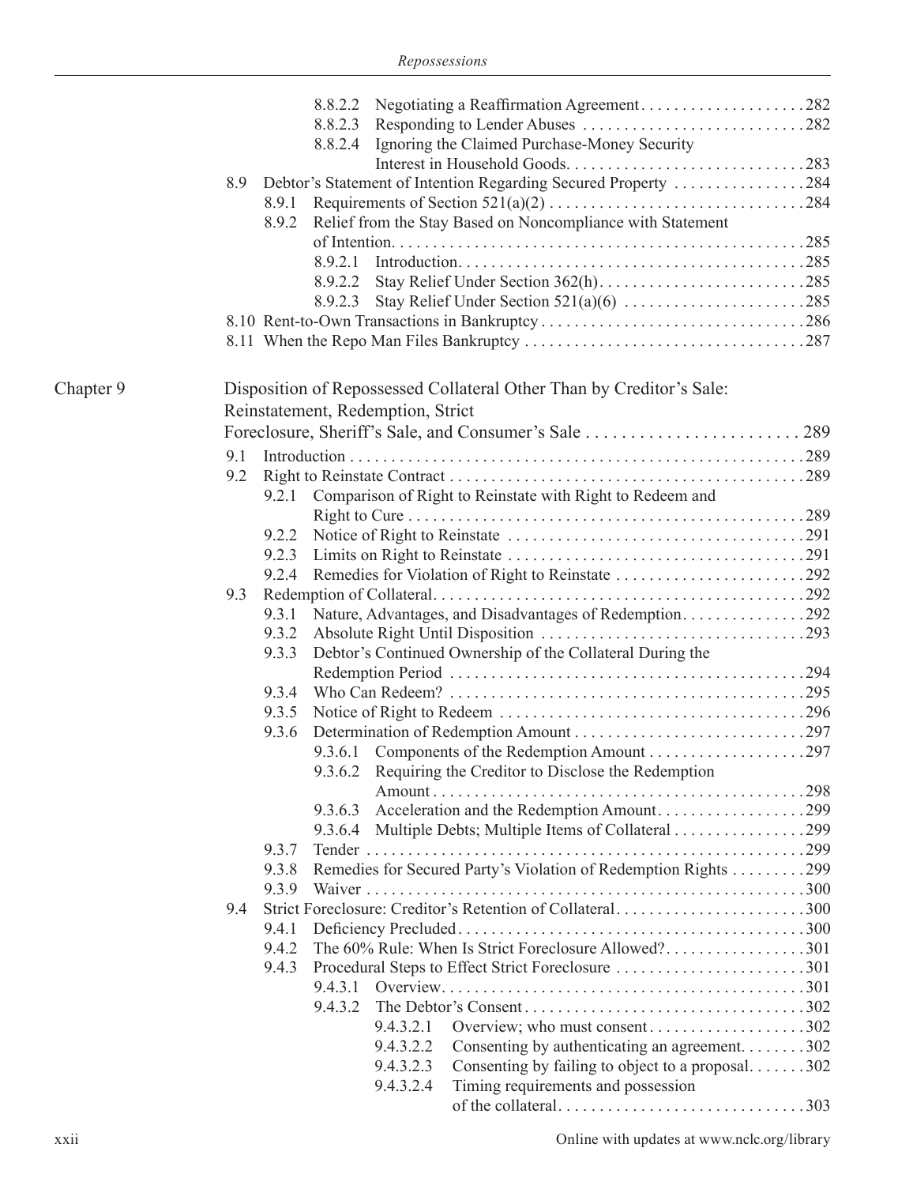8.8.2.2 Negotiating a Reaffirmation Agreement . . . . . . . . . . . . . . . . . . . . 282
8.8.2.3 Responding to Lender Abuses . . . . . . . . . . . . . . . . . . . . . . . . . . . 282
8.8.2.4 Ignoring the Claimed Purchase-Money Security Interest in Household Goods. . . . . . . . . . . . . . . . . . . . . . . . . . . . . 283

8.9 Debtor's Statement of Intention Regarding Secured Property . . . . . . . . . . . . . . . . 284
8.9.1 Requirements of Section 521(a)(2) . . . . . . . . . . . . . . . . . . . . . . . . . . . . . . . 284
8.9.2 Relief from the Stay Based on Noncompliance with Statement of Intention. . . . . . . . . . . . . . . . . . . . . . . . . . . . . . . . . . . . . . . . . . . . . . . . . 285
8.9.2.1 Introduction. . . . . . . . . . . . . . . . . . . . . . . . . . . . . . . . . . . . . . . . . . 285
8.9.2.2 Stay Relief Under Section 362(h). . . . . . . . . . . . . . . . . . . . . . . . . 285
8.9.2.3 Stay Relief Under Section 521(a)(6) . . . . . . . . . . . . . . . . . . . . . . 285

8.10 Rent-to-Own Transactions in Bankruptcy . . . . . . . . . . . . . . . . . . . . . . . . . . . . . . . 286
8.11 When the Repo Man Files Bankruptcy . . . . . . . . . . . . . . . . . . . . . . . . . . . . . . . . . 287

## Chapter 9 Disposition of Repossessed Collateral Other Than by Creditor's Sale: Reinstatement, Redemption, Strict Foreclosure, Sheriff's Sale, and Consumer's Sale . . . . . . . . . . . . . . . . . . . . . . . . 289

9.1 Introduction . . . . . . . . . . . . . . . . . . . . . . . . . . . . . . . . . . . . . . . . . . . . . . . . . . . . . . 289
9.2 Right to Reinstate Contract . . . . . . . . . . . . . . . . . . . . . . . . . . . . . . . . . . . . . . . . . . . 289
9.2.1 Comparison of Right to Reinstate with Right to Redeem and Right to Cure . . . . . . . . . . . . . . . . . . . . . . . . . . . . . . . . . . . . . . . . . . . . . . . . 289
9.2.2 Notice of Right to Reinstate . . . . . . . . . . . . . . . . . . . . . . . . . . . . . . . . . . . . 291
9.2.3 Limits on Right to Reinstate . . . . . . . . . . . . . . . . . . . . . . . . . . . . . . . . . . . . 291
9.2.4 Remedies for Violation of Right to Reinstate . . . . . . . . . . . . . . . . . . . . . . . 292

9.3 Redemption of Collateral. . . . . . . . . . . . . . . . . . . . . . . . . . . . . . . . . . . . . . . . . . . . . 292
9.3.1 Nature, Advantages, and Disadvantages of Redemption. . . . . . . . . . . . . . . 292
9.3.2 Absolute Right Until Disposition . . . . . . . . . . . . . . . . . . . . . . . . . . . . . . . . 293
9.3.3 Debtor's Continued Ownership of the Collateral During the Redemption Period . . . . . . . . . . . . . . . . . . . . . . . . . . . . . . . . . . . . . . . . . . . 294
9.3.4 Who Can Redeem? . . . . . . . . . . . . . . . . . . . . . . . . . . . . . . . . . . . . . . . . . . . 295
9.3.5 Notice of Right to Redeem . . . . . . . . . . . . . . . . . . . . . . . . . . . . . . . . . . . . . 296
9.3.6 Determination of Redemption Amount . . . . . . . . . . . . . . . . . . . . . . . . . . . . 297
9.3.6.1 Components of the Redemption Amount . . . . . . . . . . . . . . . . . . . 297
9.3.6.2 Requiring the Creditor to Disclose the Redemption Amount . . . . . . . . . . . . . . . . . . . . . . . . . . . . . . . . . . . . . . . . . . . . . 298
9.3.6.3 Acceleration and the Redemption Amount. . . . . . . . . . . . . . . . . . 299
9.3.6.4 Multiple Debts; Multiple Items of Collateral . . . . . . . . . . . . . . . . 299
9.3.7 Tender . . . . . . . . . . . . . . . . . . . . . . . . . . . . . . . . . . . . . . . . . . . . . . . . . . . . . 299
9.3.8 Remedies for Secured Party's Violation of Redemption Rights . . . . . . . . . 299
9.3.9 Waiver . . . . . . . . . . . . . . . . . . . . . . . . . . . . . . . . . . . . . . . . . . . . . . . . . . . . . 300

9.4 Strict Foreclosure: Creditor's Retention of Collateral. . . . . . . . . . . . . . . . . . . . . . . 300
9.4.1 Deficiency Precluded. . . . . . . . . . . . . . . . . . . . . . . . . . . . . . . . . . . . . . . . . . 300
9.4.2 The 60% Rule: When Is Strict Foreclosure Allowed?. . . . . . . . . . . . . . . . . 301
9.4.3 Procedural Steps to Effect Strict Foreclosure . . . . . . . . . . . . . . . . . . . . . . . 301
9.4.3.1 Overview. . . . . . . . . . . . . . . . . . . . . . . . . . . . . . . . . . . . . . . . . . . . 301
9.4.3.2 The Debtor's Consent . . . . . . . . . . . . . . . . . . . . . . . . . . . . . . . . . . . 302
9.4.3.2.1 Overview; who must consent . . . . . . . . . . . . . . . . . . . 302
9.4.3.2.2 Consenting by authenticating an agreement. . . . . . . . 302
9.4.3.2.3 Consenting by failing to object to a proposal. . . . . . . 302
9.4.3.2.4 Timing requirements and possession of the collateral. . . . . . . . . . . . . . . . . . . . . . . . . . . . . . 303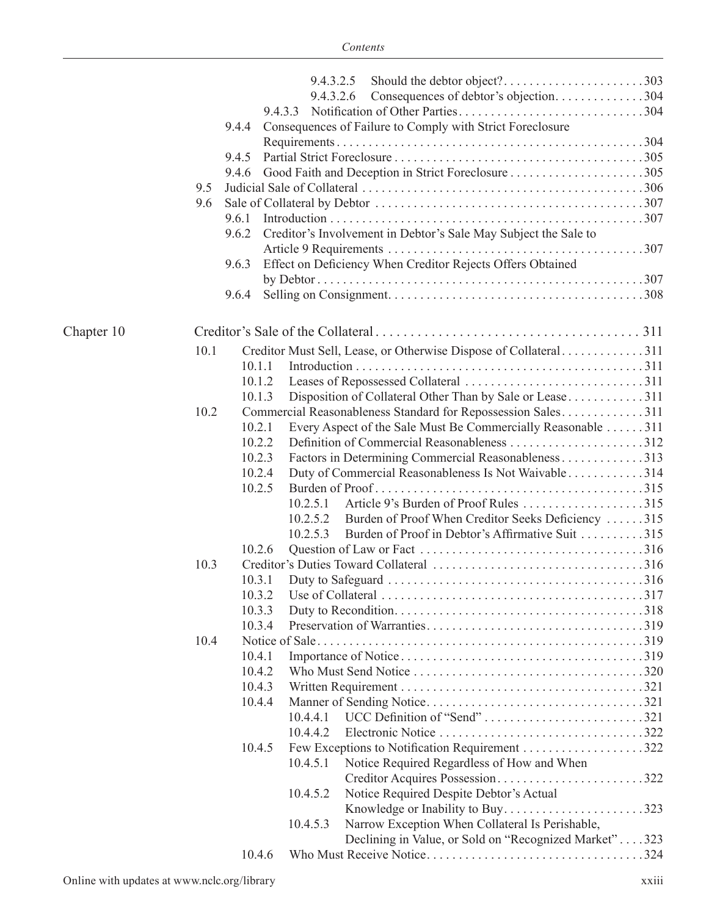9.4.3.2.5 Should the debtor object? . . . . . 303
9.4.3.2.6 Consequences of debtor's objection. . . . . 304
9.4.3.3 Notification of Other Parties . . . . . 304
9.4.4 Consequences of Failure to Comply with Strict Foreclosure Requirements . . . . . 304
9.4.5 Partial Strict Foreclosure . . . . . 305
9.4.6 Good Faith and Deception in Strict Foreclosure . . . . . 305
9.5 Judicial Sale of Collateral . . . . . 306
9.6 Sale of Collateral by Debtor . . . . . 307
9.6.1 Introduction . . . . . 307
9.6.2 Creditor's Involvement in Debtor's Sale May Subject the Sale to Article 9 Requirements . . . . . 307
9.6.3 Effect on Deficiency When Creditor Rejects Offers Obtained by Debtor . . . . . 307
9.6.4 Selling on Consignment. . . . . 308

Chapter 10 Creditor's Sale of the Collateral . . . . . 311
10.1 Creditor Must Sell, Lease, or Otherwise Dispose of Collateral . . . . . 311
10.1.1 Introduction . . . . . 311
10.1.2 Leases of Repossessed Collateral . . . . . 311
10.1.3 Disposition of Collateral Other Than by Sale or Lease . . . . . 311
10.2 Commercial Reasonableness Standard for Repossession Sales . . . . . 311
10.2.1 Every Aspect of the Sale Must Be Commercially Reasonable . . . . . 311
10.2.2 Definition of Commercial Reasonableness . . . . . 312
10.2.3 Factors in Determining Commercial Reasonableness . . . . . 313
10.2.4 Duty of Commercial Reasonableness Is Not Waivable . . . . . 314
10.2.5 Burden of Proof . . . . . 315
10.2.5.1 Article 9's Burden of Proof Rules . . . . . 315
10.2.5.2 Burden of Proof When Creditor Seeks Deficiency . . . . . 315
10.2.5.3 Burden of Proof in Debtor's Affirmative Suit . . . . . 315
10.2.6 Question of Law or Fact . . . . . 316
10.3 Creditor's Duties Toward Collateral . . . . . 316
10.3.1 Duty to Safeguard . . . . . 316
10.3.2 Use of Collateral . . . . . 317
10.3.3 Duty to Recondition. . . . . 318
10.3.4 Preservation of Warranties . . . . . 319
10.4 Notice of Sale . . . . . 319
10.4.1 Importance of Notice . . . . . 319
10.4.2 Who Must Send Notice . . . . . 320
10.4.3 Written Requirement . . . . . 321
10.4.4 Manner of Sending Notice . . . . . 321
10.4.4.1 UCC Definition of "Send" . . . . . 321
10.4.4.2 Electronic Notice . . . . . 322
10.4.5 Few Exceptions to Notification Requirement . . . . . 322
10.4.5.1 Notice Required Regardless of How and When Creditor Acquires Possession . . . . . 322
10.4.5.2 Notice Required Despite Debtor's Actual Knowledge or Inability to Buy . . . . . 323
10.4.5.3 Narrow Exception When Collateral Is Perishable, Declining in Value, or Sold on "Recognized Market" . . . . 323
10.4.6 Who Must Receive Notice . . . . . 324

Online with updates at www.nclc.org/library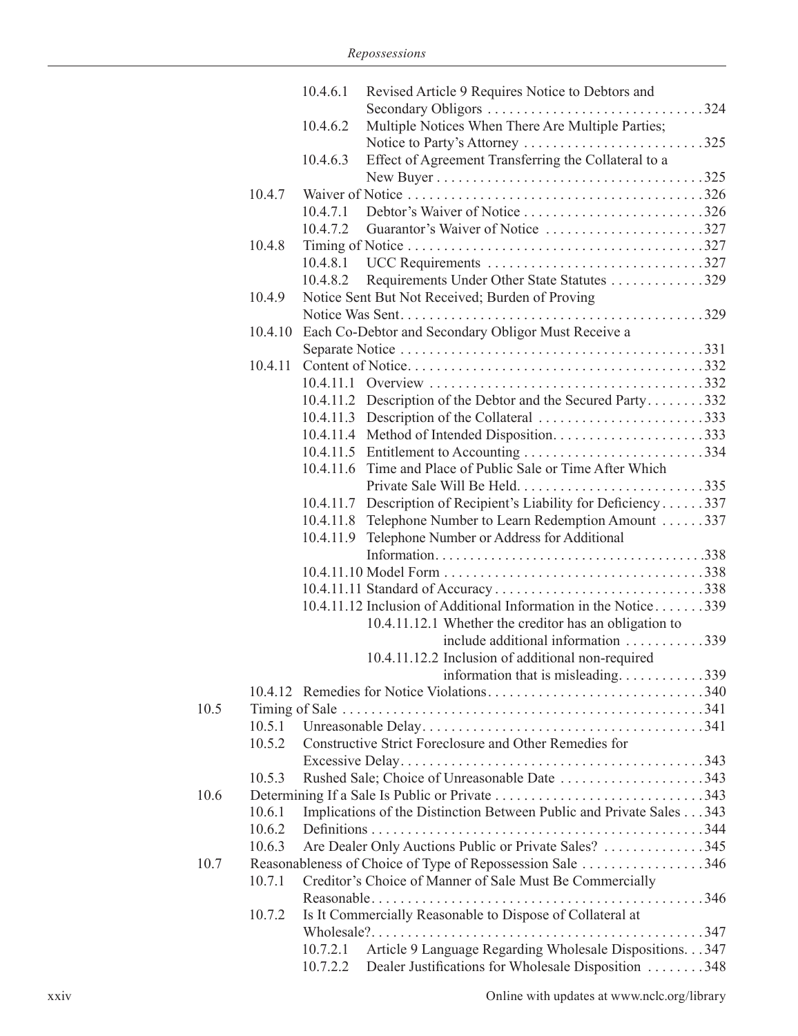- 10.4.6.1 Revised Article 9 Requires Notice to Debtors and Secondary Obligors . . . . . 324
- 10.4.6.2 Multiple Notices When There Are Multiple Parties; Notice to Party's Attorney . . . . . 325
- 10.4.6.3 Effect of Agreement Transferring the Collateral to a New Buyer . . . . . 325
- 10.4.7 Waiver of Notice . . . . . 326
  - 10.4.7.1 Debtor's Waiver of Notice . . . . . 326
  - 10.4.7.2 Guarantor's Waiver of Notice . . . . . 327
- 10.4.8 Timing of Notice . . . . . 327
  - 10.4.8.1 UCC Requirements . . . . . 327
  - 10.4.8.2 Requirements Under Other State Statutes . . . . . 329
- 10.4.9 Notice Sent But Not Received; Burden of Proving Notice Was Sent . . . . . 329
- 10.4.10 Each Co-Debtor and Secondary Obligor Must Receive a Separate Notice . . . . . 331
- 10.4.11 Content of Notice . . . . . 332
  - 10.4.11.1 Overview . . . . . 332
  - 10.4.11.2 Description of the Debtor and the Secured Party . . . . . 332
  - 10.4.11.3 Description of the Collateral . . . . . 333
  - 10.4.11.4 Method of Intended Disposition . . . . . 333
  - 10.4.11.5 Entitlement to Accounting . . . . . 334
  - 10.4.11.6 Time and Place of Public Sale or Time After Which Private Sale Will Be Held . . . . . 335
  - 10.4.11.7 Description of Recipient's Liability for Deficiency . . . . . 337
  - 10.4.11.8 Telephone Number to Learn Redemption Amount . . . . . 337
  - 10.4.11.9 Telephone Number or Address for Additional Information . . . . . 338
  - 10.4.11.10 Model Form . . . . . 338
  - 10.4.11.11 Standard of Accuracy . . . . . 338
  - 10.4.11.12 Inclusion of Additional Information in the Notice . . . . . 339
    - 10.4.11.12.1 Whether the creditor has an obligation to include additional information . . . . . 339
    - 10.4.11.12.2 Inclusion of additional non-required information that is misleading . . . . . 339
- 10.4.12 Remedies for Notice Violations . . . . . 340

10.5 Timing of Sale . . . . . 341
- 10.5.1 Unreasonable Delay . . . . . 341
- 10.5.2 Constructive Strict Foreclosure and Other Remedies for Excessive Delay . . . . . 343
- 10.5.3 Rushed Sale; Choice of Unreasonable Date . . . . . 343

10.6 Determining If a Sale Is Public or Private . . . . . 343
- 10.6.1 Implications of the Distinction Between Public and Private Sales . . . 343
- 10.6.2 Definitions . . . . . 344
- 10.6.3 Are Dealer Only Auctions Public or Private Sales? . . . . . 345

10.7 Reasonableness of Choice of Type of Repossession Sale . . . . . 346
- 10.7.1 Creditor's Choice of Manner of Sale Must Be Commercially Reasonable . . . . . 346
- 10.7.2 Is It Commercially Reasonable to Dispose of Collateral at Wholesale? . . . . . 347
  - 10.7.2.1 Article 9 Language Regarding Wholesale Dispositions . . . 347
  - 10.7.2.2 Dealer Justifications for Wholesale Disposition . . . . . 348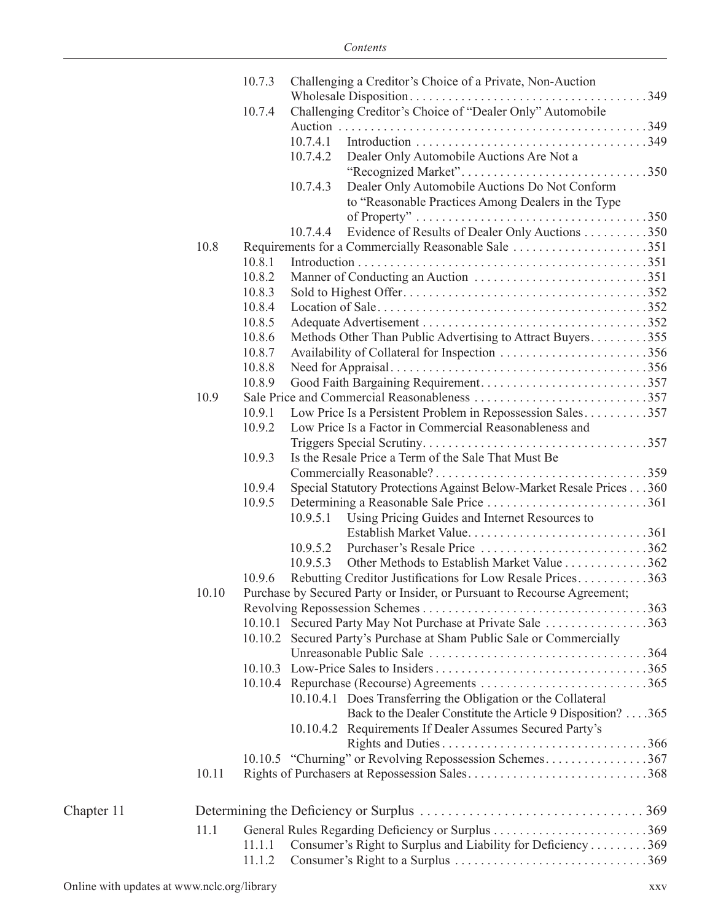10.7.3 Challenging a Creditor's Choice of a Private, Non-Auction Wholesale Disposition . . . . . 349

10.7.4 Challenging Creditor's Choice of "Dealer Only" Automobile Auction . . . . . 349

10.7.4.1 Introduction . . . . . 349

10.7.4.2 Dealer Only Automobile Auctions Are Not a "Recognized Market" . . . . . 350

10.7.4.3 Dealer Only Automobile Auctions Do Not Conform to "Reasonable Practices Among Dealers in the Type of Property" . . . . . 350

10.7.4.4 Evidence of Results of Dealer Only Auctions . . . . . 350

10.8 Requirements for a Commercially Reasonable Sale . . . . . 351

10.8.1 Introduction . . . . . 351

10.8.2 Manner of Conducting an Auction . . . . . 351

10.8.3 Sold to Highest Offer . . . . . 352

10.8.4 Location of Sale . . . . . 352

10.8.5 Adequate Advertisement . . . . . 352

10.8.6 Methods Other Than Public Advertising to Attract Buyers . . . . . 355

10.8.7 Availability of Collateral for Inspection . . . . . 356

10.8.8 Need for Appraisal . . . . . 356

10.8.9 Good Faith Bargaining Requirement . . . . . 357

10.9 Sale Price and Commercial Reasonableness . . . . . 357

10.9.1 Low Price Is a Persistent Problem in Repossession Sales . . . . . 357

10.9.2 Low Price Is a Factor in Commercial Reasonableness and Triggers Special Scrutiny . . . . . 357

10.9.3 Is the Resale Price a Term of the Sale That Must Be Commercially Reasonable? . . . . . 359

10.9.4 Special Statutory Protections Against Below-Market Resale Prices . . . 360

10.9.5 Determining a Reasonable Sale Price . . . . . 361

10.9.5.1 Using Pricing Guides and Internet Resources to Establish Market Value . . . . . 361

10.9.5.2 Purchaser's Resale Price . . . . . 362

10.9.5.3 Other Methods to Establish Market Value . . . . . 362

10.9.6 Rebutting Creditor Justifications for Low Resale Prices . . . . . 363

10.10 Purchase by Secured Party or Insider, or Pursuant to Recourse Agreement; Revolving Repossession Schemes . . . . . 363

10.10.1 Secured Party May Not Purchase at Private Sale . . . . . 363

10.10.2 Secured Party's Purchase at Sham Public Sale or Commercially Unreasonable Public Sale . . . . . 364

10.10.3 Low-Price Sales to Insiders . . . . . 365

10.10.4 Repurchase (Recourse) Agreements . . . . . 365

10.10.4.1 Does Transferring the Obligation or the Collateral Back to the Dealer Constitute the Article 9 Disposition? . . . 365

10.10.4.2 Requirements If Dealer Assumes Secured Party's Rights and Duties . . . . . 366

10.10.5 "Churning" or Revolving Repossession Schemes . . . . . 367

10.11 Rights of Purchasers at Repossession Sales . . . . . 368

Chapter 11 Determining the Deficiency or Surplus . . . . . 369

11.1 General Rules Regarding Deficiency or Surplus . . . . . 369

11.1.1 Consumer's Right to Surplus and Liability for Deficiency . . . . . 369

11.1.2 Consumer's Right to a Surplus . . . . . 369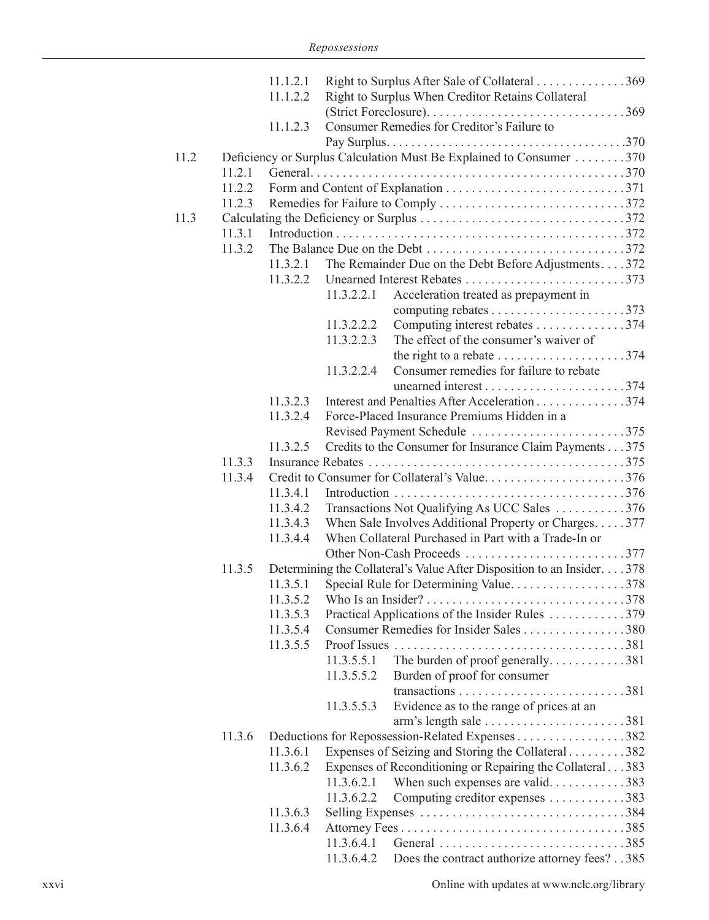11.1.2.1 Right to Surplus After Sale of Collateral . . . . . . . . . . . . . . 369
11.1.2.2 Right to Surplus When Creditor Retains Collateral (Strict Foreclosure). . . . . . . . . . . . . . . . . . . . . . . . . . . . . . . 369
11.1.2.3 Consumer Remedies for Creditor's Failure to Pay Surplus. . . . . . . . . . . . . . . . . . . . . . . . . . . . . . . . . . . . . . 370

11.2 Deficiency or Surplus Calculation Must Be Explained to Consumer . . . . . . . . 370
- 11.2.1 General. . . . . . . . . . . . . . . . . . . . . . . . . . . . . . . . . . . . . . . . . . . . . . . . . 370
- 11.2.2 Form and Content of Explanation . . . . . . . . . . . . . . . . . . . . . . . . . . . . 371
- 11.2.3 Remedies for Failure to Comply . . . . . . . . . . . . . . . . . . . . . . . . . . . . . 372

11.3 Calculating the Deficiency or Surplus . . . . . . . . . . . . . . . . . . . . . . . . . . . . . . . . 372
- 11.3.1 Introduction . . . . . . . . . . . . . . . . . . . . . . . . . . . . . . . . . . . . . . . . . . . . . 372
- 11.3.2 The Balance Due on the Debt . . . . . . . . . . . . . . . . . . . . . . . . . . . . . . . 372
  - 11.3.2.1 The Remainder Due on the Debt Before Adjustments. . . . 372
  - 11.3.2.2 Unearned Interest Rebates . . . . . . . . . . . . . . . . . . . . . . . . . . 373
    - 11.3.2.2.1 Acceleration treated as prepayment in computing rebates . . . . . . . . . . . . . . . . . . . . . 373
    - 11.3.2.2.2 Computing interest rebates . . . . . . . . . . . . . . 374
    - 11.3.2.2.3 The effect of the consumer's waiver of the right to a rebate . . . . . . . . . . . . . . . . . . . . 374
    - 11.3.2.2.4 Consumer remedies for failure to rebate unearned interest . . . . . . . . . . . . . . . . . . . . . . 374
  - 11.3.2.3 Interest and Penalties After Acceleration . . . . . . . . . . . . . . 374
  - 11.3.2.4 Force-Placed Insurance Premiums Hidden in a Revised Payment Schedule . . . . . . . . . . . . . . . . . . . . . . . . 375
  - 11.3.2.5 Credits to the Consumer for Insurance Claim Payments . . . 375
- 11.3.3 Insurance Rebates . . . . . . . . . . . . . . . . . . . . . . . . . . . . . . . . . . . . . . . . 375
- 11.3.4 Credit to Consumer for Collateral's Value. . . . . . . . . . . . . . . . . . . . . . 376
  - 11.3.4.1 Introduction . . . . . . . . . . . . . . . . . . . . . . . . . . . . . . . . . . . . 376
  - 11.3.4.2 Transactions Not Qualifying As UCC Sales . . . . . . . . . . . 376
  - 11.3.4.3 When Sale Involves Additional Property or Charges. . . . . 377
  - 11.3.4.4 When Collateral Purchased in Part with a Trade-In or Other Non-Cash Proceeds . . . . . . . . . . . . . . . . . . . . . . . . . 377
- 11.3.5 Determining the Collateral's Value After Disposition to an Insider. . . . 378
  - 11.3.5.1 Special Rule for Determining Value. . . . . . . . . . . . . . . . . . 378
  - 11.3.5.2 Who Is an Insider? . . . . . . . . . . . . . . . . . . . . . . . . . . . . . . . 378
  - 11.3.5.3 Practical Applications of the Insider Rules . . . . . . . . . . . . 379
  - 11.3.5.4 Consumer Remedies for Insider Sales . . . . . . . . . . . . . . . . 380
  - 11.3.5.5 Proof Issues . . . . . . . . . . . . . . . . . . . . . . . . . . . . . . . . . . . . 381
    - 11.3.5.5.1 The burden of proof generally. . . . . . . . . . . . 381
    - 11.3.5.5.2 Burden of proof for consumer transactions . . . . . . . . . . . . . . . . . . . . . . . . . . 381
    - 11.3.5.5.3 Evidence as to the range of prices at an arm's length sale . . . . . . . . . . . . . . . . . . . . . . 381
- 11.3.6 Deductions for Repossession-Related Expenses . . . . . . . . . . . . . . . . . 382
  - 11.3.6.1 Expenses of Seizing and Storing the Collateral . . . . . . . . . 382
  - 11.3.6.2 Expenses of Reconditioning or Repairing the Collateral . . . 383
    - 11.3.6.2.1 When such expenses are valid. . . . . . . . . . . . 383
    - 11.3.6.2.2 Computing creditor expenses . . . . . . . . . . . . 383
  - 11.3.6.3 Selling Expenses . . . . . . . . . . . . . . . . . . . . . . . . . . . . . . . . 384
  - 11.3.6.4 Attorney Fees . . . . . . . . . . . . . . . . . . . . . . . . . . . . . . . . . . . 385
    - 11.3.6.4.1 General . . . . . . . . . . . . . . . . . . . . . . . . . . . . . 385
    - 11.3.6.4.2 Does the contract authorize attorney fees? . . 385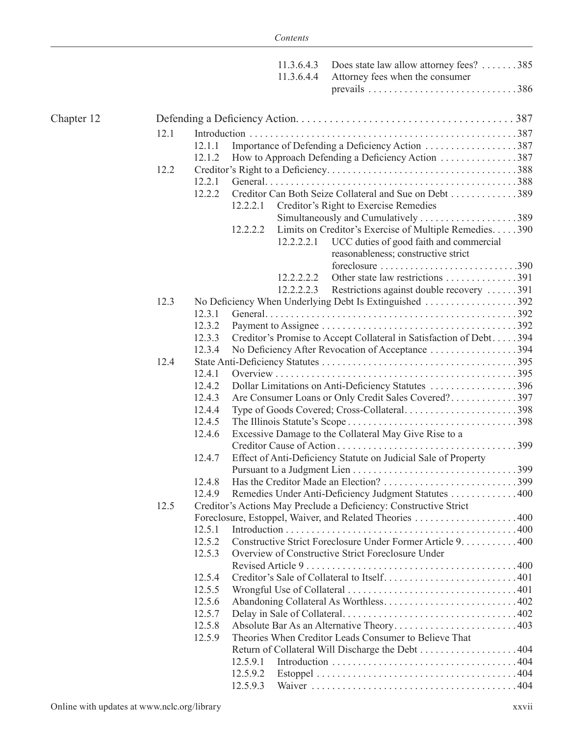11.3.6.4.3 Does state law allow attorney fees? . . . . . . .385
11.3.6.4.4 Attorney fees when the consumer prevails . . . . . . . . . . . . . . . . . . . . . . . . . . . . .386

Chapter 12 Defending a Deficiency Action. . . . . . . . . . . . . . . . . . . . . . . . . . . . . . . . . . . . . . . 387

12.1 Introduction . . . . . . . . . . . . . . . . . . . . . . . . . . . . . . . . . . . . . . . . . . . . . . . . . . . .387

12.1.1 Importance of Defending a Deficiency Action . . . . . . . . . . . . . . . . . .387

12.1.2 How to Approach Defending a Deficiency Action . . . . . . . . . . . . . . .387

12.2 Creditor's Right to a Deficiency. . . . . . . . . . . . . . . . . . . . . . . . . . . . . . . . . . . . .388

12.2.1 General. . . . . . . . . . . . . . . . . . . . . . . . . . . . . . . . . . . . . . . . . . . . . . . . .388

12.2.2 Creditor Can Both Seize Collateral and Sue on Debt . . . . . . . . . . . . .389

12.2.2.1 Creditor's Right to Exercise Remedies Simultaneously and Cumulatively . . . . . . . . . . . . . . . . . . .389

12.2.2.2 Limits on Creditor's Exercise of Multiple Remedies. . . . .390

12.2.2.2.1 UCC duties of good faith and commercial reasonableness; constructive strict foreclosure . . . . . . . . . . . . . . . . . . . . . . . . . . .390

12.2.2.2.2 Other state law restrictions . . . . . . . . . . . . . .391

12.2.2.2.3 Restrictions against double recovery . . . . . .391

12.3 No Deficiency When Underlying Debt Is Extinguished . . . . . . . . . . . . . . . . . .392

12.3.1 General. . . . . . . . . . . . . . . . . . . . . . . . . . . . . . . . . . . . . . . . . . . . . . . . .392

12.3.2 Payment to Assignee . . . . . . . . . . . . . . . . . . . . . . . . . . . . . . . . . . . . . .392

12.3.3 Creditor's Promise to Accept Collateral in Satisfaction of Debt. . . . .394

12.3.4 No Deficiency After Revocation of Acceptance . . . . . . . . . . . . . . . . .394

12.4 State Anti-Deficiency Statutes . . . . . . . . . . . . . . . . . . . . . . . . . . . . . . . . . . . . . .395

12.4.1 Overview . . . . . . . . . . . . . . . . . . . . . . . . . . . . . . . . . . . . . . . . . . . . . . .395

12.4.2 Dollar Limitations on Anti-Deficiency Statutes . . . . . . . . . . . . . . . . .396

12.4.3 Are Consumer Loans or Only Credit Sales Covered?. . . . . . . . . . . . .397

12.4.4 Type of Goods Covered; Cross-Collateral. . . . . . . . . . . . . . . . . . . . . .398

12.4.5 The Illinois Statute's Scope . . . . . . . . . . . . . . . . . . . . . . . . . . . . . . . . .398

12.4.6 Excessive Damage to the Collateral May Give Rise to a Creditor Cause of Action . . . . . . . . . . . . . . . . . . . . . . . . . . . . . . . . . . .399

12.4.7 Effect of Anti-Deficiency Statute on Judicial Sale of Property Pursuant to a Judgment Lien . . . . . . . . . . . . . . . . . . . . . . . . . . . . . . . .399

12.4.8 Has the Creditor Made an Election? . . . . . . . . . . . . . . . . . . . . . . . . . .399

12.4.9 Remedies Under Anti-Deficiency Judgment Statutes . . . . . . . . . . . . .400

12.5 Creditor's Actions May Preclude a Deficiency: Constructive Strict Foreclosure, Estoppel, Waiver, and Related Theories . . . . . . . . . . . . . . . . . . . .400

12.5.1 Introduction . . . . . . . . . . . . . . . . . . . . . . . . . . . . . . . . . . . . . . . . . . . . .400

12.5.2 Constructive Strict Foreclosure Under Former Article 9. . . . . . . . . . .400

12.5.3 Overview of Constructive Strict Foreclosure Under Revised Article 9 . . . . . . . . . . . . . . . . . . . . . . . . . . . . . . . . . . . . . . . . .400

12.5.4 Creditor's Sale of Collateral to Itself. . . . . . . . . . . . . . . . . . . . . . . . . .401

12.5.5 Wrongful Use of Collateral . . . . . . . . . . . . . . . . . . . . . . . . . . . . . . . . .401

12.5.6 Abandoning Collateral As Worthless. . . . . . . . . . . . . . . . . . . . . . . . . .402

12.5.7 Delay in Sale of Collateral. . . . . . . . . . . . . . . . . . . . . . . . . . . . . . . . . .402

12.5.8 Absolute Bar As an Alternative Theory. . . . . . . . . . . . . . . . . . . . . . . .403

12.5.9 Theories When Creditor Leads Consumer to Believe That Return of Collateral Will Discharge the Debt . . . . . . . . . . . . . . . . . . .404

12.5.9.1 Introduction . . . . . . . . . . . . . . . . . . . . . . . . . . . . . . . . . . . .404

12.5.9.2 Estoppel . . . . . . . . . . . . . . . . . . . . . . . . . . . . . . . . . . . . . . .404

12.5.9.3 Waiver . . . . . . . . . . . . . . . . . . . . . . . . . . . . . . . . . . . . . . . .404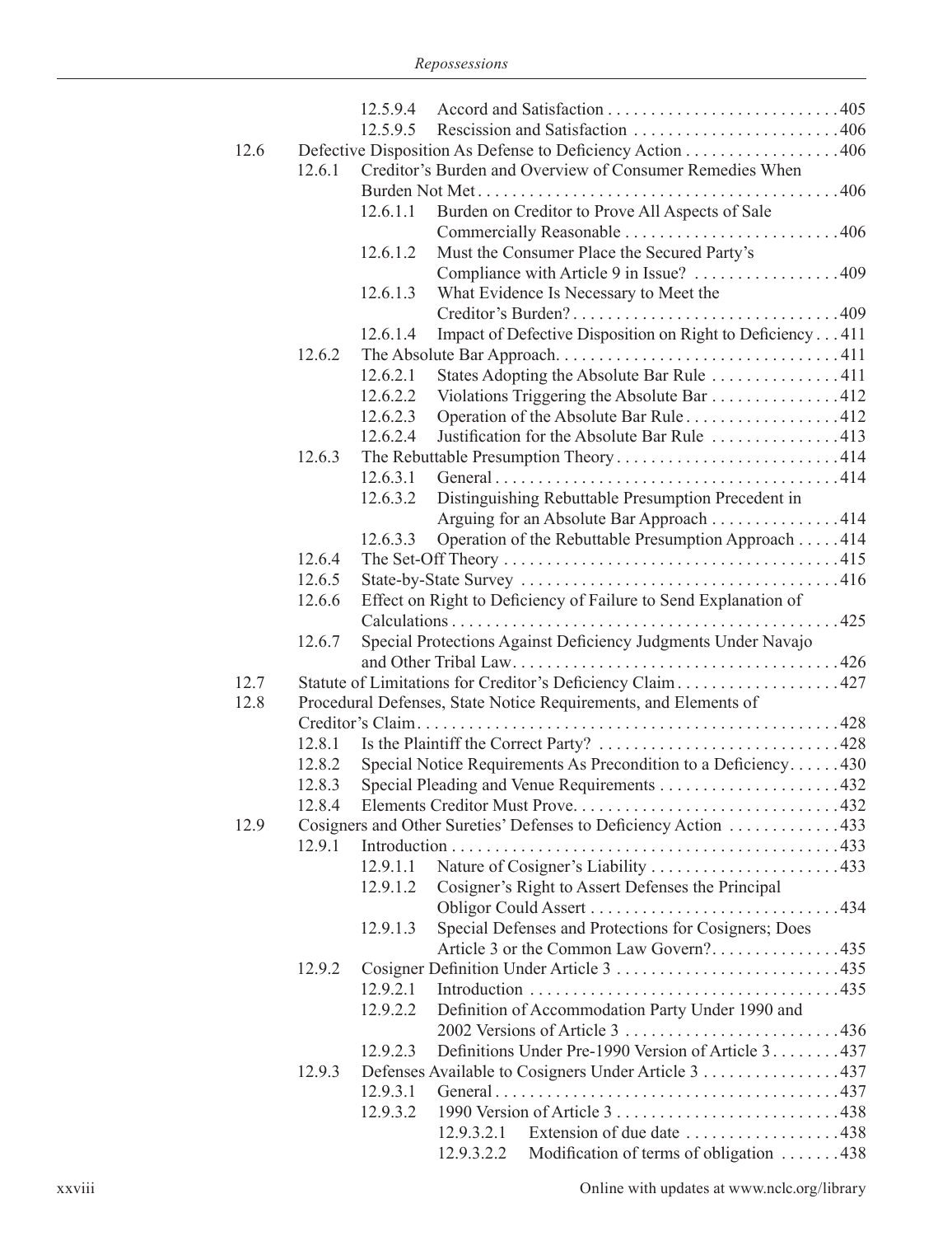12.5.9.4 Accord and Satisfaction . . . . . . . . . . . . . . . . . . . . . . . . . . . 405
12.5.9.5 Rescission and Satisfaction . . . . . . . . . . . . . . . . . . . . . . . . 406

12.6 Defective Disposition As Defense to Deficiency Action . . . . . . . . . . . . . . . . . . 406

12.6.1 Creditor's Burden and Overview of Consumer Remedies When Burden Not Met . . . . . . . . . . . . . . . . . . . . . . . . . . . . . . . . . . . . . . . . . . . 406

12.6.1.1 Burden on Creditor to Prove All Aspects of Sale Commercially Reasonable . . . . . . . . . . . . . . . . . . . . . . . . . 406
12.6.1.2 Must the Consumer Place the Secured Party's Compliance with Article 9 in Issue? . . . . . . . . . . . . . . . . . 409
12.6.1.3 What Evidence Is Necessary to Meet the Creditor's Burden? . . . . . . . . . . . . . . . . . . . . . . . . . . . . . . . 409
12.6.1.4 Impact of Defective Disposition on Right to Deficiency . . . 411

12.6.2 The Absolute Bar Approach. . . . . . . . . . . . . . . . . . . . . . . . . . . . . . . . . 411

12.6.2.1 States Adopting the Absolute Bar Rule . . . . . . . . . . . . . . . 411
12.6.2.2 Violations Triggering the Absolute Bar . . . . . . . . . . . . . . . 412
12.6.2.3 Operation of the Absolute Bar Rule . . . . . . . . . . . . . . . . . . 412
12.6.2.4 Justification for the Absolute Bar Rule . . . . . . . . . . . . . . . 413

12.6.3 The Rebuttable Presumption Theory . . . . . . . . . . . . . . . . . . . . . . . . . . 414

12.6.3.1 General . . . . . . . . . . . . . . . . . . . . . . . . . . . . . . . . . . . . . . . . 414
12.6.3.2 Distinguishing Rebuttable Presumption Precedent in Arguing for an Absolute Bar Approach . . . . . . . . . . . . . . . 414
12.6.3.3 Operation of the Rebuttable Presumption Approach . . . . . 414

12.6.4 The Set-Off Theory . . . . . . . . . . . . . . . . . . . . . . . . . . . . . . . . . . . . . . . 415
12.6.5 State-by-State Survey . . . . . . . . . . . . . . . . . . . . . . . . . . . . . . . . . . . . . 416
12.6.6 Effect on Right to Deficiency of Failure to Send Explanation of Calculations . . . . . . . . . . . . . . . . . . . . . . . . . . . . . . . . . . . . . . . . . . . . . 425
12.6.7 Special Protections Against Deficiency Judgments Under Navajo and Other Tribal Law. . . . . . . . . . . . . . . . . . . . . . . . . . . . . . . . . . . . . . 426

12.7 Statute of Limitations for Creditor's Deficiency Claim . . . . . . . . . . . . . . . . . . . 427

12.8 Procedural Defenses, State Notice Requirements, and Elements of Creditor's Claim. . . . . . . . . . . . . . . . . . . . . . . . . . . . . . . . . . . . . . . . . . . . . . . . . 428

12.8.1 Is the Plaintiff the Correct Party? . . . . . . . . . . . . . . . . . . . . . . . . . . . 428
12.8.2 Special Notice Requirements As Precondition to a Deficiency. . . . . . 430
12.8.3 Special Pleading and Venue Requirements . . . . . . . . . . . . . . . . . . . . . 432
12.8.4 Elements Creditor Must Prove. . . . . . . . . . . . . . . . . . . . . . . . . . . . . . . 432

12.9 Cosigners and Other Sureties' Defenses to Deficiency Action . . . . . . . . . . . . . 433

12.9.1 Introduction . . . . . . . . . . . . . . . . . . . . . . . . . . . . . . . . . . . . . . . . . . . . . 433

12.9.1.1 Nature of Cosigner's Liability . . . . . . . . . . . . . . . . . . . . . . 433
12.9.1.2 Cosigner's Right to Assert Defenses the Principal Obligor Could Assert . . . . . . . . . . . . . . . . . . . . . . . . . . . . . 434
12.9.1.3 Special Defenses and Protections for Cosigners; Does Article 3 or the Common Law Govern?. . . . . . . . . . . . . . . 435

12.9.2 Cosigner Definition Under Article 3 . . . . . . . . . . . . . . . . . . . . . . . . . . 435

12.9.2.1 Introduction . . . . . . . . . . . . . . . . . . . . . . . . . . . . . . . . . . . . 435
12.9.2.2 Definition of Accommodation Party Under 1990 and 2002 Versions of Article 3 . . . . . . . . . . . . . . . . . . . . . . . . . 436
12.9.2.3 Definitions Under Pre-1990 Version of Article 3 . . . . . . . . 437

12.9.3 Defenses Available to Cosigners Under Article 3 . . . . . . . . . . . . . . . . 437

12.9.3.1 General . . . . . . . . . . . . . . . . . . . . . . . . . . . . . . . . . . . . . . . . 437
12.9.3.2 1990 Version of Article 3 . . . . . . . . . . . . . . . . . . . . . . . . . . 438

12.9.3.2.1 Extension of due date . . . . . . . . . . . . . . . . . . 438
12.9.3.2.2 Modification of terms of obligation . . . . . . . 438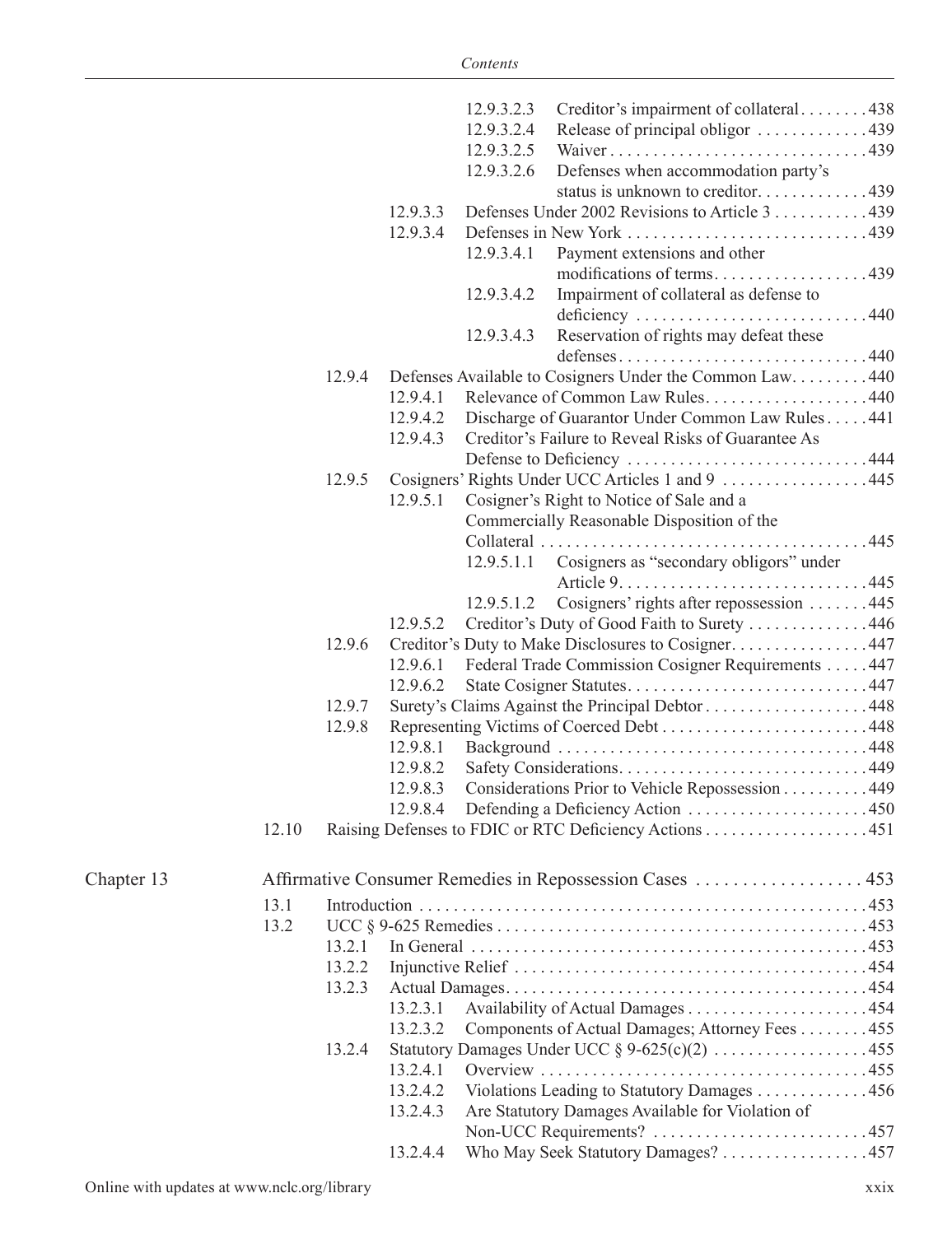12.9.3.2.3 Creditor's impairment of collateral . . . . . . . . 438
12.9.3.2.4 Release of principal obligor . . . . . . . . . . . . . 439
12.9.3.2.5 Waiver . . . . . . . . . . . . . . . . . . . . . . . . . . . . . . 439
12.9.3.2.6 Defenses when accommodation party's status is unknown to creditor. . . . . . . . . . . . . 439
12.9.3.3 Defenses Under 2002 Revisions to Article 3 . . . . . . . . . . . 439
12.9.3.4 Defenses in New York . . . . . . . . . . . . . . . . . . . . . . . . . . . 439
12.9.3.4.1 Payment extensions and other modifications of terms. . . . . . . . . . . . . . . . . . 439
12.9.3.4.2 Impairment of collateral as defense to deficiency . . . . . . . . . . . . . . . . . . . . . . . . . . . 440
12.9.3.4.3 Reservation of rights may defeat these defenses. . . . . . . . . . . . . . . . . . . . . . . . . . . . . 440

12.9.4 Defenses Available to Cosigners Under the Common Law. . . . . . . . . 440
12.9.4.1 Relevance of Common Law Rules. . . . . . . . . . . . . . . . . . . 440
12.9.4.2 Discharge of Guarantor Under Common Law Rules . . . . . 441
12.9.4.3 Creditor's Failure to Reveal Risks of Guarantee As Defense to Deficiency . . . . . . . . . . . . . . . . . . . . . . . . . . . 444

12.9.5 Cosigners' Rights Under UCC Articles 1 and 9 . . . . . . . . . . . . . . . . . 445
12.9.5.1 Cosigner's Right to Notice of Sale and a Commercially Reasonable Disposition of the Collateral . . . . . . . . . . . . . . . . . . . . . . . . . . . . . . . . . . . . . 445
12.9.5.1.1 Cosigners as "secondary obligors" under Article 9. . . . . . . . . . . . . . . . . . . . . . . . . . . . 445
12.9.5.1.2 Cosigners' rights after repossession . . . . . . . 445
12.9.5.2 Creditor's Duty of Good Faith to Surety . . . . . . . . . . . . . 446

12.9.6 Creditor's Duty to Make Disclosures to Cosigner. . . . . . . . . . . . . . . . 447
12.9.6.1 Federal Trade Commission Cosigner Requirements . . . . . 447
12.9.6.2 State Cosigner Statutes. . . . . . . . . . . . . . . . . . . . . . . . . . . 447

12.9.7 Surety's Claims Against the Principal Debtor . . . . . . . . . . . . . . . . . . . 448

12.9.8 Representing Victims of Coerced Debt . . . . . . . . . . . . . . . . . . . . . . . . 448
12.9.8.1 Background . . . . . . . . . . . . . . . . . . . . . . . . . . . . . . . . . . . 448
12.9.8.2 Safety Considerations. . . . . . . . . . . . . . . . . . . . . . . . . . . . 449
12.9.8.3 Considerations Prior to Vehicle Repossession . . . . . . . . . . 449
12.9.8.4 Defending a Deficiency Action . . . . . . . . . . . . . . . . . . . . . 450

12.10 Raising Defenses to FDIC or RTC Deficiency Actions . . . . . . . . . . . . . . . . . . . 451

## Chapter 13 Affirmative Consumer Remedies in Repossession Cases . . . . . . . . . . . . . . . . . . 453

13.1 Introduction . . . . . . . . . . . . . . . . . . . . . . . . . . . . . . . . . . . . . . . . . . . . . . . . . . . . 453

13.2 UCC § 9-625 Remedies . . . . . . . . . . . . . . . . . . . . . . . . . . . . . . . . . . . . . . . . . . . 453
13.2.1 In General . . . . . . . . . . . . . . . . . . . . . . . . . . . . . . . . . . . . . . . . . . . . . . 453
13.2.2 Injunctive Relief . . . . . . . . . . . . . . . . . . . . . . . . . . . . . . . . . . . . . . . . . 454
13.2.3 Actual Damages. . . . . . . . . . . . . . . . . . . . . . . . . . . . . . . . . . . . . . . . . . 454
13.2.3.1 Availability of Actual Damages . . . . . . . . . . . . . . . . . . . . . 454
13.2.3.2 Components of Actual Damages; Attorney Fees . . . . . . . . 455
13.2.4 Statutory Damages Under UCC § 9-625(c)(2) . . . . . . . . . . . . . . . . . . 455
13.2.4.1 Overview . . . . . . . . . . . . . . . . . . . . . . . . . . . . . . . . . . . . . . 455
13.2.4.2 Violations Leading to Statutory Damages . . . . . . . . . . . . . 456
13.2.4.3 Are Statutory Damages Available for Violation of Non-UCC Requirements? . . . . . . . . . . . . . . . . . . . . . . . . . 457
13.2.4.4 Who May Seek Statutory Damages? . . . . . . . . . . . . . . . . . 457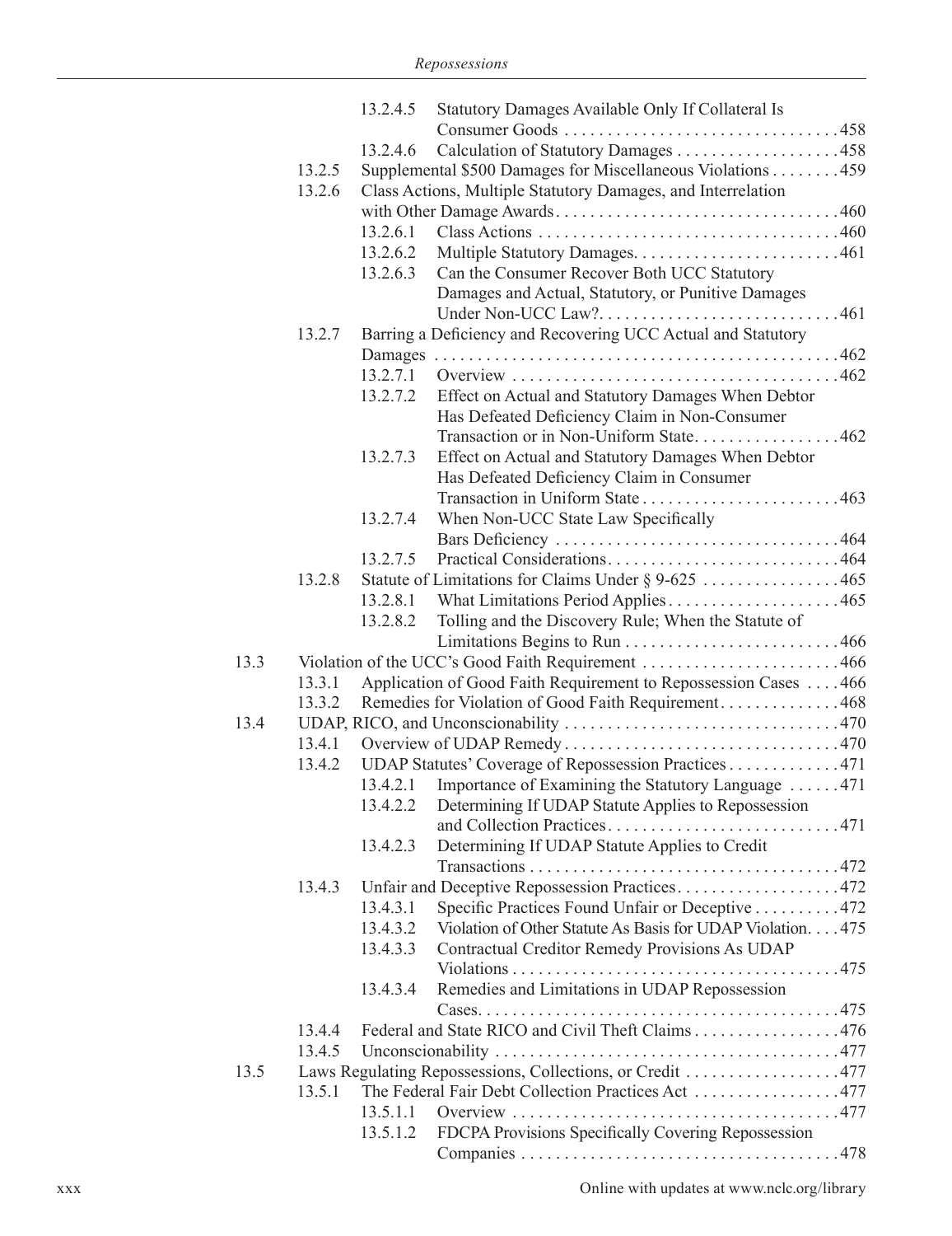13.2.4.5 Statutory Damages Available Only If Collateral Is Consumer Goods . . . . . . . . . . . . . . . . . . . . . . . . . . . . . . . 458

13.2.4.6 Calculation of Statutory Damages . . . . . . . . . . . . . . . . . . 458

13.2.5 Supplemental $500 Damages for Miscellaneous Violations . . . . . . . . 459

13.2.6 Class Actions, Multiple Statutory Damages, and Interrelation with Other Damage Awards. . . . . . . . . . . . . . . . . . . . . . . . . . . . . . . . . 460

13.2.6.1 Class Actions . . . . . . . . . . . . . . . . . . . . . . . . . . . . . . . . . . 460

13.2.6.2 Multiple Statutory Damages. . . . . . . . . . . . . . . . . . . . . . . . 461

13.2.6.3 Can the Consumer Recover Both UCC Statutory Damages and Actual, Statutory, or Punitive Damages Under Non-UCC Law?. . . . . . . . . . . . . . . . . . . . . . . . . . . . 461

13.2.7 Barring a Deficiency and Recovering UCC Actual and Statutory Damages . . . . . . . . . . . . . . . . . . . . . . . . . . . . . . . . . . . . . . . . . . . . . . 462

13.2.7.1 Overview . . . . . . . . . . . . . . . . . . . . . . . . . . . . . . . . . . . . . 462

13.2.7.2 Effect on Actual and Statutory Damages When Debtor Has Defeated Deficiency Claim in Non-Consumer Transaction or in Non-Uniform State. . . . . . . . . . . . . . . . . 462

13.2.7.3 Effect on Actual and Statutory Damages When Debtor Has Defeated Deficiency Claim in Consumer Transaction in Uniform State . . . . . . . . . . . . . . . . . . . . . . . 463

13.2.7.4 When Non-UCC State Law Specifically Bars Deficiency . . . . . . . . . . . . . . . . . . . . . . . . . . . . . . . . 464

13.2.7.5 Practical Considerations. . . . . . . . . . . . . . . . . . . . . . . . . . . 464

13.2.8 Statute of Limitations for Claims Under § 9-625 . . . . . . . . . . . . . . . . 465

13.2.8.1 What Limitations Period Applies . . . . . . . . . . . . . . . . . . . . 465

13.2.8.2 Tolling and the Discovery Rule; When the Statute of Limitations Begins to Run . . . . . . . . . . . . . . . . . . . . . . . . . 466

13.3 Violation of the UCC's Good Faith Requirement . . . . . . . . . . . . . . . . . . . . . . . 466

13.3.1 Application of Good Faith Requirement to Repossession Cases . . . . 466

13.3.2 Remedies for Violation of Good Faith Requirement. . . . . . . . . . . . . . 468

13.4 UDAP, RICO, and Unconscionability . . . . . . . . . . . . . . . . . . . . . . . . . . . . . . . . 470

13.4.1 Overview of UDAP Remedy . . . . . . . . . . . . . . . . . . . . . . . . . . . . . . . . 470

13.4.2 UDAP Statutes' Coverage of Repossession Practices . . . . . . . . . . . . . 471

13.4.2.1 Importance of Examining the Statutory Language . . . . . . 471

13.4.2.2 Determining If UDAP Statute Applies to Repossession and Collection Practices. . . . . . . . . . . . . . . . . . . . . . . . . . . 471

13.4.2.3 Determining If UDAP Statute Applies to Credit Transactions . . . . . . . . . . . . . . . . . . . . . . . . . . . . . . . . . . . . 472

13.4.3 Unfair and Deceptive Repossession Practices. . . . . . . . . . . . . . . . . . . 472

13.4.3.1 Specific Practices Found Unfair or Deceptive . . . . . . . . . . 472

13.4.3.2 Violation of Other Statute As Basis for UDAP Violation. . . . 475

13.4.3.3 Contractual Creditor Remedy Provisions As UDAP Violations . . . . . . . . . . . . . . . . . . . . . . . . . . . . . . . . . . . . . . 475

13.4.3.4 Remedies and Limitations in UDAP Repossession Cases. . . . . . . . . . . . . . . . . . . . . . . . . . . . . . . . . . . . . . . . . . 475

13.4.4 Federal and State RICO and Civil Theft Claims . . . . . . . . . . . . . . . . . 476

13.4.5 Unconscionability . . . . . . . . . . . . . . . . . . . . . . . . . . . . . . . . . . . . . . . . 477

13.5 Laws Regulating Repossessions, Collections, or Credit . . . . . . . . . . . . . . . . . . 477

13.5.1 The Federal Fair Debt Collection Practices Act . . . . . . . . . . . . . . . . . 477

13.5.1.1 Overview . . . . . . . . . . . . . . . . . . . . . . . . . . . . . . . . . . . . . . 477

13.5.1.2 FDCPA Provisions Specifically Covering Repossession Companies . . . . . . . . . . . . . . . . . . . . . . . . . . . . . . . . . . . . . 478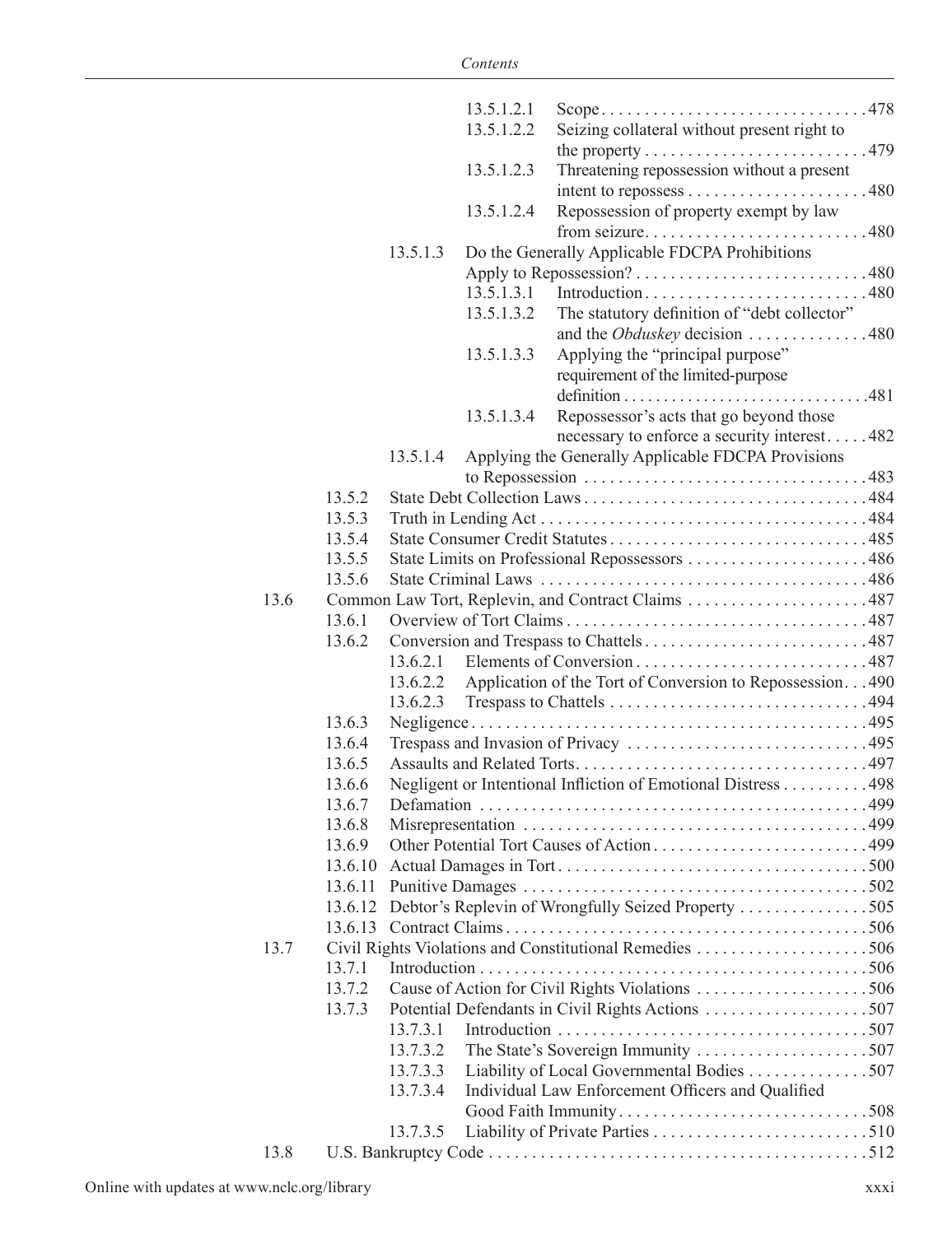13.5.1.2.1 Scope . . . . . . . . . . . . . . . . . . . . . . . . . . . . . . 478
13.5.1.2.2 Seizing collateral without present right to the property . . . . . . . . . . . . . . . . . . . . . . . . . . 479
13.5.1.2.3 Threatening repossession without a present intent to repossess . . . . . . . . . . . . . . . . . . . . . 480
13.5.1.2.4 Repossession of property exempt by law from seizure. . . . . . . . . . . . . . . . . . . . . . . . . . 480

13.5.1.3 Do the Generally Applicable FDCPA Prohibitions Apply to Repossession? . . . . . . . . . . . . . . . . . . . . . . . . . . 480

13.5.1.3.1 Introduction . . . . . . . . . . . . . . . . . . . . . . . . . . 480
13.5.1.3.2 The statutory definition of "debt collector" and the *Obduskey* decision . . . . . . . . . . . . . . 480
13.5.1.3.3 Applying the "principal purpose" requirement of the limited-purpose definition . . . . . . . . . . . . . . . . . . . . . . . . . . . . . . 481
13.5.1.3.4 Repossessor's acts that go beyond those necessary to enforce a security interest . . . . . 482

13.5.1.4 Applying the Generally Applicable FDCPA Provisions to Repossession . . . . . . . . . . . . . . . . . . . . . . . . . . . . . . . . . 483

13.5.2 State Debt Collection Laws . . . . . . . . . . . . . . . . . . . . . . . . . . . . . . . . . 484
13.5.3 Truth in Lending Act . . . . . . . . . . . . . . . . . . . . . . . . . . . . . . . . . . . . . . 484
13.5.4 State Consumer Credit Statutes . . . . . . . . . . . . . . . . . . . . . . . . . . . . . . 485
13.5.5 State Limits on Professional Repossessors . . . . . . . . . . . . . . . . . . . . . 486
13.5.6 State Criminal Laws . . . . . . . . . . . . . . . . . . . . . . . . . . . . . . . . . . . . . . 486

13.6 Common Law Tort, Replevin, and Contract Claims . . . . . . . . . . . . . . . . . . . . . 487

13.6.1 Overview of Tort Claims . . . . . . . . . . . . . . . . . . . . . . . . . . . . . . . . . . . 487
13.6.2 Conversion and Trespass to Chattels . . . . . . . . . . . . . . . . . . . . . . . . . . 487

13.6.2.1 Elements of Conversion . . . . . . . . . . . . . . . . . . . . . . . . . . . 487
13.6.2.2 Application of the Tort of Conversion to Repossession. . . 490
13.6.2.3 Trespass to Chattels . . . . . . . . . . . . . . . . . . . . . . . . . . . . . . 494

13.6.3 Negligence . . . . . . . . . . . . . . . . . . . . . . . . . . . . . . . . . . . . . . . . . . . . . 495
13.6.4 Trespass and Invasion of Privacy . . . . . . . . . . . . . . . . . . . . . . . . . . . . 495
13.6.5 Assaults and Related Torts. . . . . . . . . . . . . . . . . . . . . . . . . . . . . . . . . 497
13.6.6 Negligent or Intentional Infliction of Emotional Distress . . . . . . . . . . 498
13.6.7 Defamation . . . . . . . . . . . . . . . . . . . . . . . . . . . . . . . . . . . . . . . . . . . . 499
13.6.8 Misrepresentation . . . . . . . . . . . . . . . . . . . . . . . . . . . . . . . . . . . . . . . 499
13.6.9 Other Potential Tort Causes of Action . . . . . . . . . . . . . . . . . . . . . . . . 499
13.6.10 Actual Damages in Tort . . . . . . . . . . . . . . . . . . . . . . . . . . . . . . . . . . 500
13.6.11 Punitive Damages . . . . . . . . . . . . . . . . . . . . . . . . . . . . . . . . . . . . . . 502
13.6.12 Debtor's Replevin of Wrongfully Seized Property . . . . . . . . . . . . . . . 505
13.6.13 Contract Claims . . . . . . . . . . . . . . . . . . . . . . . . . . . . . . . . . . . . . . . . 506

13.7 Civil Rights Violations and Constitutional Remedies . . . . . . . . . . . . . . . . . . . . 506

13.7.1 Introduction . . . . . . . . . . . . . . . . . . . . . . . . . . . . . . . . . . . . . . . . . . . . 506
13.7.2 Cause of Action for Civil Rights Violations . . . . . . . . . . . . . . . . . . . . 506
13.7.3 Potential Defendants in Civil Rights Actions . . . . . . . . . . . . . . . . . . . 507

13.7.3.1 Introduction . . . . . . . . . . . . . . . . . . . . . . . . . . . . . . . . . . . . 507
13.7.3.2 The State's Sovereign Immunity . . . . . . . . . . . . . . . . . . . . 507
13.7.3.3 Liability of Local Governmental Bodies . . . . . . . . . . . . . . 507
13.7.3.4 Individual Law Enforcement Officers and Qualified Good Faith Immunity . . . . . . . . . . . . . . . . . . . . . . . . . . . . . 508
13.7.3.5 Liability of Private Parties . . . . . . . . . . . . . . . . . . . . . . . . . 510

13.8 U.S. Bankruptcy Code . . . . . . . . . . . . . . . . . . . . . . . . . . . . . . . . . . . . . . . . . . . 512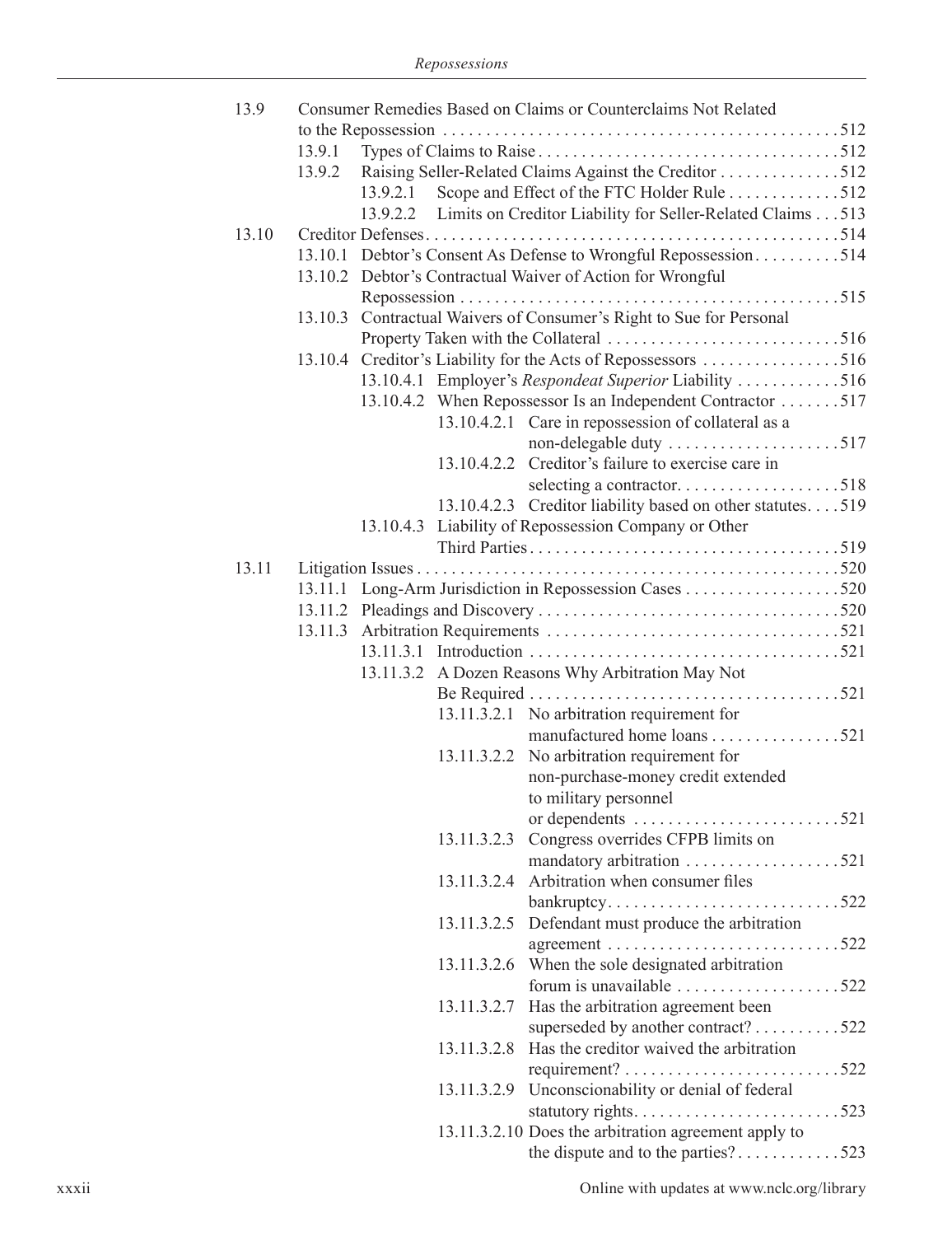13.9 Consumer Remedies Based on Claims or Counterclaims Not Related to the Repossession . . . . . 512

- 13.9.1 Types of Claims to Raise . . . . . 512
- 13.9.2 Raising Seller-Related Claims Against the Creditor . . . . . 512
  - 13.9.2.1 Scope and Effect of the FTC Holder Rule . . . . . 512
  - 13.9.2.2 Limits on Creditor Liability for Seller-Related Claims . . . 513

13.10 Creditor Defenses . . . . . 514

- 13.10.1 Debtor's Consent As Defense to Wrongful Repossession . . . . . 514
- 13.10.2 Debtor's Contractual Waiver of Action for Wrongful Repossession . . . . . 515
- 13.10.3 Contractual Waivers of Consumer's Right to Sue for Personal Property Taken with the Collateral . . . . . 516
- 13.10.4 Creditor's Liability for the Acts of Repossessors . . . . . 516
  - 13.10.4.1 Employer's *Respondeat Superior* Liability . . . . . 516
  - 13.10.4.2 When Repossessor Is an Independent Contractor . . . . . 517
    - 13.10.4.2.1 Care in repossession of collateral as a non-delegable duty . . . . . 517
    - 13.10.4.2.2 Creditor's failure to exercise care in selecting a contractor . . . . . 518
    - 13.10.4.2.3 Creditor liability based on other statutes . . . . 519
  - 13.10.4.3 Liability of Repossession Company or Other Third Parties . . . . . 519

13.11 Litigation Issues . . . . . 520

- 13.11.1 Long-Arm Jurisdiction in Repossession Cases . . . . . 520
- 13.11.2 Pleadings and Discovery . . . . . 520
- 13.11.3 Arbitration Requirements . . . . . 521
  - 13.11.3.1 Introduction . . . . . 521
  - 13.11.3.2 A Dozen Reasons Why Arbitration May Not Be Required . . . . . 521
    - 13.11.3.2.1 No arbitration requirement for manufactured home loans . . . . . 521
    - 13.11.3.2.2 No arbitration requirement for non-purchase-money credit extended to military personnel or dependents . . . . . 521
    - 13.11.3.2.3 Congress overrides CFPB limits on mandatory arbitration . . . . . 521
    - 13.11.3.2.4 Arbitration when consumer files bankruptcy . . . . . 522
    - 13.11.3.2.5 Defendant must produce the arbitration agreement . . . . . 522
    - 13.11.3.2.6 When the sole designated arbitration forum is unavailable . . . . . 522
    - 13.11.3.2.7 Has the arbitration agreement been superseded by another contract? . . . . . 522
    - 13.11.3.2.8 Has the creditor waived the arbitration requirement? . . . . . 522
    - 13.11.3.2.9 Unconscionability or denial of federal statutory rights . . . . . 523
    - 13.11.3.2.10 Does the arbitration agreement apply to the dispute and to the parties? . . . . . 523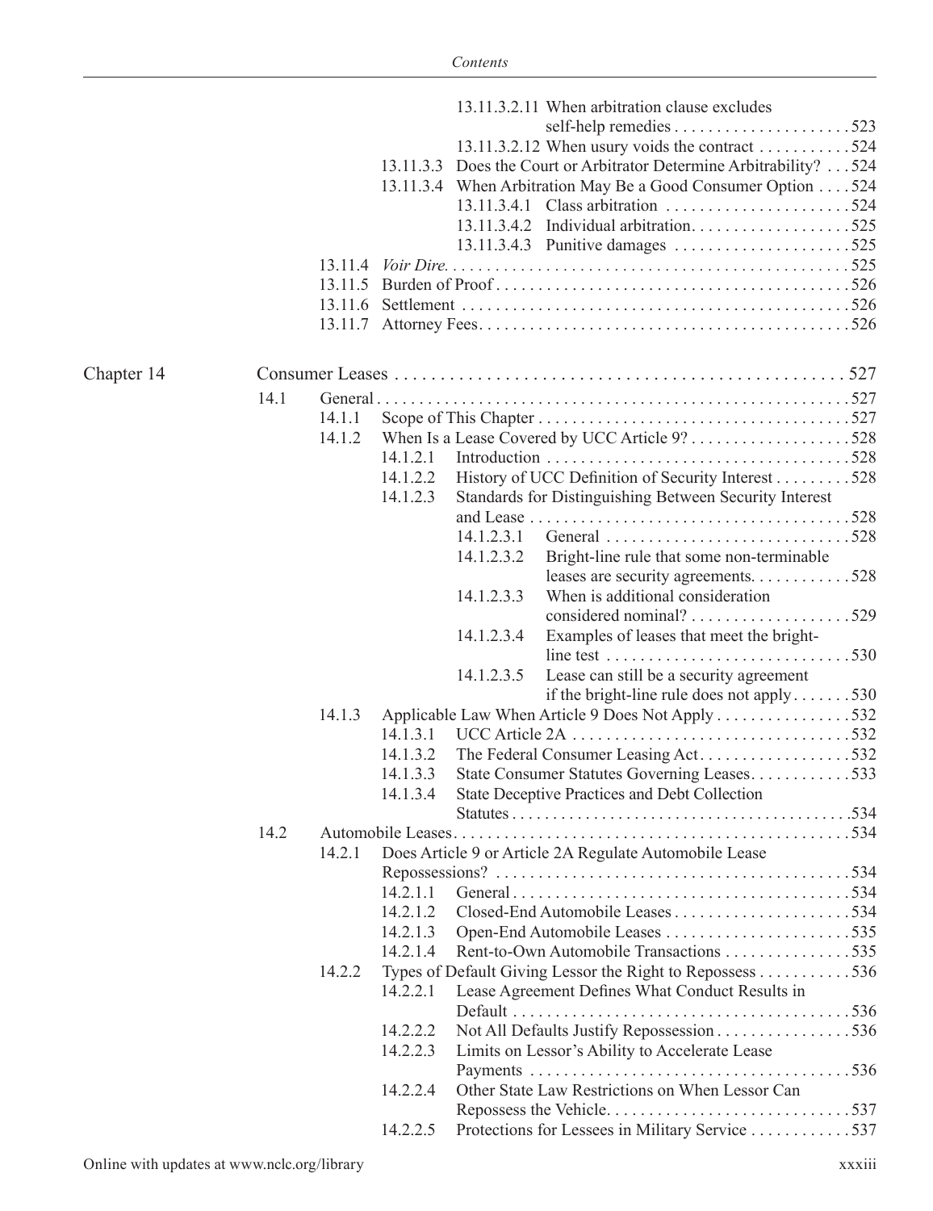13.11.3.2.11 When arbitration clause excludes self-help remedies . . . . . . . . . . . . . . . . . . . . . 523
13.11.3.2.12 When usury voids the contract . . . . . . . . . . . 524
13.11.3.3 Does the Court or Arbitrator Determine Arbitrability? . . . 524
13.11.3.4 When Arbitration May Be a Good Consumer Option . . . . 524
13.11.3.4.1 Class arbitration . . . . . . . . . . . . . . . . . . . . . . 524
13.11.3.4.2 Individual arbitration. . . . . . . . . . . . . . . . . . . 525
13.11.3.4.3 Punitive damages . . . . . . . . . . . . . . . . . . . . . 525
13.11.4 *Voir Dire*. . . . . . . . . . . . . . . . . . . . . . . . . . . . . . . . . . . . . . . . . . . . . . . 525
13.11.5 Burden of Proof . . . . . . . . . . . . . . . . . . . . . . . . . . . . . . . . . . . . . . . . . 526
13.11.6 Settlement . . . . . . . . . . . . . . . . . . . . . . . . . . . . . . . . . . . . . . . . . . . . . 526
13.11.7 Attorney Fees. . . . . . . . . . . . . . . . . . . . . . . . . . . . . . . . . . . . . . . . . . . 526

Chapter 14 Consumer Leases . . . . . . . . . . . . . . . . . . . . . . . . . . . . . . . . . . . . . . . . . . . . . . . . 527

14.1 General . . . . . . . . . . . . . . . . . . . . . . . . . . . . . . . . . . . . . . . . . . . . . . . . . . . . 527
14.1.1 Scope of This Chapter . . . . . . . . . . . . . . . . . . . . . . . . . . . . . . . . . . . . . 527
14.1.2 When Is a Lease Covered by UCC Article 9? . . . . . . . . . . . . . . . . . . . 528
14.1.2.1 Introduction . . . . . . . . . . . . . . . . . . . . . . . . . . . . . . . . . . . . 528
14.1.2.2 History of UCC Definition of Security Interest . . . . . . . . . 528
14.1.2.3 Standards for Distinguishing Between Security Interest and Lease . . . . . . . . . . . . . . . . . . . . . . . . . . . . . . . . . . . . . . 528
14.1.2.3.1 General . . . . . . . . . . . . . . . . . . . . . . . . . . . . . 528
14.1.2.3.2 Bright-line rule that some non-terminable leases are security agreements. . . . . . . . . . . . 528
14.1.2.3.3 When is additional consideration considered nominal? . . . . . . . . . . . . . . . . . . . 529
14.1.2.3.4 Examples of leases that meet the bright-line test . . . . . . . . . . . . . . . . . . . . . . . . . . . . 530
14.1.2.3.5 Lease can still be a security agreement if the bright-line rule does not apply . . . . . . . 530
14.1.3 Applicable Law When Article 9 Does Not Apply . . . . . . . . . . . . . . . . 532
14.1.3.1 UCC Article 2A . . . . . . . . . . . . . . . . . . . . . . . . . . . . . . . . . 532
14.1.3.2 The Federal Consumer Leasing Act. . . . . . . . . . . . . . . . . . 532
14.1.3.3 State Consumer Statutes Governing Leases. . . . . . . . . . . . 533
14.1.3.4 State Deceptive Practices and Debt Collection Statutes . . . . . . . . . . . . . . . . . . . . . . . . . . . . . . . . . . . . . . . . 534

14.2 Automobile Leases. . . . . . . . . . . . . . . . . . . . . . . . . . . . . . . . . . . . . . . . . . . . . 534
14.2.1 Does Article 9 or Article 2A Regulate Automobile Lease Repossessions? . . . . . . . . . . . . . . . . . . . . . . . . . . . . . . . . . . . . . . . . . . 534
14.2.1.1 General . . . . . . . . . . . . . . . . . . . . . . . . . . . . . . . . . . . . . . . . 534
14.2.1.2 Closed-End Automobile Leases . . . . . . . . . . . . . . . . . . . . . 534
14.2.1.3 Open-End Automobile Leases . . . . . . . . . . . . . . . . . . . . . . 535
14.2.1.4 Rent-to-Own Automobile Transactions . . . . . . . . . . . . . . . 535
14.2.2 Types of Default Giving Lessor the Right to Repossess . . . . . . . . . . . 536
14.2.2.1 Lease Agreement Defines What Conduct Results in Default . . . . . . . . . . . . . . . . . . . . . . . . . . . . . . . . . . . . . . . . 536
14.2.2.2 Not All Defaults Justify Repossession . . . . . . . . . . . . . . . . 536
14.2.2.3 Limits on Lessor's Ability to Accelerate Lease Payments . . . . . . . . . . . . . . . . . . . . . . . . . . . . . . . . . . . . . . . 536
14.2.2.4 Other State Law Restrictions on When Lessor Can Repossess the Vehicle. . . . . . . . . . . . . . . . . . . . . . . . . . . . . 537
14.2.2.5 Protections for Lessees in Military Service . . . . . . . . . . . . 537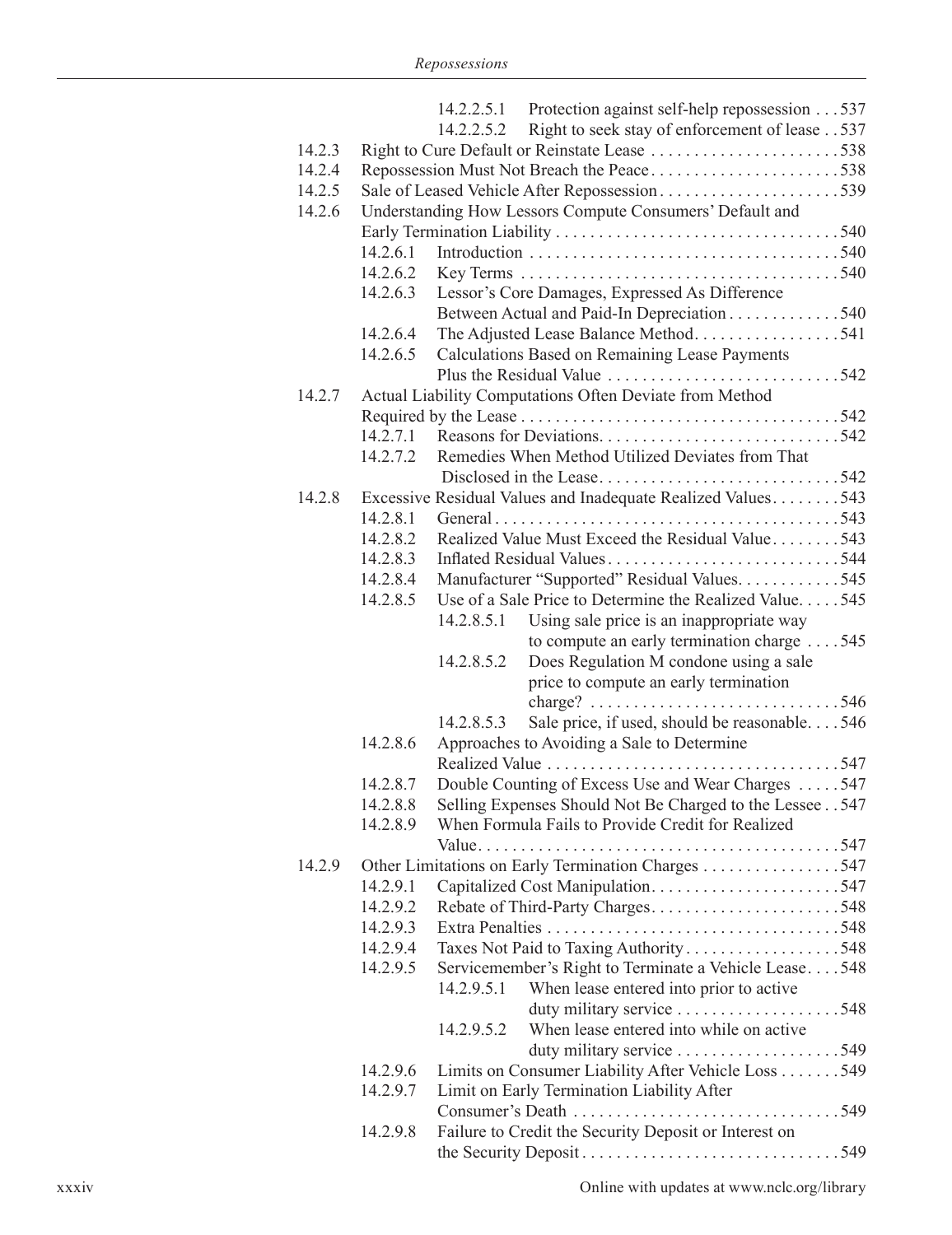14.2.2.5.1 Protection against self-help repossession . . . 537

14.2.2.5.2 Right to seek stay of enforcement of lease . . 537

14.2.3 Right to Cure Default or Reinstate Lease . . . . . . . . . . . . . . . . . . . . . . 538

14.2.4 Repossession Must Not Breach the Peace . . . . . . . . . . . . . . . . . . . . . . 538

14.2.5 Sale of Leased Vehicle After Repossession . . . . . . . . . . . . . . . . . . . . . 539

14.2.6 Understanding How Lessors Compute Consumers' Default and Early Termination Liability . . . . . . . . . . . . . . . . . . . . . . . . . . . . . . . . . 540

14.2.6.1 Introduction . . . . . . . . . . . . . . . . . . . . . . . . . . . . . . . . . . . . 540

14.2.6.2 Key Terms . . . . . . . . . . . . . . . . . . . . . . . . . . . . . . . . . . . . . 540

14.2.6.3 Lessor's Core Damages, Expressed As Difference Between Actual and Paid-In Depreciation . . . . . . . . . . . . . 540

14.2.6.4 The Adjusted Lease Balance Method. . . . . . . . . . . . . . . . . 541

14.2.6.5 Calculations Based on Remaining Lease Payments Plus the Residual Value . . . . . . . . . . . . . . . . . . . . . . . . . . . 542

14.2.7 Actual Liability Computations Often Deviate from Method Required by the Lease . . . . . . . . . . . . . . . . . . . . . . . . . . . . . . . . . . . . . 542

14.2.7.1 Reasons for Deviations. . . . . . . . . . . . . . . . . . . . . . . . . . . . 542

14.2.7.2 Remedies When Method Utilized Deviates from That Disclosed in the Lease. . . . . . . . . . . . . . . . . . . . . . . . . . . . 542

14.2.8 Excessive Residual Values and Inadequate Realized Values. . . . . . . . 543

14.2.8.1 General . . . . . . . . . . . . . . . . . . . . . . . . . . . . . . . . . . . . . . . 543

14.2.8.2 Realized Value Must Exceed the Residual Value. . . . . . . . 543

14.2.8.3 Inflated Residual Values . . . . . . . . . . . . . . . . . . . . . . . . . . . 544

14.2.8.4 Manufacturer "Supported" Residual Values. . . . . . . . . . . . 545

14.2.8.5 Use of a Sale Price to Determine the Realized Value. . . . . 545

14.2.8.5.1 Using sale price is an inappropriate way to compute an early termination charge . . . . 545

14.2.8.5.2 Does Regulation M condone using a sale price to compute an early termination charge? . . . . . . . . . . . . . . . . . . . . . . . . . . . . 546

14.2.8.5.3 Sale price, if used, should be reasonable. . . . 546

14.2.8.6 Approaches to Avoiding a Sale to Determine Realized Value . . . . . . . . . . . . . . . . . . . . . . . . . . . . . . . . . 547

14.2.8.7 Double Counting of Excess Use and Wear Charges . . . . . 547

14.2.8.8 Selling Expenses Should Not Be Charged to the Lessee . . 547

14.2.8.9 When Formula Fails to Provide Credit for Realized Value. . . . . . . . . . . . . . . . . . . . . . . . . . . . . . . . . . . . . . . . . . 547

14.2.9 Other Limitations on Early Termination Charges . . . . . . . . . . . . . . . . 547

14.2.9.1 Capitalized Cost Manipulation. . . . . . . . . . . . . . . . . . . . . . 547

14.2.9.2 Rebate of Third-Party Charges. . . . . . . . . . . . . . . . . . . . . . 548

14.2.9.3 Extra Penalties . . . . . . . . . . . . . . . . . . . . . . . . . . . . . . . . . . 548

14.2.9.4 Taxes Not Paid to Taxing Authority . . . . . . . . . . . . . . . . . . 548

14.2.9.5 Servicemember's Right to Terminate a Vehicle Lease. . . . 548

14.2.9.5.1 When lease entered into prior to active duty military service . . . . . . . . . . . . . . . . . . . 548

14.2.9.5.2 When lease entered into while on active duty military service . . . . . . . . . . . . . . . . . . . 549

14.2.9.6 Limits on Consumer Liability After Vehicle Loss . . . . . . . 549

14.2.9.7 Limit on Early Termination Liability After Consumer's Death . . . . . . . . . . . . . . . . . . . . . . . . . . . . . . . 549

14.2.9.8 Failure to Credit the Security Deposit or Interest on the Security Deposit . . . . . . . . . . . . . . . . . . . . . . . . . . . . . . 549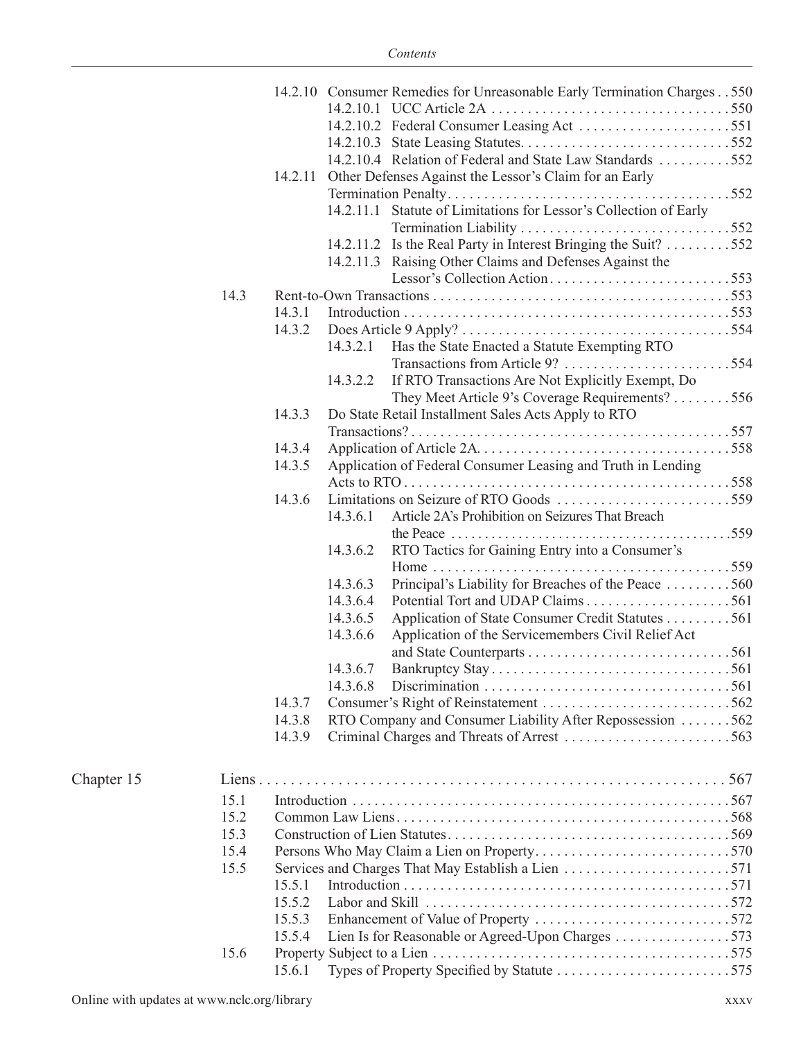14.2.10 Consumer Remedies for Unreasonable Early Termination Charges . . 550
- 14.2.10.1 UCC Article 2A . . . . . . . . . . . . . . . . . . . . . . . . . . . . . . . . .550
- 14.2.10.2 Federal Consumer Leasing Act . . . . . . . . . . . . . . . . . . . . .551
- 14.2.10.3 State Leasing Statutes. . . . . . . . . . . . . . . . . . . . . . . . . . . . .552
- 14.2.10.4 Relation of Federal and State Law Standards . . . . . . . . . .552

14.2.11 Other Defenses Against the Lessor's Claim for an Early Termination Penalty. . . . . . . . . . . . . . . . . . . . . . . . . . . . . . . . . . . . . .552
- 14.2.11.1 Statute of Limitations for Lessor's Collection of Early Termination Liability . . . . . . . . . . . . . . . . . . . . . . . . . . . . .552
- 14.2.11.2 Is the Real Party in Interest Bringing the Suit? . . . . . . . . .552
- 14.2.11.3 Raising Other Claims and Defenses Against the Lessor's Collection Action. . . . . . . . . . . . . . . . . . . . . . . . .553

14.3 Rent-to-Own Transactions . . . . . . . . . . . . . . . . . . . . . . . . . . . . . . . . . . . . . . . . .553
- 14.3.1 Introduction . . . . . . . . . . . . . . . . . . . . . . . . . . . . . . . . . . . . . . . . . . . .553
- 14.3.2 Does Article 9 Apply? . . . . . . . . . . . . . . . . . . . . . . . . . . . . . . . . . . . .554
  - 14.3.2.1 Has the State Enacted a Statute Exempting RTO Transactions from Article 9? . . . . . . . . . . . . . . . . . . . . . . .554
  - 14.3.2.2 If RTO Transactions Are Not Explicitly Exempt, Do They Meet Article 9's Coverage Requirements? . . . . . . . .556
- 14.3.3 Do State Retail Installment Sales Acts Apply to RTO Transactions? . . . . . . . . . . . . . . . . . . . . . . . . . . . . . . . . . . . . . . . . . . . .557
- 14.3.4 Application of Article 2A. . . . . . . . . . . . . . . . . . . . . . . . . . . . . . . . . .558
- 14.3.5 Application of Federal Consumer Leasing and Truth in Lending Acts to RTO . . . . . . . . . . . . . . . . . . . . . . . . . . . . . . . . . . . . . . . . . . . .558
- 14.3.6 Limitations on Seizure of RTO Goods . . . . . . . . . . . . . . . . . . . . . . . .559
  - 14.3.6.1 Article 2A's Prohibition on Seizures That Breach the Peace . . . . . . . . . . . . . . . . . . . . . . . . . . . . . . . . . . . . . . . .559
  - 14.3.6.2 RTO Tactics for Gaining Entry into a Consumer's Home . . . . . . . . . . . . . . . . . . . . . . . . . . . . . . . . . . . . . . . . .559
  - 14.3.6.3 Principal's Liability for Breaches of the Peace . . . . . . . . .560
  - 14.3.6.4 Potential Tort and UDAP Claims . . . . . . . . . . . . . . . . . . . .561
  - 14.3.6.5 Application of State Consumer Credit Statutes . . . . . . . . .561
  - 14.3.6.6 Application of the Servicemembers Civil Relief Act and State Counterparts . . . . . . . . . . . . . . . . . . . . . . . . . . . .561
  - 14.3.6.7 Bankruptcy Stay . . . . . . . . . . . . . . . . . . . . . . . . . . . . . . . . .561
  - 14.3.6.8 Discrimination . . . . . . . . . . . . . . . . . . . . . . . . . . . . . . . . . .561
- 14.3.7 Consumer's Right of Reinstatement . . . . . . . . . . . . . . . . . . . . . . . . . .562
- 14.3.8 RTO Company and Consumer Liability After Repossession . . . . . . .562
- 14.3.9 Criminal Charges and Threats of Arrest . . . . . . . . . . . . . . . . . . . . . . .563

## Chapter 15 Liens . . . . . . . . . . . . . . . . . . . . . . . . . . . . . . . . . . . . . . . . . . . . . . . . . . . . . . . . . . . 567

15.1 Introduction . . . . . . . . . . . . . . . . . . . . . . . . . . . . . . . . . . . . . . . . . . . . . . . . . . .567

15.2 Common Law Liens. . . . . . . . . . . . . . . . . . . . . . . . . . . . . . . . . . . . . . . . . . . . . .568

15.3 Construction of Lien Statutes. . . . . . . . . . . . . . . . . . . . . . . . . . . . . . . . . . . . . . .569

15.4 Persons Who May Claim a Lien on Property. . . . . . . . . . . . . . . . . . . . . . . . . . .570

15.5 Services and Charges That May Establish a Lien . . . . . . . . . . . . . . . . . . . . . . .571
- 15.5.1 Introduction . . . . . . . . . . . . . . . . . . . . . . . . . . . . . . . . . . . . . . . . . . . .571
- 15.5.2 Labor and Skill . . . . . . . . . . . . . . . . . . . . . . . . . . . . . . . . . . . . . . . . .572
- 15.5.3 Enhancement of Value of Property . . . . . . . . . . . . . . . . . . . . . . . . . . .572
- 15.5.4 Lien Is for Reasonable or Agreed-Upon Charges . . . . . . . . . . . . . . . .573

15.6 Property Subject to a Lien . . . . . . . . . . . . . . . . . . . . . . . . . . . . . . . . . . . . . . . . .575
- 15.6.1 Types of Property Specified by Statute . . . . . . . . . . . . . . . . . . . . . . . .575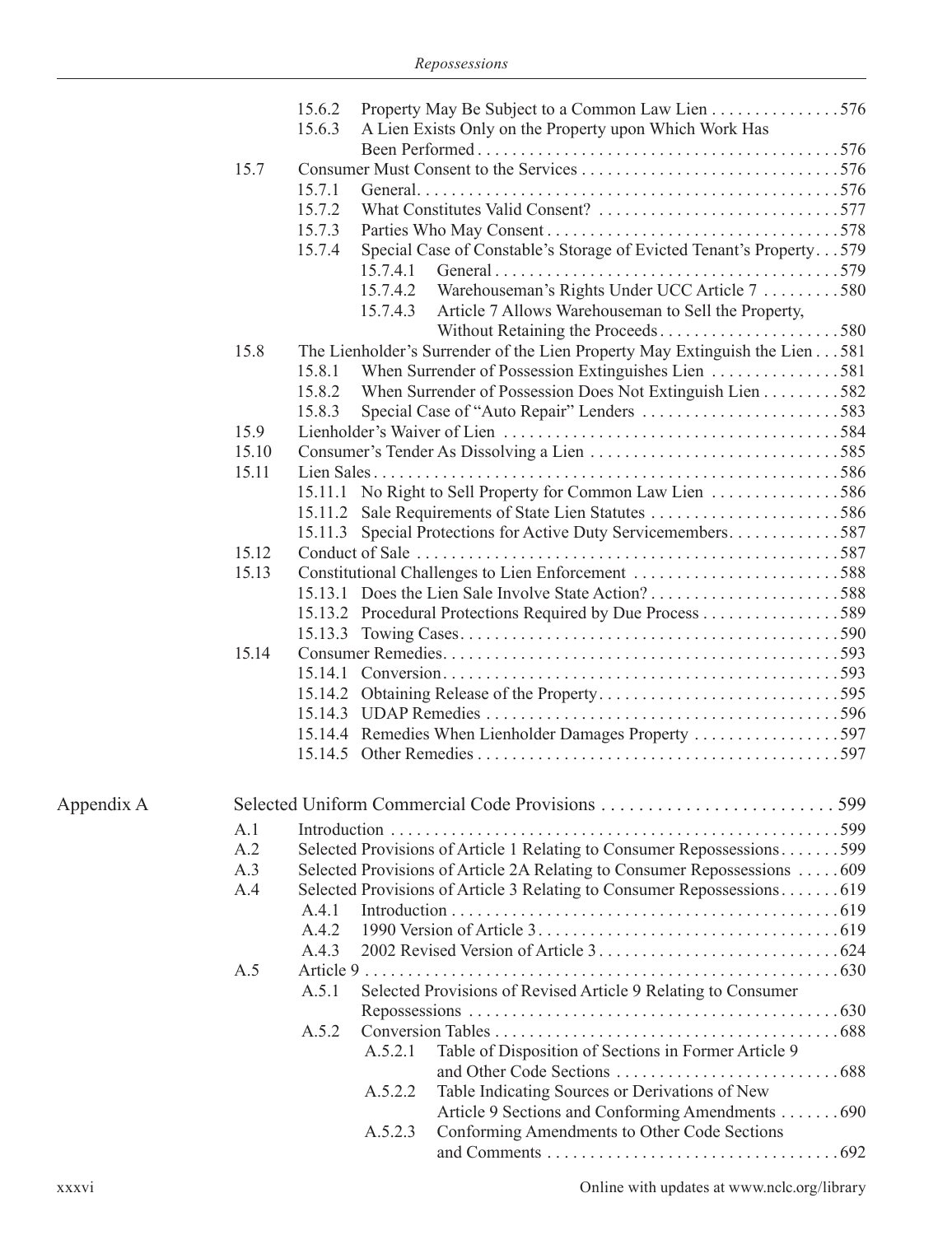15.6.2 Property May Be Subject to a Common Law Lien . . . . . . . . . . . . . . . 576
15.6.3 A Lien Exists Only on the Property upon Which Work Has Been Performed . . . . . . . . . . . . . . . . . . . . . . . . . . . . . . . . . . . . . . . . . 576

15.7 Consumer Must Consent to the Services . . . . . . . . . . . . . . . . . . . . . . . . . . . . . . 576
15.7.1 General. . . . . . . . . . . . . . . . . . . . . . . . . . . . . . . . . . . . . . . . . . . . . . . . . 576
15.7.2 What Constitutes Valid Consent? . . . . . . . . . . . . . . . . . . . . . . . . . . . . 577
15.7.3 Parties Who May Consent . . . . . . . . . . . . . . . . . . . . . . . . . . . . . . . . . . 578
15.7.4 Special Case of Constable's Storage of Evicted Tenant's Property . . . 579
15.7.4.1 General . . . . . . . . . . . . . . . . . . . . . . . . . . . . . . . . . . . . . . . 579
15.7.4.2 Warehouseman's Rights Under UCC Article 7 . . . . . . . . . 580
15.7.4.3 Article 7 Allows Warehouseman to Sell the Property, Without Retaining the Proceeds . . . . . . . . . . . . . . . . . . . . . 580

15.8 The Lienholder's Surrender of the Lien Property May Extinguish the Lien . . . 581
15.8.1 When Surrender of Possession Extinguishes Lien . . . . . . . . . . . . . . . 581
15.8.2 When Surrender of Possession Does Not Extinguish Lien . . . . . . . . . 582
15.8.3 Special Case of "Auto Repair" Lenders . . . . . . . . . . . . . . . . . . . . . . . 583

15.9 Lienholder's Waiver of Lien . . . . . . . . . . . . . . . . . . . . . . . . . . . . . . . . . . . . . . . 584

15.10 Consumer's Tender As Dissolving a Lien . . . . . . . . . . . . . . . . . . . . . . . . . . . . . 585

15.11 Lien Sales . . . . . . . . . . . . . . . . . . . . . . . . . . . . . . . . . . . . . . . . . . . . . . . . . . . . 586
15.11.1 No Right to Sell Property for Common Law Lien . . . . . . . . . . . . . . . 586
15.11.2 Sale Requirements of State Lien Statutes . . . . . . . . . . . . . . . . . . . . . . 586
15.11.3 Special Protections for Active Duty Servicemembers. . . . . . . . . . . . . 587

15.12 Conduct of Sale . . . . . . . . . . . . . . . . . . . . . . . . . . . . . . . . . . . . . . . . . . . . . . . . 587

15.13 Constitutional Challenges to Lien Enforcement . . . . . . . . . . . . . . . . . . . . . . . . 588
15.13.1 Does the Lien Sale Involve State Action? . . . . . . . . . . . . . . . . . . . . . . 588
15.13.2 Procedural Protections Required by Due Process . . . . . . . . . . . . . . . . 589
15.13.3 Towing Cases. . . . . . . . . . . . . . . . . . . . . . . . . . . . . . . . . . . . . . . . . . . . 590

15.14 Consumer Remedies. . . . . . . . . . . . . . . . . . . . . . . . . . . . . . . . . . . . . . . . . . . . . . 593
15.14.1 Conversion. . . . . . . . . . . . . . . . . . . . . . . . . . . . . . . . . . . . . . . . . . . . . . 593
15.14.2 Obtaining Release of the Property. . . . . . . . . . . . . . . . . . . . . . . . . . . . 595
15.14.3 UDAP Remedies . . . . . . . . . . . . . . . . . . . . . . . . . . . . . . . . . . . . . . . . . 596
15.14.4 Remedies When Lienholder Damages Property . . . . . . . . . . . . . . . . . 597
15.14.5 Other Remedies . . . . . . . . . . . . . . . . . . . . . . . . . . . . . . . . . . . . . . . . . . 597

## Appendix A Selected Uniform Commercial Code Provisions . . . . . . . . . . . . . . . . . . . . . . . . . . 599

A.1 Introduction . . . . . . . . . . . . . . . . . . . . . . . . . . . . . . . . . . . . . . . . . . . . . . . . . . . 599

A.2 Selected Provisions of Article 1 Relating to Consumer Repossessions. . . . . . . 599

A.3 Selected Provisions of Article 2A Relating to Consumer Repossessions . . . . . 609

A.4 Selected Provisions of Article 3 Relating to Consumer Repossessions. . . . . . . 619
A.4.1 Introduction . . . . . . . . . . . . . . . . . . . . . . . . . . . . . . . . . . . . . . . . . . . . . 619
A.4.2 1990 Version of Article 3. . . . . . . . . . . . . . . . . . . . . . . . . . . . . . . . . . . 619
A.4.3 2002 Revised Version of Article 3 . . . . . . . . . . . . . . . . . . . . . . . . . . . 624

A.5 Article 9 . . . . . . . . . . . . . . . . . . . . . . . . . . . . . . . . . . . . . . . . . . . . . . . . . . . . . . 630
A.5.1 Selected Provisions of Revised Article 9 Relating to Consumer Repossessions . . . . . . . . . . . . . . . . . . . . . . . . . . . . . . . . . . . . . . . . . . 630
A.5.2 Conversion Tables . . . . . . . . . . . . . . . . . . . . . . . . . . . . . . . . . . . . . . . 688
A.5.2.1 Table of Disposition of Sections in Former Article 9 and Other Code Sections . . . . . . . . . . . . . . . . . . . . . . . . . . 688
A.5.2.2 Table Indicating Sources or Derivations of New Article 9 Sections and Conforming Amendments . . . . . . . 690
A.5.2.3 Conforming Amendments to Other Code Sections and Comments . . . . . . . . . . . . . . . . . . . . . . . . . . . . . . . . . . 692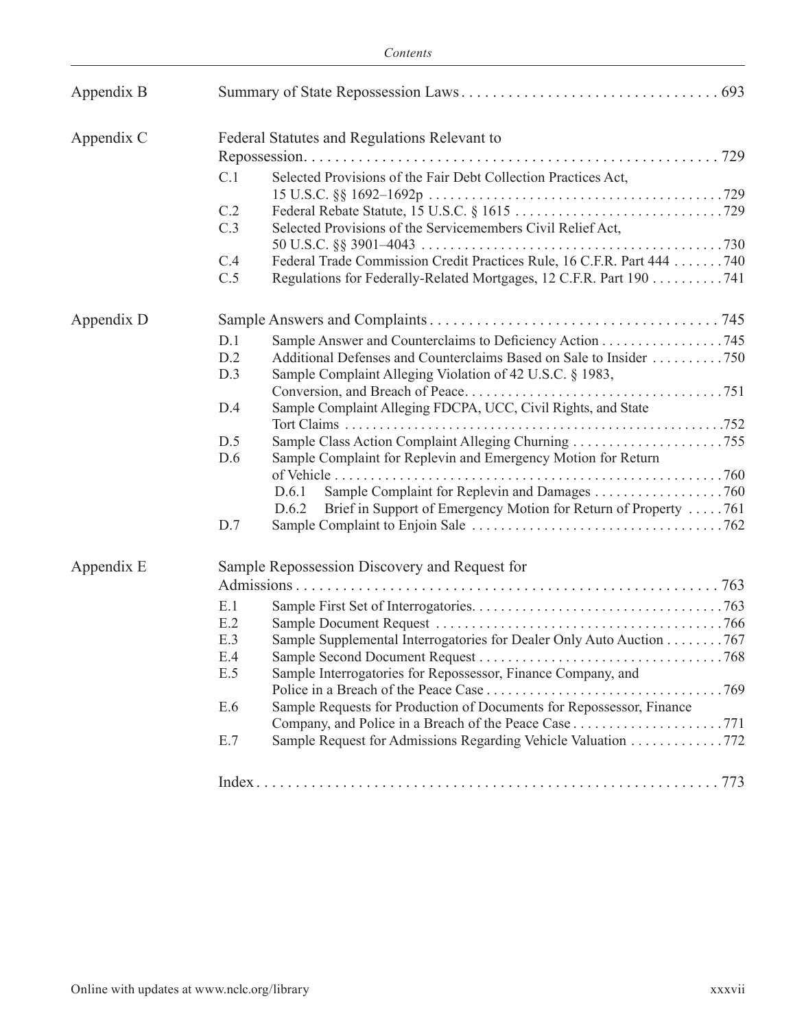Appendix B Summary of State Repossession Laws . . . . . . . . . . . . . . . . . . . . . . . . . . . . . . . . . 693

Appendix C Federal Statutes and Regulations Relevant to Repossession. . . . . . . . . . . . . . . . . . . . . . . . . . . . . . . . . . . . . . . . . . . . . . . . . . . . . . 729

- C.1 Selected Provisions of the Fair Debt Collection Practices Act, 15 U.S.C. §§ 1692–1692p . . . . . . . . . . . . . . . . . . . . . . . . . . . . . . . . . . . . . . . . 729
- C.2 Federal Rebate Statute, 15 U.S.C. § 1615 . . . . . . . . . . . . . . . . . . . . . . . . . . . . 729
- C.3 Selected Provisions of the Servicemembers Civil Relief Act, 50 U.S.C. §§ 3901–4043 . . . . . . . . . . . . . . . . . . . . . . . . . . . . . . . . . . . . . . . . . 730
- C.4 Federal Trade Commission Credit Practices Rule, 16 C.F.R. Part 444 . . . . . . . 740
- C.5 Regulations for Federally-Related Mortgages, 12 C.F.R. Part 190 . . . . . . . . . . 741

Appendix D Sample Answers and Complaints . . . . . . . . . . . . . . . . . . . . . . . . . . . . . . . . . . . . . 745

- D.1 Sample Answer and Counterclaims to Deficiency Action . . . . . . . . . . . . . . . . . 745
- D.2 Additional Defenses and Counterclaims Based on Sale to Insider . . . . . . . . . . 750
- D.3 Sample Complaint Alleging Violation of 42 U.S.C. § 1983, Conversion, and Breach of Peace. . . . . . . . . . . . . . . . . . . . . . . . . . . . . . . . . . . . 751
- D.4 Sample Complaint Alleging FDCPA, UCC, Civil Rights, and State Tort Claims . . . . . . . . . . . . . . . . . . . . . . . . . . . . . . . . . . . . . . . . . . . . . . . . . . . . . 752
- D.5 Sample Class Action Complaint Alleging Churning . . . . . . . . . . . . . . . . . . . . . 755
- D.6 Sample Complaint for Replevin and Emergency Motion for Return of Vehicle . . . . . . . . . . . . . . . . . . . . . . . . . . . . . . . . . . . . . . . . . . . . . . . . . . . . 760
  - D.6.1 Sample Complaint for Replevin and Damages . . . . . . . . . . . . . . . . . . 760
  - D.6.2 Brief in Support of Emergency Motion for Return of Property . . . . . 761
- D.7 Sample Complaint to Enjoin Sale . . . . . . . . . . . . . . . . . . . . . . . . . . . . . . . . . . . 762

Appendix E Sample Repossession Discovery and Request for Admissions . . . . . . . . . . . . . . . . . . . . . . . . . . . . . . . . . . . . . . . . . . . . . . . . . . . . . . 763

- E.1 Sample First Set of Interrogatories. . . . . . . . . . . . . . . . . . . . . . . . . . . . . . . . . . . 763
- E.2 Sample Document Request . . . . . . . . . . . . . . . . . . . . . . . . . . . . . . . . . . . . . . . . 766
- E.3 Sample Supplemental Interrogatories for Dealer Only Auto Auction . . . . . . . . 767
- E.4 Sample Second Document Request . . . . . . . . . . . . . . . . . . . . . . . . . . . . . . . . . . 768
- E.5 Sample Interrogatories for Repossessor, Finance Company, and Police in a Breach of the Peace Case . . . . . . . . . . . . . . . . . . . . . . . . . . . . . . . . . 769
- E.6 Sample Requests for Production of Documents for Repossessor, Finance Company, and Police in a Breach of the Peace Case . . . . . . . . . . . . . . . . . . . . . 771
- E.7 Sample Request for Admissions Regarding Vehicle Valuation . . . . . . . . . . . . . 772

Index . . . . . . . . . . . . . . . . . . . . . . . . . . . . . . . . . . . . . . . . . . . . . . . . . . . . . . . . . . . 773